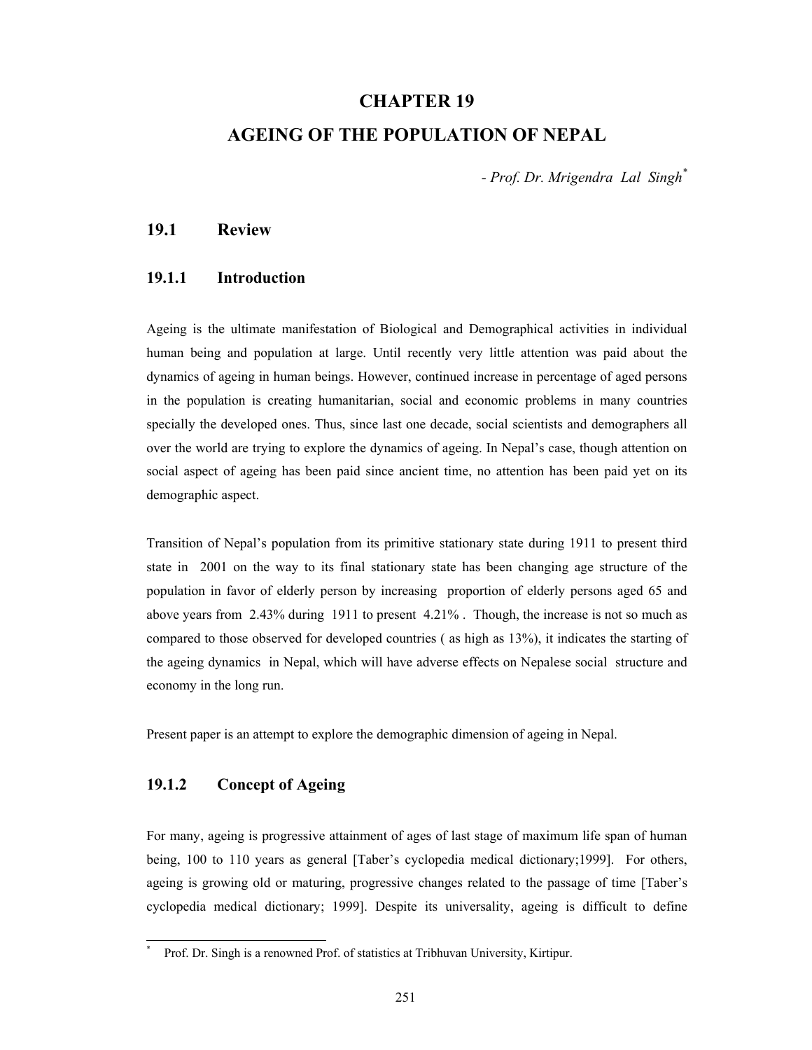# CHAPTER 19

# AGEING OF THE POPULATION OF NEPAL

*- Prof. Dr. Mrigendra Lal Singh*[*]

## 19.1 Review

### 19.1.1 Introduction

Ageing is the ultimate manifestation of Biological and Demographical activities in individual human being and population at large. Until recently very little attention was paid about the dynamics of ageing in human beings. However, continued increase in percentage of aged persons in the population is creating humanitarian, social and economic problems in many countries specially the developed ones. Thus, since last one decade, social scientists and demographers all over the world are trying to explore the dynamics of ageing. In Nepal's case, though attention on social aspect of ageing has been paid since ancient time, no attention has been paid yet on its demographic aspect.

Transition of Nepal's population from its primitive stationary state during 1911 to present third state in 2001 on the way to its final stationary state has been changing age structure of the population in favor of elderly person by increasing proportion of elderly persons aged 65 and above years from 2.43% during 1911 to present 4.21%. Though, the increase is not so much as compared to those observed for developed countries ( as high as 13%), it indicates the starting of the ageing dynamics in Nepal, which will have adverse effects on Nepalese social structure and economy in the long run.

Present paper is an attempt to explore the demographic dimension of ageing in Nepal.

### 19.1.2 Concept of Ageing

For many, ageing is progressive attainment of ages of last stage of maximum life span of human being, 100 to 110 years as general [Taber's cyclopedia medical dictionary;1999]. For others, ageing is growing old or maturing, progressive changes related to the passage of time [Taber's cyclopedia medical dictionary; 1999]. Despite its universality, ageing is difficult to define

---

[*] Prof. Dr. Singh is a renowned Prof. of statistics at Tribhuvan University, Kirtipur.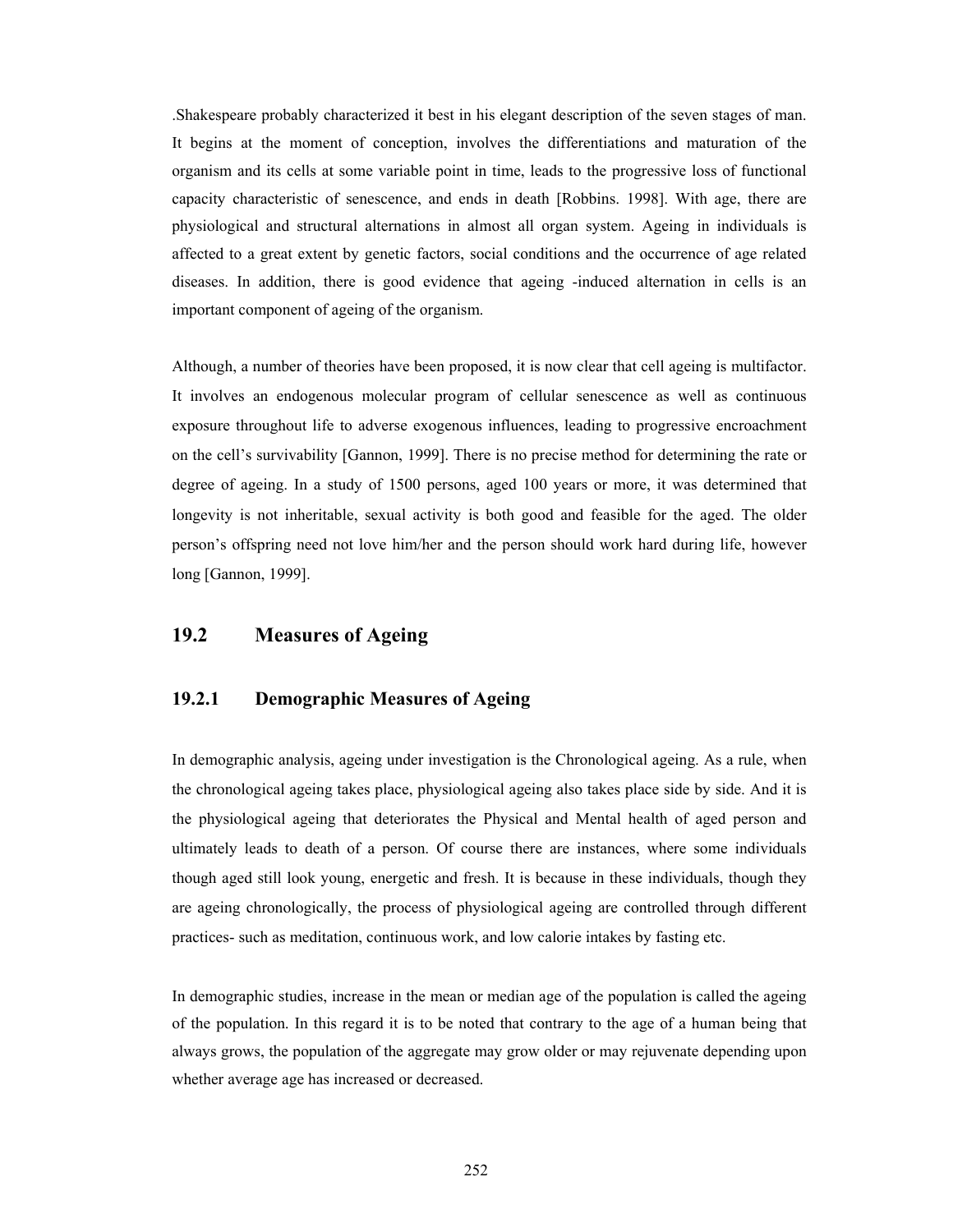.Shakespeare probably characterized it best in his elegant description of the seven stages of man. It begins at the moment of conception, involves the differentiations and maturation of the organism and its cells at some variable point in time, leads to the progressive loss of functional capacity characteristic of senescence, and ends in death [Robbins. 1998]. With age, there are physiological and structural alternations in almost all organ system. Ageing in individuals is affected to a great extent by genetic factors, social conditions and the occurrence of age related diseases. In addition, there is good evidence that ageing -induced alternation in cells is an important component of ageing of the organism.

Although, a number of theories have been proposed, it is now clear that cell ageing is multifactor. It involves an endogenous molecular program of cellular senescence as well as continuous exposure throughout life to adverse exogenous influences, leading to progressive encroachment on the cell's survivability [Gannon, 1999]. There is no precise method for determining the rate or degree of ageing. In a study of 1500 persons, aged 100 years or more, it was determined that longevity is not inheritable, sexual activity is both good and feasible for the aged. The older person's offspring need not love him/her and the person should work hard during life, however long [Gannon, 1999].

## 19.2 Measures of Ageing

### 19.2.1 Demographic Measures of Ageing

In demographic analysis, ageing under investigation is the Chronological ageing. As a rule, when the chronological ageing takes place, physiological ageing also takes place side by side. And it is the physiological ageing that deteriorates the Physical and Mental health of aged person and ultimately leads to death of a person. Of course there are instances, where some individuals though aged still look young, energetic and fresh. It is because in these individuals, though they are ageing chronologically, the process of physiological ageing are controlled through different practices- such as meditation, continuous work, and low calorie intakes by fasting etc.

In demographic studies, increase in the mean or median age of the population is called the ageing of the population. In this regard it is to be noted that contrary to the age of a human being that always grows, the population of the aggregate may grow older or may rejuvenate depending upon whether average age has increased or decreased.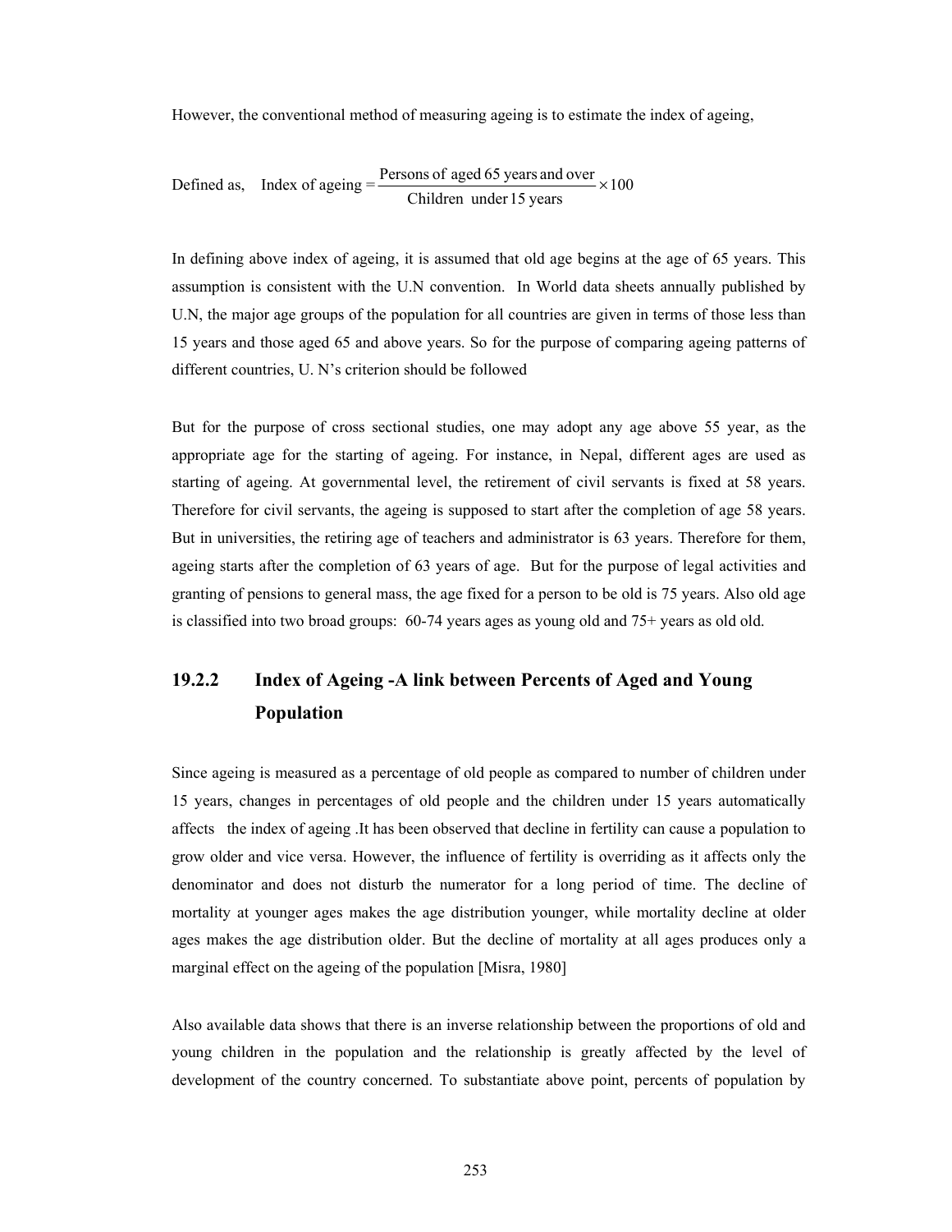However, the conventional method of measuring ageing is to estimate the index of ageing,

Defined as, $$\text{Index of ageing} = \frac{\text{Persons of aged 65 years and over}}{\text{Children under 15 years}} \times 100$$

In defining above index of ageing, it is assumed that old age begins at the age of 65 years. This assumption is consistent with the U.N convention. In World data sheets annually published by U.N, the major age groups of the population for all countries are given in terms of those less than 15 years and those aged 65 and above years. So for the purpose of comparing ageing patterns of different countries, U. N's criterion should be followed

But for the purpose of cross sectional studies, one may adopt any age above 55 year, as the appropriate age for the starting of ageing. For instance, in Nepal, different ages are used as starting of ageing. At governmental level, the retirement of civil servants is fixed at 58 years. Therefore for civil servants, the ageing is supposed to start after the completion of age 58 years. But in universities, the retiring age of teachers and administrator is 63 years. Therefore for them, ageing starts after the completion of 63 years of age. But for the purpose of legal activities and granting of pensions to general mass, the age fixed for a person to be old is 75 years. Also old age is classified into two broad groups: 60-74 years ages as young old and 75+ years as old old.

### 19.2.2 Index of Ageing -A link between Percents of Aged and Young Population

Since ageing is measured as a percentage of old people as compared to number of children under 15 years, changes in percentages of old people and the children under 15 years automatically affects the index of ageing .It has been observed that decline in fertility can cause a population to grow older and vice versa. However, the influence of fertility is overriding as it affects only the denominator and does not disturb the numerator for a long period of time. The decline of mortality at younger ages makes the age distribution younger, while mortality decline at older ages makes the age distribution older. But the decline of mortality at all ages produces only a marginal effect on the ageing of the population [Misra, 1980]

Also available data shows that there is an inverse relationship between the proportions of old and young children in the population and the relationship is greatly affected by the level of development of the country concerned. To substantiate above point, percents of population by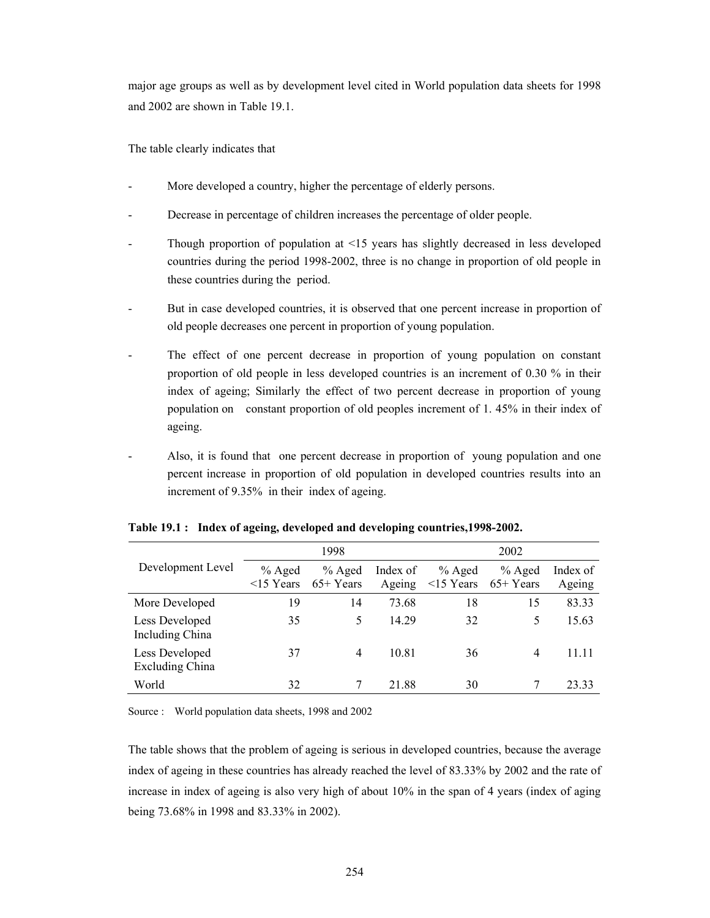major age groups as well as by development level cited in World population data sheets for 1998 and 2002 are shown in Table 19.1.

The table clearly indicates that

- More developed a country, higher the percentage of elderly persons.
- Decrease in percentage of children increases the percentage of older people.
- Though proportion of population at <15 years has slightly decreased in less developed countries during the period 1998-2002, three is no change in proportion of old people in these countries during the period.
- But in case developed countries, it is observed that one percent increase in proportion of old people decreases one percent in proportion of young population.
- The effect of one percent decrease in proportion of young population on constant proportion of old people in less developed countries is an increment of 0.30 % in their index of ageing; Similarly the effect of two percent decrease in proportion of young population on constant proportion of old peoples increment of 1. 45% in their index of ageing.
- Also, it is found that one percent decrease in proportion of young population and one percent increase in proportion of old population in developed countries results into an increment of 9.35% in their index of ageing.

**Table 19.1 : Index of ageing, developed and developing countries,1998-2002.**

| Development Level | 1998 | | | 2002 | | |
|---|---|---|---|---|---|---|
| | % Aged <15 Years | % Aged 65+ Years | Index of Ageing | % Aged <15 Years | % Aged 65+ Years | Index of Ageing |
| More Developed | 19 | 14 | 73.68 | 18 | 15 | 83.33 |
| Less Developed Including China | 35 | 5 | 14.29 | 32 | 5 | 15.63 |
| Less Developed Excluding China | 37 | 4 | 10.81 | 36 | 4 | 11.11 |
| World | 32 | 7 | 21.88 | 30 | 7 | 23.33 |

Source : World population data sheets, 1998 and 2002

The table shows that the problem of ageing is serious in developed countries, because the average index of ageing in these countries has already reached the level of 83.33% by 2002 and the rate of increase in index of ageing is also very high of about 10% in the span of 4 years (index of aging being 73.68% in 1998 and 83.33% in 2002).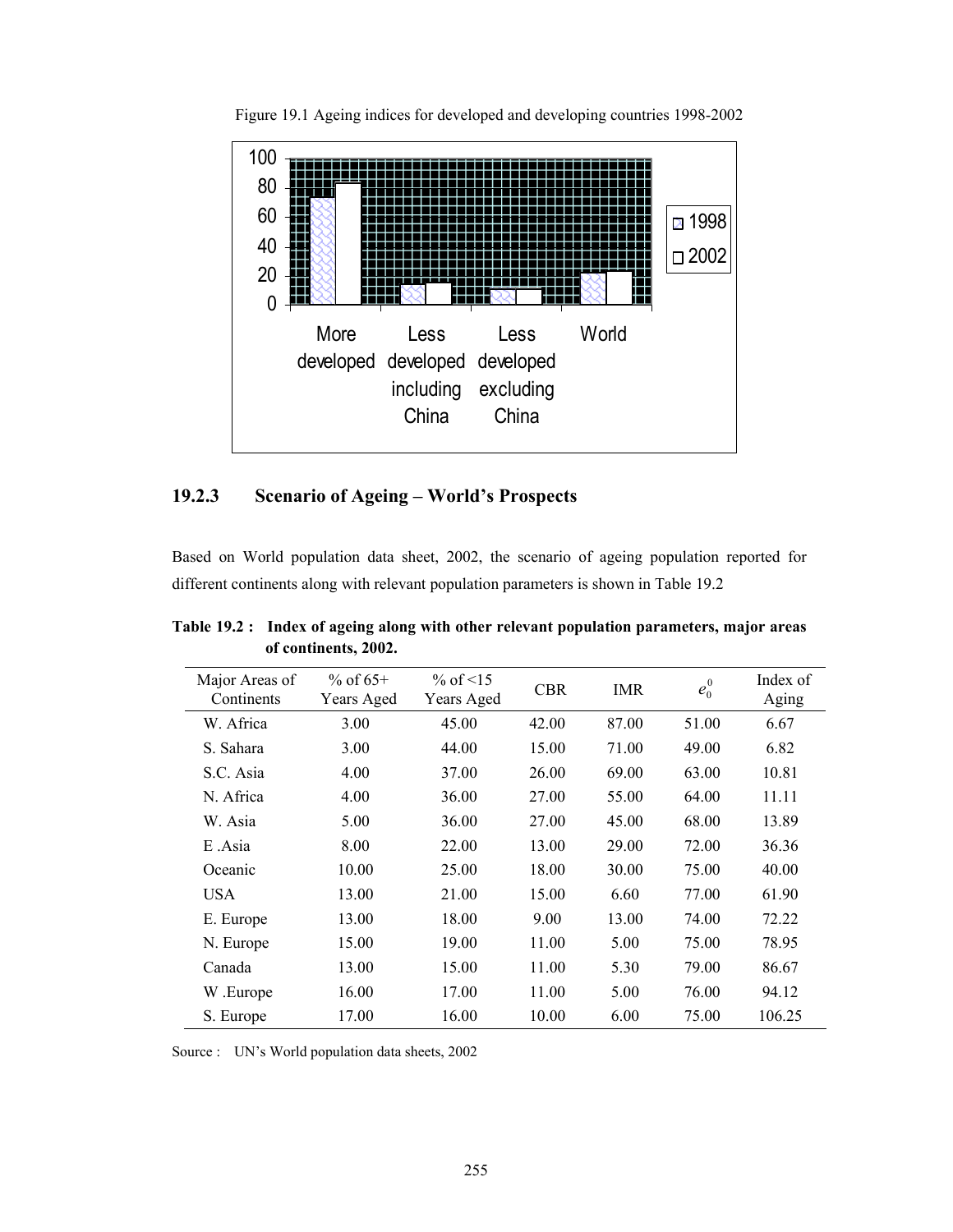Figure 19.1 Ageing indices for developed and developing countries 1998-2002

### 19.2.3 Scenario of Ageing – World's Prospects

Based on World population data sheet, 2002, the scenario of ageing population reported for different continents along with relevant population parameters is shown in Table 19.2

**Table 19.2 : Index of ageing along with other relevant population parameters, major areas of continents, 2002.**

| Major Areas of Continents | % of 65+ Years Aged | % of <15 Years Aged | CBR | IMR | $e_0^0$ | Index of Aging |
|---|---|---|---|---|---|---|
| W. Africa | 3.00 | 45.00 | 42.00 | 87.00 | 51.00 | 6.67 |
| S. Sahara | 3.00 | 44.00 | 15.00 | 71.00 | 49.00 | 6.82 |
| S.C. Asia | 4.00 | 37.00 | 26.00 | 69.00 | 63.00 | 10.81 |
| N. Africa | 4.00 | 36.00 | 27.00 | 55.00 | 64.00 | 11.11 |
| W. Asia | 5.00 | 36.00 | 27.00 | 45.00 | 68.00 | 13.89 |
| E .Asia | 8.00 | 22.00 | 13.00 | 29.00 | 72.00 | 36.36 |
| Oceanic | 10.00 | 25.00 | 18.00 | 30.00 | 75.00 | 40.00 |
| USA | 13.00 | 21.00 | 15.00 | 6.60 | 77.00 | 61.90 |
| E. Europe | 13.00 | 18.00 | 9.00 | 13.00 | 74.00 | 72.22 |
| N. Europe | 15.00 | 19.00 | 11.00 | 5.00 | 75.00 | 78.95 |
| Canada | 13.00 | 15.00 | 11.00 | 5.30 | 79.00 | 86.67 |
| W .Europe | 16.00 | 17.00 | 11.00 | 5.00 | 76.00 | 94.12 |
| S. Europe | 17.00 | 16.00 | 10.00 | 6.00 | 75.00 | 106.25 |

Source : UN's World population data sheets, 2002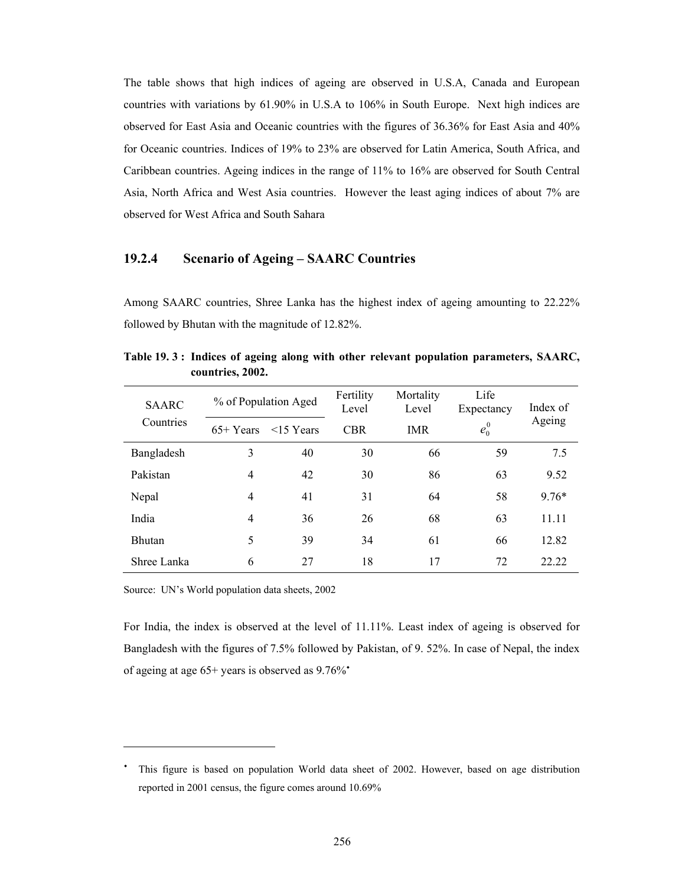The table shows that high indices of ageing are observed in U.S.A, Canada and European countries with variations by 61.90% in U.S.A to 106% in South Europe. Next high indices are observed for East Asia and Oceanic countries with the figures of 36.36% for East Asia and 40% for Oceanic countries. Indices of 19% to 23% are observed for Latin America, South Africa, and Caribbean countries. Ageing indices in the range of 11% to 16% are observed for South Central Asia, North Africa and West Asia countries. However the least aging indices of about 7% are observed for West Africa and South Sahara

### 19.2.4 Scenario of Ageing – SAARC Countries

Among SAARC countries, Shree Lanka has the highest index of ageing amounting to 22.22% followed by Bhutan with the magnitude of 12.82%.

**Table 19. 3 : Indices of ageing along with other relevant population parameters, SAARC, countries, 2002.**

| SAARC Countries | % of Population Aged | | Fertility Level | Mortality Level | Life Expectancy | Index of Ageing |
|---|---|---|---|---|---|---|
| | 65+ Years | <15 Years | CBR | IMR | $e_0^0$ | |
| Bangladesh | 3 | 40 | 30 | 66 | 59 | 7.5 |
| Pakistan | 4 | 42 | 30 | 86 | 63 | 9.52 |
| Nepal | 4 | 41 | 31 | 64 | 58 | 9.76* |
| India | 4 | 36 | 26 | 68 | 63 | 11.11 |
| Bhutan | 5 | 39 | 34 | 61 | 66 | 12.82 |
| Shree Lanka | 6 | 27 | 18 | 17 | 72 | 22.22 |

Source: UN's World population data sheets, 2002

For India, the index is observed at the level of 11.11%. Least index of ageing is observed for Bangladesh with the figures of 7.5% followed by Pakistan, of 9. 52%. In case of Nepal, the index of ageing at age 65+ years is observed as 9.76%*

* This figure is based on population World data sheet of 2002. However, based on age distribution reported in 2001 census, the figure comes around 10.69%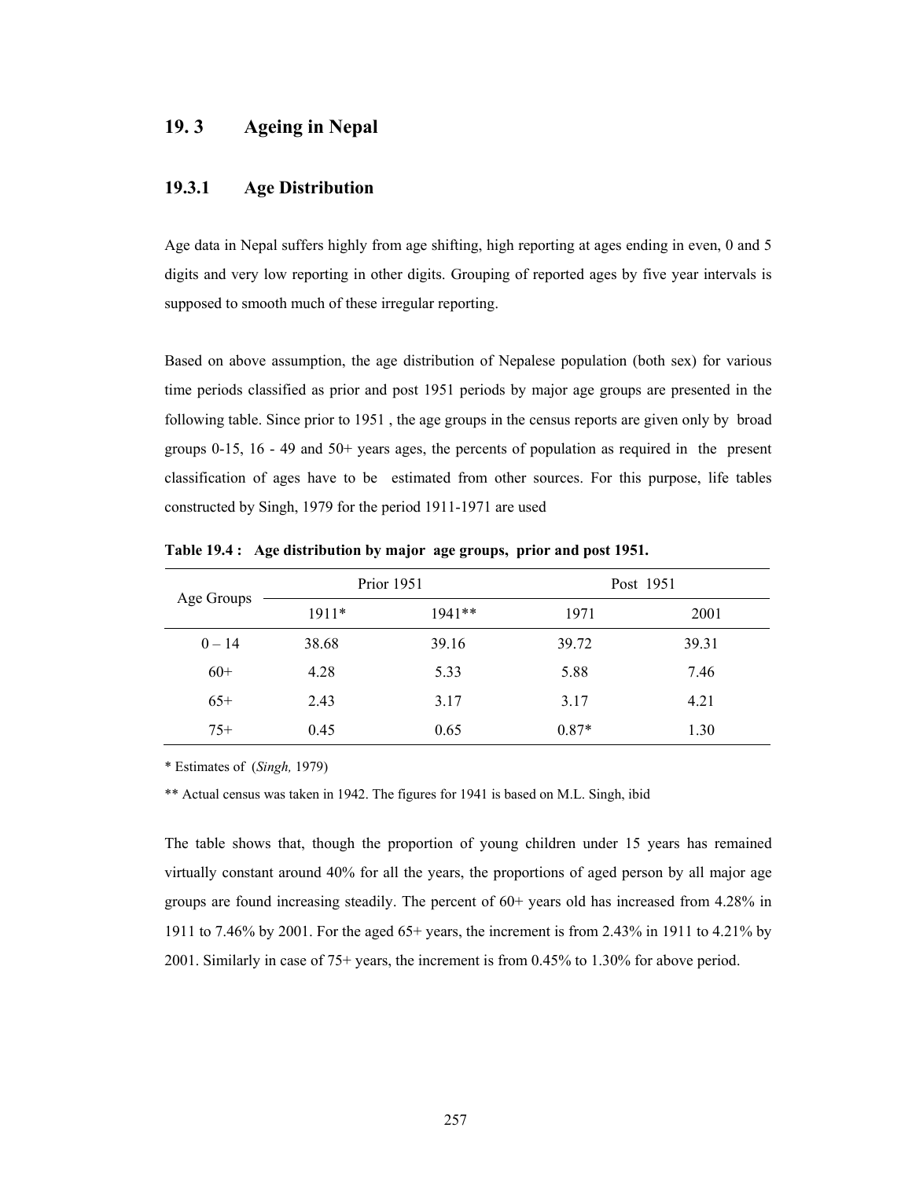## 19. 3 Ageing in Nepal

### 19.3.1 Age Distribution

Age data in Nepal suffers highly from age shifting, high reporting at ages ending in even, 0 and 5 digits and very low reporting in other digits. Grouping of reported ages by five year intervals is supposed to smooth much of these irregular reporting.

Based on above assumption, the age distribution of Nepalese population (both sex) for various time periods classified as prior and post 1951 periods by major age groups are presented in the following table. Since prior to 1951 , the age groups in the census reports are given only by broad groups 0-15, 16 - 49 and 50+ years ages, the percents of population as required in the present classification of ages have to be estimated from other sources. For this purpose, life tables constructed by Singh, 1979 for the period 1911-1971 are used

**Table 19.4 : Age distribution by major age groups, prior and post 1951.**

| Age Groups | Prior 1951 | | Post 1951 | |
|---|---|---|---|---|
| | 1911* | 1941** | 1971 | 2001 |
| 0 – 14 | 38.68 | 39.16 | 39.72 | 39.31 |
| 60+ | 4.28 | 5.33 | 5.88 | 7.46 |
| 65+ | 2.43 | 3.17 | 3.17 | 4.21 |
| 75+ | 0.45 | 0.65 | 0.87* | 1.30 |

* Estimates of (*Singh,* 1979)

** Actual census was taken in 1942. The figures for 1941 is based on M.L. Singh, ibid

The table shows that, though the proportion of young children under 15 years has remained virtually constant around 40% for all the years, the proportions of aged person by all major age groups are found increasing steadily. The percent of 60+ years old has increased from 4.28% in 1911 to 7.46% by 2001. For the aged 65+ years, the increment is from 2.43% in 1911 to 4.21% by 2001. Similarly in case of 75+ years, the increment is from 0.45% to 1.30% for above period.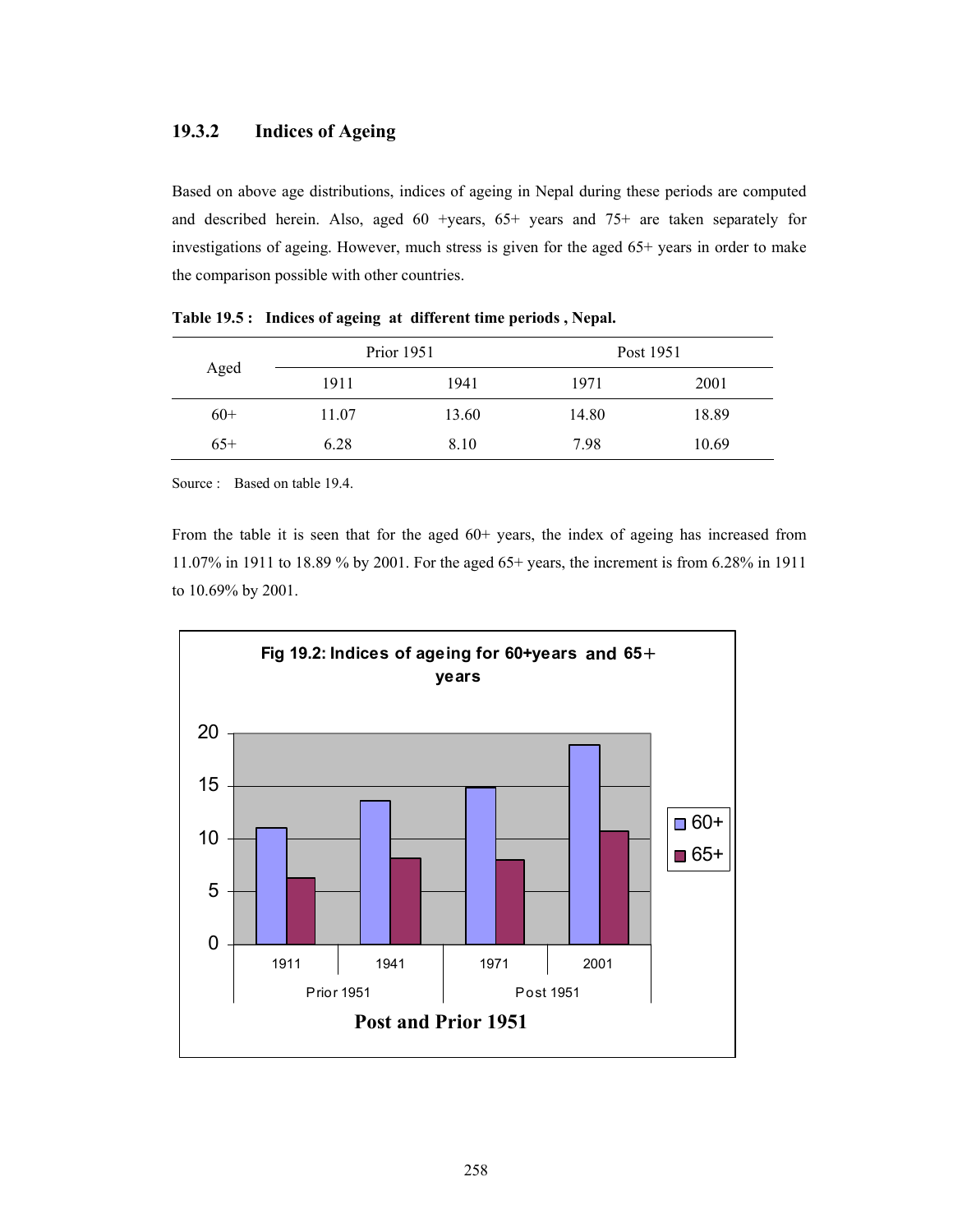### 19.3.2 Indices of Ageing

Based on above age distributions, indices of ageing in Nepal during these periods are computed and described herein. Also, aged 60 +years, 65+ years and 75+ are taken separately for investigations of ageing. However, much stress is given for the aged 65+ years in order to make the comparison possible with other countries.

**Table 19.5 : Indices of ageing at different time periods , Nepal.**

| Aged | Prior 1951 | | Post 1951 | |
|---|---|---|---|---|
| | 1911 | 1941 | 1971 | 2001 |
| 60+ | 11.07 | 13.60 | 14.80 | 18.89 |
| 65+ | 6.28 | 8.10 | 7.98 | 10.69 |

Source : Based on table 19.4.

From the table it is seen that for the aged 60+ years, the index of ageing has increased from 11.07% in 1911 to 18.89 % by 2001. For the aged 65+ years, the increment is from 6.28% in 1911 to 10.69% by 2001.

**Fig 19.2: Indices of ageing for 60+years and 65+ years**

**Post and Prior 1951**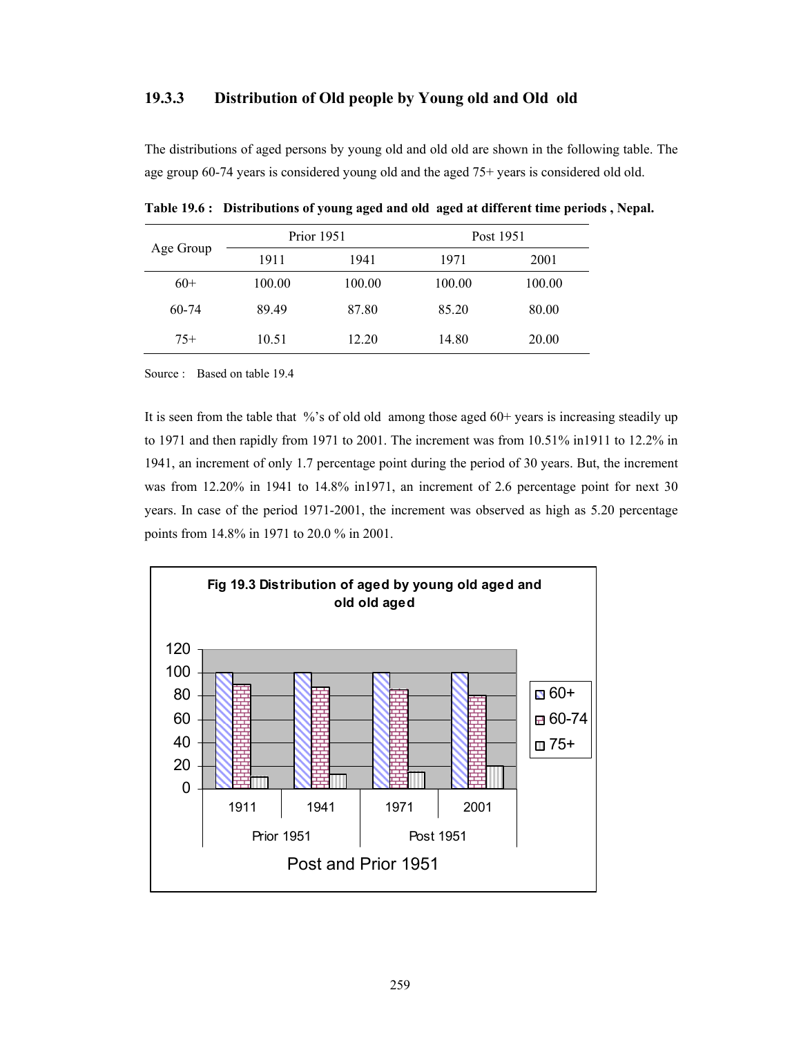### 19.3.3 Distribution of Old people by Young old and Old old

The distributions of aged persons by young old and old old are shown in the following table. The age group 60-74 years is considered young old and the aged 75+ years is considered old old.

**Table 19.6 : Distributions of young aged and old aged at different time periods , Nepal.**

| Age Group | Prior 1951 | | Post 1951 | |
|---|---|---|---|---|
| | 1911 | 1941 | 1971 | 2001 |
| 60+ | 100.00 | 100.00 | 100.00 | 100.00 |
| 60-74 | 89.49 | 87.80 | 85.20 | 80.00 |
| 75+ | 10.51 | 12.20 | 14.80 | 20.00 |

Source : Based on table 19.4

It is seen from the table that %'s of old old among those aged 60+ years is increasing steadily up to 1971 and then rapidly from 1971 to 2001. The increment was from 10.51% in1911 to 12.2% in 1941, an increment of only 1.7 percentage point during the period of 30 years. But, the increment was from 12.20% in 1941 to 14.8% in1971, an increment of 2.6 percentage point for next 30 years. In case of the period 1971-2001, the increment was observed as high as 5.20 percentage points from 14.8% in 1971 to 20.0 % in 2001.

**Fig 19.3 Distribution of aged by young old aged and old old aged**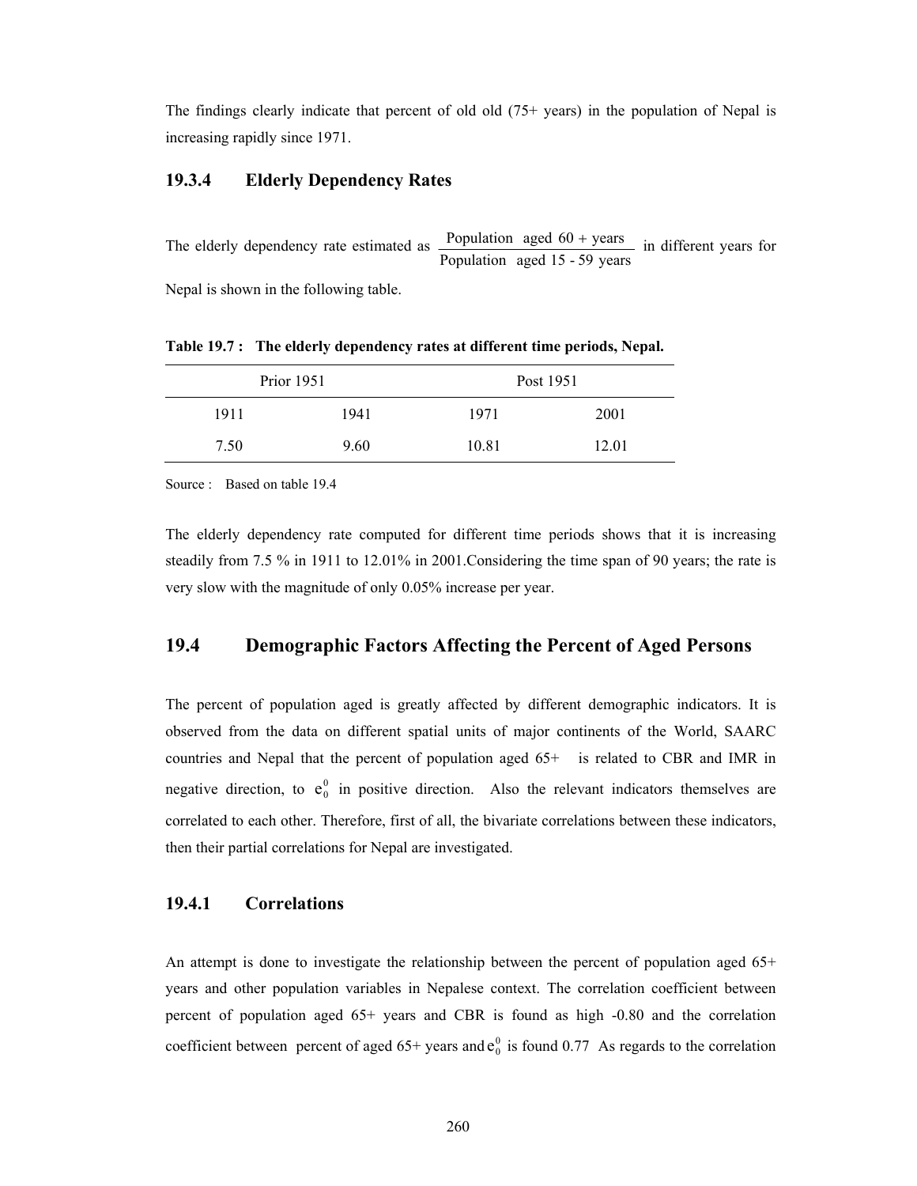The findings clearly indicate that percent of old old (75+ years) in the population of Nepal is increasing rapidly since 1971.

### 19.3.4 Elderly Dependency Rates

The elderly dependency rate estimated as $\frac{\text{Population aged } 60 + \text{ years}}{\text{Population aged } 15 - 59 \text{ years}}$ in different years for Nepal is shown in the following table.

**Table 19.7 : The elderly dependency rates at different time periods, Nepal.**

| Prior 1951 | | Post 1951 | |
|---|---|---|---|
| 1911 | 1941 | 1971 | 2001 |
| 7.50 | 9.60 | 10.81 | 12.01 |

Source : Based on table 19.4

The elderly dependency rate computed for different time periods shows that it is increasing steadily from 7.5 % in 1911 to 12.01% in 2001.Considering the time span of 90 years; the rate is very slow with the magnitude of only 0.05% increase per year.

## 19.4 Demographic Factors Affecting the Percent of Aged Persons

The percent of population aged is greatly affected by different demographic indicators. It is observed from the data on different spatial units of major continents of the World, SAARC countries and Nepal that the percent of population aged 65+ is related to CBR and IMR in negative direction, to $e_0^0$ in positive direction. Also the relevant indicators themselves are correlated to each other. Therefore, first of all, the bivariate correlations between these indicators, then their partial correlations for Nepal are investigated.

### 19.4.1 Correlations

An attempt is done to investigate the relationship between the percent of population aged 65+ years and other population variables in Nepalese context. The correlation coefficient between percent of population aged 65+ years and CBR is found as high -0.80 and the correlation coefficient between percent of aged 65+ years and $e_0^0$ is found 0.77 As regards to the correlation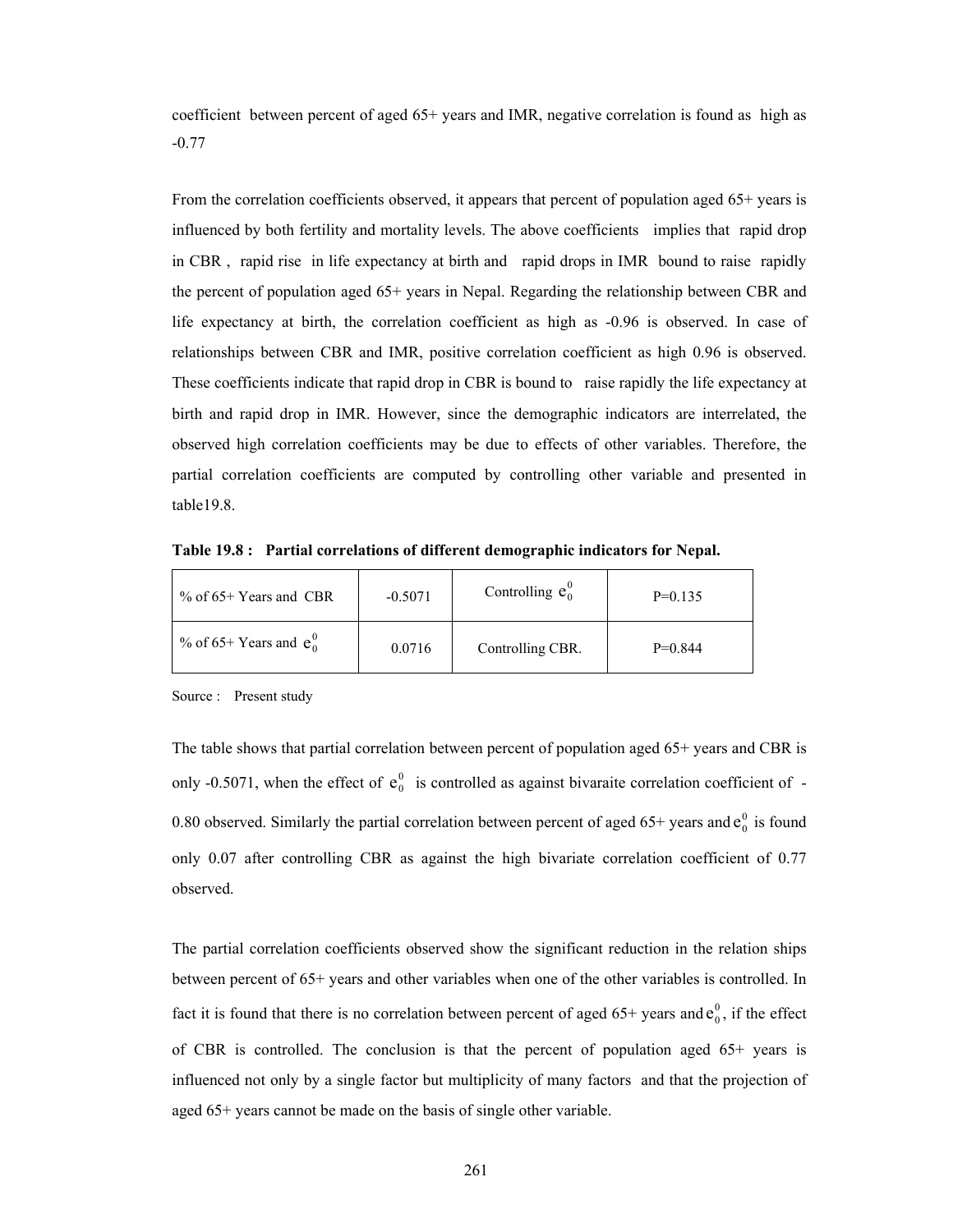coefficient between percent of aged 65+ years and IMR, negative correlation is found as high as -0.77

From the correlation coefficients observed, it appears that percent of population aged 65+ years is influenced by both fertility and mortality levels. The above coefficients implies that rapid drop in CBR , rapid rise in life expectancy at birth and rapid drops in IMR bound to raise rapidly the percent of population aged 65+ years in Nepal. Regarding the relationship between CBR and life expectancy at birth, the correlation coefficient as high as -0.96 is observed. In case of relationships between CBR and IMR, positive correlation coefficient as high 0.96 is observed. These coefficients indicate that rapid drop in CBR is bound to raise rapidly the life expectancy at birth and rapid drop in IMR. However, since the demographic indicators are interrelated, the observed high correlation coefficients may be due to effects of other variables. Therefore, the partial correlation coefficients are computed by controlling other variable and presented in table19.8.

**Table 19.8 : Partial correlations of different demographic indicators for Nepal.**

| | | | |
|---|---|---|---|
| % of 65+ Years and CBR | -0.5071 | Controlling $e_0^0$ | P=0.135 |
| % of 65+ Years and $e_0^0$ | 0.0716 | Controlling CBR. | P=0.844 |

Source : Present study

The table shows that partial correlation between percent of population aged 65+ years and CBR is only -0.5071, when the effect of $e_0^0$ is controlled as against bivaraite correlation coefficient of -0.80 observed. Similarly the partial correlation between percent of aged 65+ years and $e_0^0$ is found only 0.07 after controlling CBR as against the high bivariate correlation coefficient of 0.77 observed.

The partial correlation coefficients observed show the significant reduction in the relation ships between percent of 65+ years and other variables when one of the other variables is controlled. In fact it is found that there is no correlation between percent of aged 65+ years and $e_0^0$, if the effect of CBR is controlled. The conclusion is that the percent of population aged 65+ years is influenced not only by a single factor but multiplicity of many factors and that the projection of aged 65+ years cannot be made on the basis of single other variable.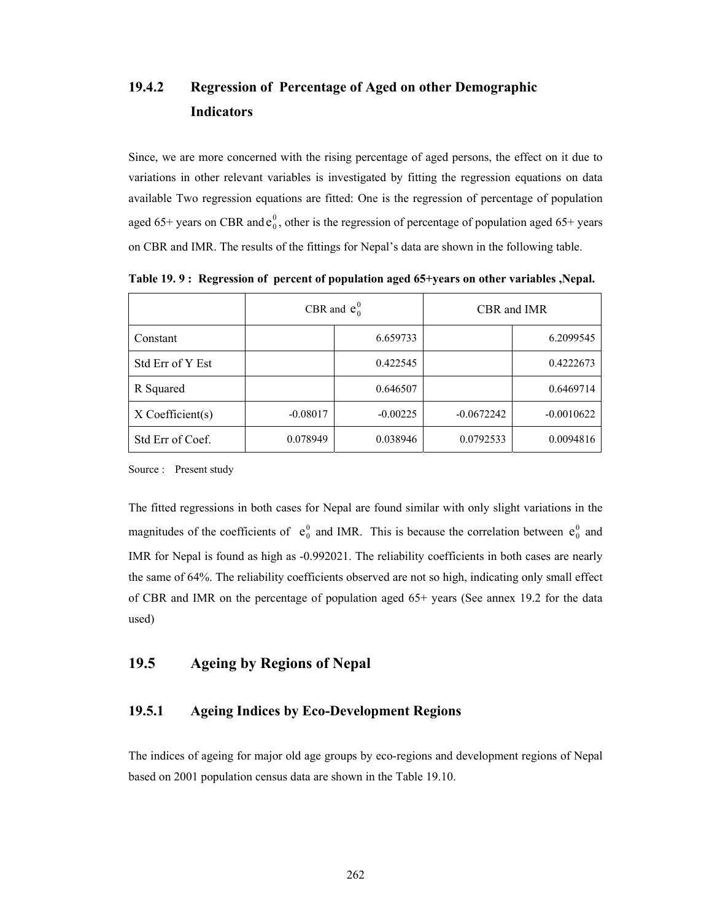### 19.4.2 Regression of Percentage of Aged on other Demographic Indicators

Since, we are more concerned with the rising percentage of aged persons, the effect on it due to variations in other relevant variables is investigated by fitting the regression equations on data available Two regression equations are fitted: One is the regression of percentage of population aged 65+ years on CBR and $e_0^0$, other is the regression of percentage of population aged 65+ years on CBR and IMR. The results of the fittings for Nepal's data are shown in the following table.

**Table 19. 9 : Regression of percent of population aged 65+years on other variables ,Nepal.**

| | CBR and $e_0^0$ | | CBR and IMR | |
|---|---|---|---|---|
| Constant | | 6.659733 | | 6.2099545 |
| Std Err of Y Est | | 0.422545 | | 0.4222673 |
| R Squared | | 0.646507 | | 0.6469714 |
| X Coefficient(s) | -0.08017 | -0.00225 | -0.0672242 | -0.0010622 |
| Std Err of Coef. | 0.078949 | 0.038946 | 0.0792533 | 0.0094816 |

Source : Present study

The fitted regressions in both cases for Nepal are found similar with only slight variations in the magnitudes of the coefficients of $e_0^0$ and IMR. This is because the correlation between $e_0^0$ and IMR for Nepal is found as high as -0.992021. The reliability coefficients in both cases are nearly the same of 64%. The reliability coefficients observed are not so high, indicating only small effect of CBR and IMR on the percentage of population aged 65+ years (See annex 19.2 for the data used)

## 19.5 Ageing by Regions of Nepal

### 19.5.1 Ageing Indices by Eco-Development Regions

The indices of ageing for major old age groups by eco-regions and development regions of Nepal based on 2001 population census data are shown in the Table 19.10.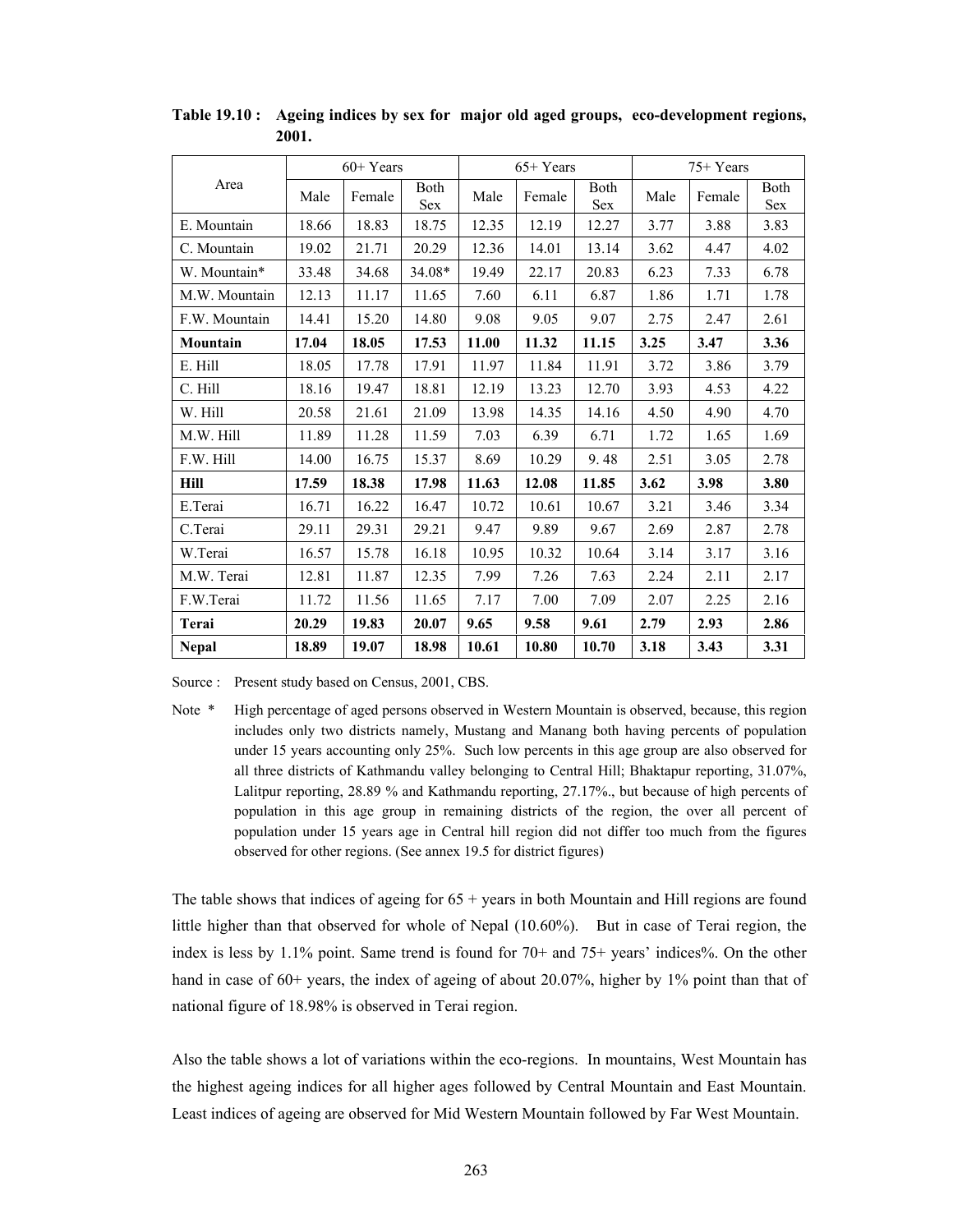**Table 19.10 : Ageing indices by sex for major old aged groups, eco-development regions, 2001.**

| Area | 60+ Years | | | 65+ Years | | | 75+ Years | | |
|---|---|---|---|---|---|---|---|---|---|
| | Male | Female | Both Sex | Male | Female | Both Sex | Male | Female | Both Sex |
| E. Mountain | 18.66 | 18.83 | 18.75 | 12.35 | 12.19 | 12.27 | 3.77 | 3.88 | 3.83 |
| C. Mountain | 19.02 | 21.71 | 20.29 | 12.36 | 14.01 | 13.14 | 3.62 | 4.47 | 4.02 |
| W. Mountain* | 33.48 | 34.68 | 34.08* | 19.49 | 22.17 | 20.83 | 6.23 | 7.33 | 6.78 |
| M.W. Mountain | 12.13 | 11.17 | 11.65 | 7.60 | 6.11 | 6.87 | 1.86 | 1.71 | 1.78 |
| F.W. Mountain | 14.41 | 15.20 | 14.80 | 9.08 | 9.05 | 9.07 | 2.75 | 2.47 | 2.61 |
| **Mountain** | **17.04** | **18.05** | **17.53** | **11.00** | **11.32** | **11.15** | **3.25** | **3.47** | **3.36** |
| E. Hill | 18.05 | 17.78 | 17.91 | 11.97 | 11.84 | 11.91 | 3.72 | 3.86 | 3.79 |
| C. Hill | 18.16 | 19.47 | 18.81 | 12.19 | 13.23 | 12.70 | 3.93 | 4.53 | 4.22 |
| W. Hill | 20.58 | 21.61 | 21.09 | 13.98 | 14.35 | 14.16 | 4.50 | 4.90 | 4.70 |
| M.W. Hill | 11.89 | 11.28 | 11.59 | 7.03 | 6.39 | 6.71 | 1.72 | 1.65 | 1.69 |
| F.W. Hill | 14.00 | 16.75 | 15.37 | 8.69 | 10.29 | 9. 48 | 2.51 | 3.05 | 2.78 |
| **Hill** | **17.59** | **18.38** | **17.98** | **11.63** | **12.08** | **11.85** | **3.62** | **3.98** | **3.80** |
| E.Terai | 16.71 | 16.22 | 16.47 | 10.72 | 10.61 | 10.67 | 3.21 | 3.46 | 3.34 |
| C.Terai | 29.11 | 29.31 | 29.21 | 9.47 | 9.89 | 9.67 | 2.69 | 2.87 | 2.78 |
| W.Terai | 16.57 | 15.78 | 16.18 | 10.95 | 10.32 | 10.64 | 3.14 | 3.17 | 3.16 |
| M.W. Terai | 12.81 | 11.87 | 12.35 | 7.99 | 7.26 | 7.63 | 2.24 | 2.11 | 2.17 |
| F.W.Terai | 11.72 | 11.56 | 11.65 | 7.17 | 7.00 | 7.09 | 2.07 | 2.25 | 2.16 |
| **Terai** | **20.29** | **19.83** | **20.07** | **9.65** | **9.58** | **9.61** | **2.79** | **2.93** | **2.86** |
| **Nepal** | **18.89** | **19.07** | **18.98** | **10.61** | **10.80** | **10.70** | **3.18** | **3.43** | **3.31** |

Source : Present study based on Census, 2001, CBS.

Note * High percentage of aged persons observed in Western Mountain is observed, because, this region includes only two districts namely, Mustang and Manang both having percents of population under 15 years accounting only 25%. Such low percents in this age group are also observed for all three districts of Kathmandu valley belonging to Central Hill; Bhaktapur reporting, 31.07%, Lalitpur reporting, 28.89 % and Kathmandu reporting, 27.17%., but because of high percents of population in this age group in remaining districts of the region, the over all percent of population under 15 years age in Central hill region did not differ too much from the figures observed for other regions. (See annex 19.5 for district figures)

The table shows that indices of ageing for 65 + years in both Mountain and Hill regions are found little higher than that observed for whole of Nepal (10.60%). But in case of Terai region, the index is less by 1.1% point. Same trend is found for 70+ and 75+ years' indices%. On the other hand in case of 60+ years, the index of ageing of about 20.07%, higher by 1% point than that of national figure of 18.98% is observed in Terai region.

Also the table shows a lot of variations within the eco-regions. In mountains, West Mountain has the highest ageing indices for all higher ages followed by Central Mountain and East Mountain. Least indices of ageing are observed for Mid Western Mountain followed by Far West Mountain.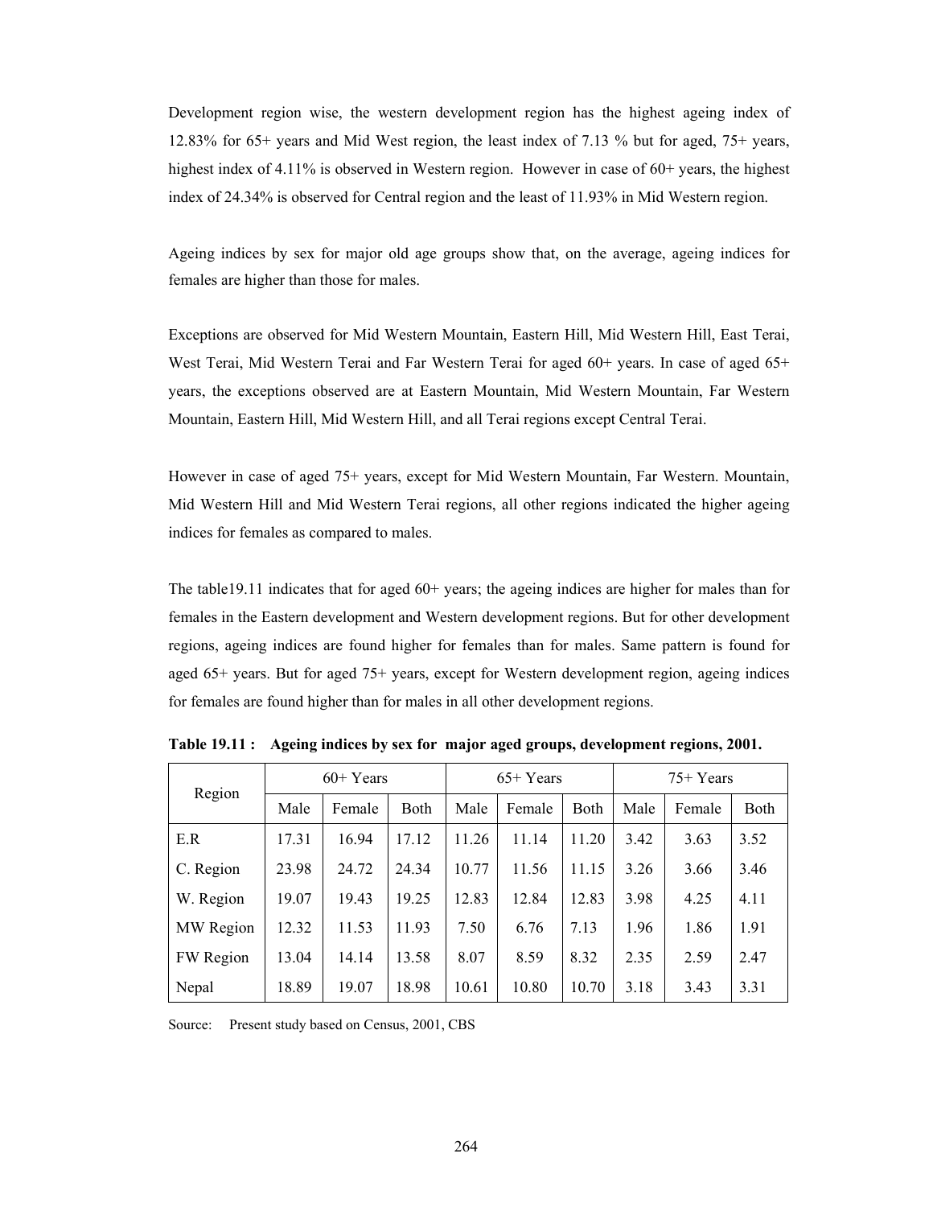Development region wise, the western development region has the highest ageing index of 12.83% for 65+ years and Mid West region, the least index of 7.13 % but for aged, 75+ years, highest index of 4.11% is observed in Western region. However in case of 60+ years, the highest index of 24.34% is observed for Central region and the least of 11.93% in Mid Western region.

Ageing indices by sex for major old age groups show that, on the average, ageing indices for females are higher than those for males.

Exceptions are observed for Mid Western Mountain, Eastern Hill, Mid Western Hill, East Terai, West Terai, Mid Western Terai and Far Western Terai for aged 60+ years. In case of aged 65+ years, the exceptions observed are at Eastern Mountain, Mid Western Mountain, Far Western Mountain, Eastern Hill, Mid Western Hill, and all Terai regions except Central Terai.

However in case of aged 75+ years, except for Mid Western Mountain, Far Western. Mountain, Mid Western Hill and Mid Western Terai regions, all other regions indicated the higher ageing indices for females as compared to males.

The table19.11 indicates that for aged 60+ years; the ageing indices are higher for males than for females in the Eastern development and Western development regions. But for other development regions, ageing indices are found higher for females than for males. Same pattern is found for aged 65+ years. But for aged 75+ years, except for Western development region, ageing indices for females are found higher than for males in all other development regions.

**Table 19.11 : Ageing indices by sex for major aged groups, development regions, 2001.**

| Region | 60+ Years | | | 65+ Years | | | 75+ Years | | |
|---|---|---|---|---|---|---|---|---|---|
| | Male | Female | Both | Male | Female | Both | Male | Female | Both |
| E.R | 17.31 | 16.94 | 17.12 | 11.26 | 11.14 | 11.20 | 3.42 | 3.63 | 3.52 |
| C. Region | 23.98 | 24.72 | 24.34 | 10.77 | 11.56 | 11.15 | 3.26 | 3.66 | 3.46 |
| W. Region | 19.07 | 19.43 | 19.25 | 12.83 | 12.84 | 12.83 | 3.98 | 4.25 | 4.11 |
| MW Region | 12.32 | 11.53 | 11.93 | 7.50 | 6.76 | 7.13 | 1.96 | 1.86 | 1.91 |
| FW Region | 13.04 | 14.14 | 13.58 | 8.07 | 8.59 | 8.32 | 2.35 | 2.59 | 2.47 |
| Nepal | 18.89 | 19.07 | 18.98 | 10.61 | 10.80 | 10.70 | 3.18 | 3.43 | 3.31 |

Source: Present study based on Census, 2001, CBS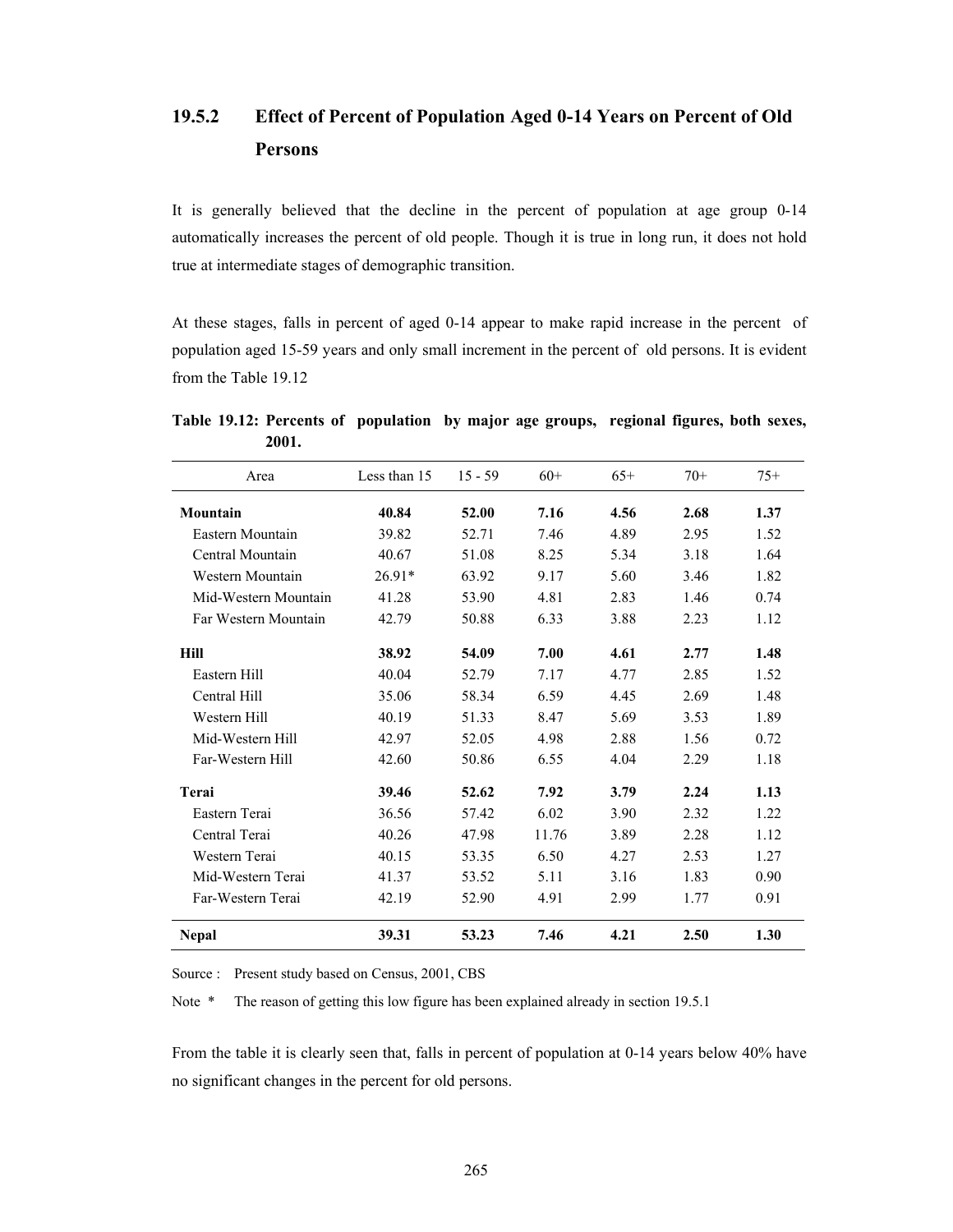### 19.5.2 Effect of Percent of Population Aged 0-14 Years on Percent of Old Persons

It is generally believed that the decline in the percent of population at age group 0-14 automatically increases the percent of old people. Though it is true in long run, it does not hold true at intermediate stages of demographic transition.

At these stages, falls in percent of aged 0-14 appear to make rapid increase in the percent of population aged 15-59 years and only small increment in the percent of old persons. It is evident from the Table 19.12

**Table 19.12: Percents of population by major age groups, regional figures, both sexes, 2001.**

| Area | Less than 15 | 15 - 59 | 60+ | 65+ | 70+ | 75+ |
|---|---|---|---|---|---|---|
| **Mountain** | **40.84** | **52.00** | **7.16** | **4.56** | **2.68** | **1.37** |
| Eastern Mountain | 39.82 | 52.71 | 7.46 | 4.89 | 2.95 | 1.52 |
| Central Mountain | 40.67 | 51.08 | 8.25 | 5.34 | 3.18 | 1.64 |
| Western Mountain | 26.91* | 63.92 | 9.17 | 5.60 | 3.46 | 1.82 |
| Mid-Western Mountain | 41.28 | 53.90 | 4.81 | 2.83 | 1.46 | 0.74 |
| Far Western Mountain | 42.79 | 50.88 | 6.33 | 3.88 | 2.23 | 1.12 |
| **Hill** | **38.92** | **54.09** | **7.00** | **4.61** | **2.77** | **1.48** |
| Eastern Hill | 40.04 | 52.79 | 7.17 | 4.77 | 2.85 | 1.52 |
| Central Hill | 35.06 | 58.34 | 6.59 | 4.45 | 2.69 | 1.48 |
| Western Hill | 40.19 | 51.33 | 8.47 | 5.69 | 3.53 | 1.89 |
| Mid-Western Hill | 42.97 | 52.05 | 4.98 | 2.88 | 1.56 | 0.72 |
| Far-Western Hill | 42.60 | 50.86 | 6.55 | 4.04 | 2.29 | 1.18 |
| **Terai** | **39.46** | **52.62** | **7.92** | **3.79** | **2.24** | **1.13** |
| Eastern Terai | 36.56 | 57.42 | 6.02 | 3.90 | 2.32 | 1.22 |
| Central Terai | 40.26 | 47.98 | 11.76 | 3.89 | 2.28 | 1.12 |
| Western Terai | 40.15 | 53.35 | 6.50 | 4.27 | 2.53 | 1.27 |
| Mid-Western Terai | 41.37 | 53.52 | 5.11 | 3.16 | 1.83 | 0.90 |
| Far-Western Terai | 42.19 | 52.90 | 4.91 | 2.99 | 1.77 | 0.91 |
| **Nepal** | **39.31** | **53.23** | **7.46** | **4.21** | **2.50** | **1.30** |

Source : Present study based on Census, 2001, CBS

Note * The reason of getting this low figure has been explained already in section 19.5.1

From the table it is clearly seen that, falls in percent of population at 0-14 years below 40% have no significant changes in the percent for old persons.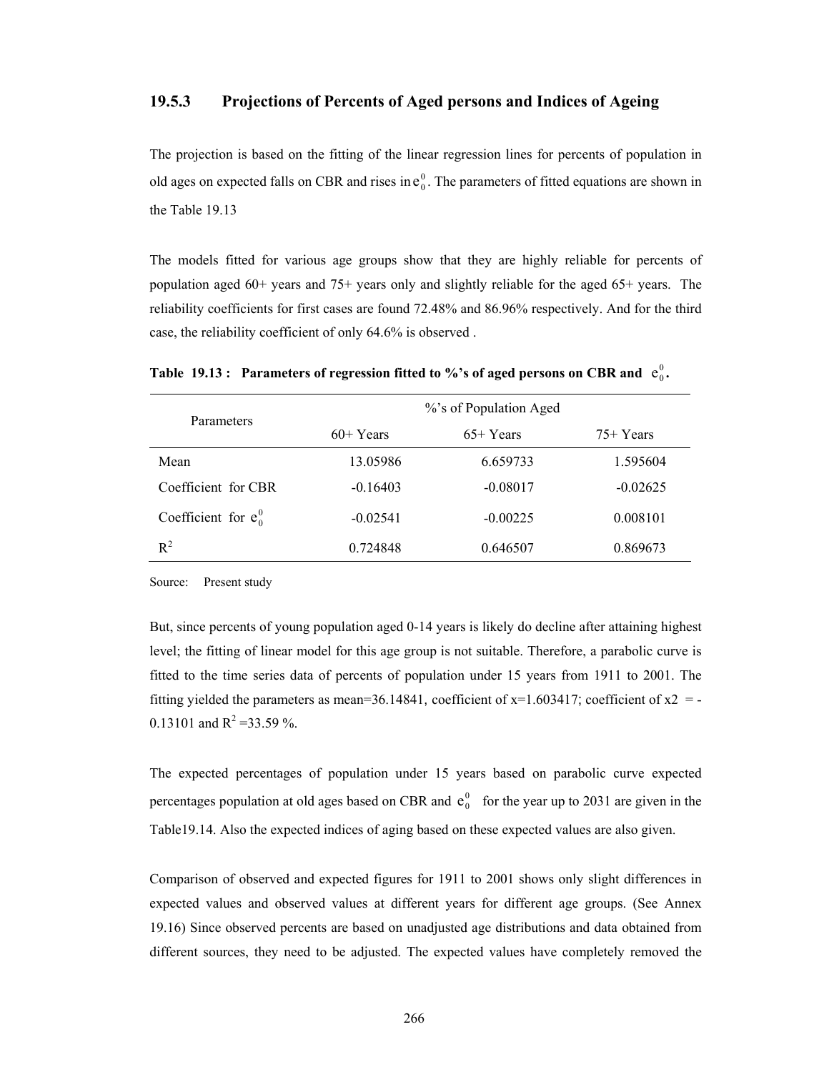### 19.5.3 Projections of Percents of Aged persons and Indices of Ageing

The projection is based on the fitting of the linear regression lines for percents of population in old ages on expected falls on CBR and rises in $e_0^0$. The parameters of fitted equations are shown in the Table 19.13

The models fitted for various age groups show that they are highly reliable for percents of population aged 60+ years and 75+ years only and slightly reliable for the aged 65+ years. The reliability coefficients for first cases are found 72.48% and 86.96% respectively. And for the third case, the reliability coefficient of only 64.6% is observed .

**Table 19.13 : Parameters of regression fitted to %'s of aged persons on CBR and $e_0^0$.**

| Parameters | %'s of Population Aged | | |
|---|---|---|---|
| | 60+ Years | 65+ Years | 75+ Years |
| Mean | 13.05986 | 6.659733 | 1.595604 |
| Coefficient for CBR | -0.16403 | -0.08017 | -0.02625 |
| Coefficient for $e_0^0$ | -0.02541 | -0.00225 | 0.008101 |
| $R^2$ | 0.724848 | 0.646507 | 0.869673 |

Source: Present study

But, since percents of young population aged 0-14 years is likely do decline after attaining highest level; the fitting of linear model for this age group is not suitable. Therefore, a parabolic curve is fitted to the time series data of percents of population under 15 years from 1911 to 2001. The fitting yielded the parameters as mean=36.14841, coefficient of x=1.603417; coefficient of x2 = -0.13101 and $R^2$ =33.59 %.

The expected percentages of population under 15 years based on parabolic curve expected percentages population at old ages based on CBR and $e_0^0$ for the year up to 2031 are given in the Table19.14. Also the expected indices of aging based on these expected values are also given.

Comparison of observed and expected figures for 1911 to 2001 shows only slight differences in expected values and observed values at different years for different age groups. (See Annex 19.16) Since observed percents are based on unadjusted age distributions and data obtained from different sources, they need to be adjusted. The expected values have completely removed the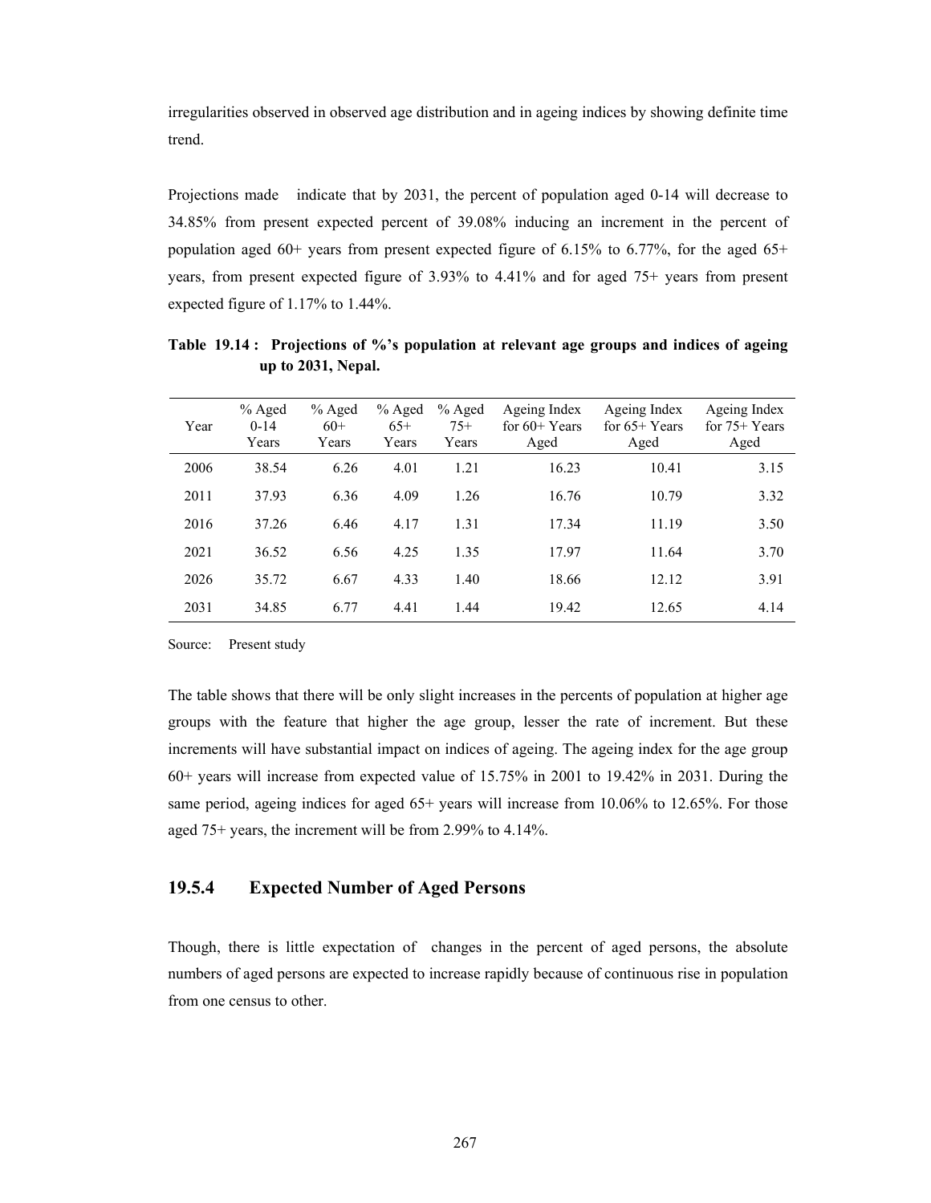irregularities observed in observed age distribution and in ageing indices by showing definite time trend.

Projections made indicate that by 2031, the percent of population aged 0-14 will decrease to 34.85% from present expected percent of 39.08% inducing an increment in the percent of population aged 60+ years from present expected figure of 6.15% to 6.77%, for the aged 65+ years, from present expected figure of 3.93% to 4.41% and for aged 75+ years from present expected figure of 1.17% to 1.44%.

**Table 19.14 : Projections of %'s population at relevant age groups and indices of ageing up to 2031, Nepal.**

| Year | % Aged 0-14 Years | % Aged 60+ Years | % Aged 65+ Years | % Aged 75+ Years | Ageing Index for 60+ Years Aged | Ageing Index for 65+ Years Aged | Ageing Index for 75+ Years Aged |
|---|---|---|---|---|---|---|---|
| 2006 | 38.54 | 6.26 | 4.01 | 1.21 | 16.23 | 10.41 | 3.15 |
| 2011 | 37.93 | 6.36 | 4.09 | 1.26 | 16.76 | 10.79 | 3.32 |
| 2016 | 37.26 | 6.46 | 4.17 | 1.31 | 17.34 | 11.19 | 3.50 |
| 2021 | 36.52 | 6.56 | 4.25 | 1.35 | 17.97 | 11.64 | 3.70 |
| 2026 | 35.72 | 6.67 | 4.33 | 1.40 | 18.66 | 12.12 | 3.91 |
| 2031 | 34.85 | 6.77 | 4.41 | 1.44 | 19.42 | 12.65 | 4.14 |

Source: Present study

The table shows that there will be only slight increases in the percents of population at higher age groups with the feature that higher the age group, lesser the rate of increment. But these increments will have substantial impact on indices of ageing. The ageing index for the age group 60+ years will increase from expected value of 15.75% in 2001 to 19.42% in 2031. During the same period, ageing indices for aged 65+ years will increase from 10.06% to 12.65%. For those aged 75+ years, the increment will be from 2.99% to 4.14%.

### 19.5.4 Expected Number of Aged Persons

Though, there is little expectation of changes in the percent of aged persons, the absolute numbers of aged persons are expected to increase rapidly because of continuous rise in population from one census to other.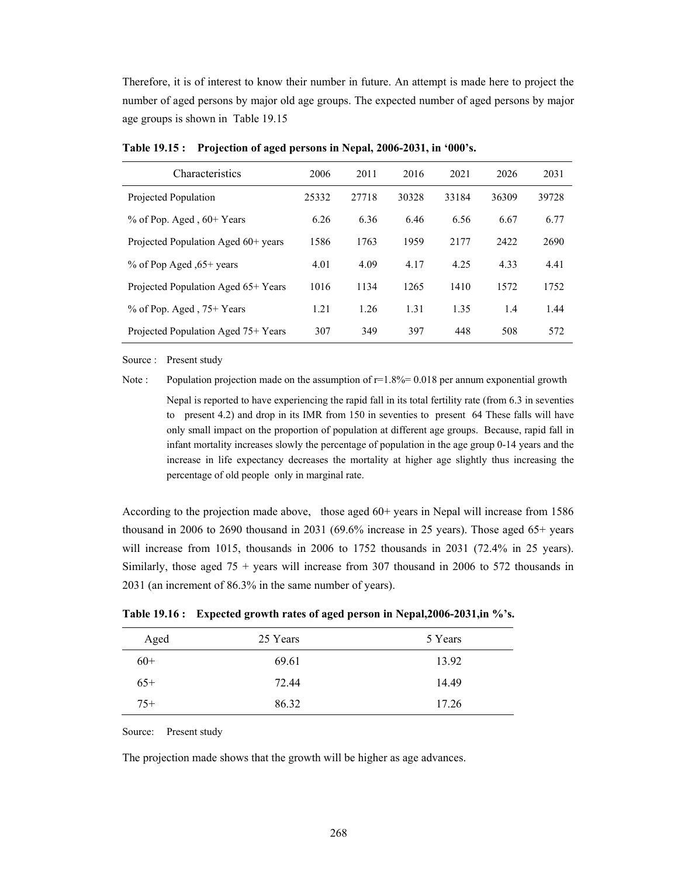Therefore, it is of interest to know their number in future. An attempt is made here to project the number of aged persons by major old age groups. The expected number of aged persons by major age groups is shown in Table 19.15

**Table 19.15 : Projection of aged persons in Nepal, 2006-2031, in '000's.**

| Characteristics | 2006 | 2011 | 2016 | 2021 | 2026 | 2031 |
|---|---|---|---|---|---|---|
| Projected Population | 25332 | 27718 | 30328 | 33184 | 36309 | 39728 |
| % of Pop. Aged , 60+ Years | 6.26 | 6.36 | 6.46 | 6.56 | 6.67 | 6.77 |
| Projected Population Aged 60+ years | 1586 | 1763 | 1959 | 2177 | 2422 | 2690 |
| % of Pop Aged ,65+ years | 4.01 | 4.09 | 4.17 | 4.25 | 4.33 | 4.41 |
| Projected Population Aged 65+ Years | 1016 | 1134 | 1265 | 1410 | 1572 | 1752 |
| % of Pop. Aged , 75+ Years | 1.21 | 1.26 | 1.31 | 1.35 | 1.4 | 1.44 |
| Projected Population Aged 75+ Years | 307 | 349 | 397 | 448 | 508 | 572 |

Source : Present study

Note : Population projection made on the assumption of r=1.8%= 0.018 per annum exponential growth

Nepal is reported to have experiencing the rapid fall in its total fertility rate (from 6.3 in seventies to present 4.2) and drop in its IMR from 150 in seventies to present 64 These falls will have only small impact on the proportion of population at different age groups. Because, rapid fall in infant mortality increases slowly the percentage of population in the age group 0-14 years and the increase in life expectancy decreases the mortality at higher age slightly thus increasing the percentage of old people only in marginal rate.

According to the projection made above, those aged 60+ years in Nepal will increase from 1586 thousand in 2006 to 2690 thousand in 2031 (69.6% increase in 25 years). Those aged 65+ years will increase from 1015, thousands in 2006 to 1752 thousands in 2031 (72.4% in 25 years). Similarly, those aged 75 + years will increase from 307 thousand in 2006 to 572 thousands in 2031 (an increment of 86.3% in the same number of years).

**Table 19.16 : Expected growth rates of aged person in Nepal,2006-2031,in %'s.**

| Aged | 25 Years | 5 Years |
|---|---|---|
| 60+ | 69.61 | 13.92 |
| 65+ | 72.44 | 14.49 |
| 75+ | 86.32 | 17.26 |

Source: Present study

The projection made shows that the growth will be higher as age advances.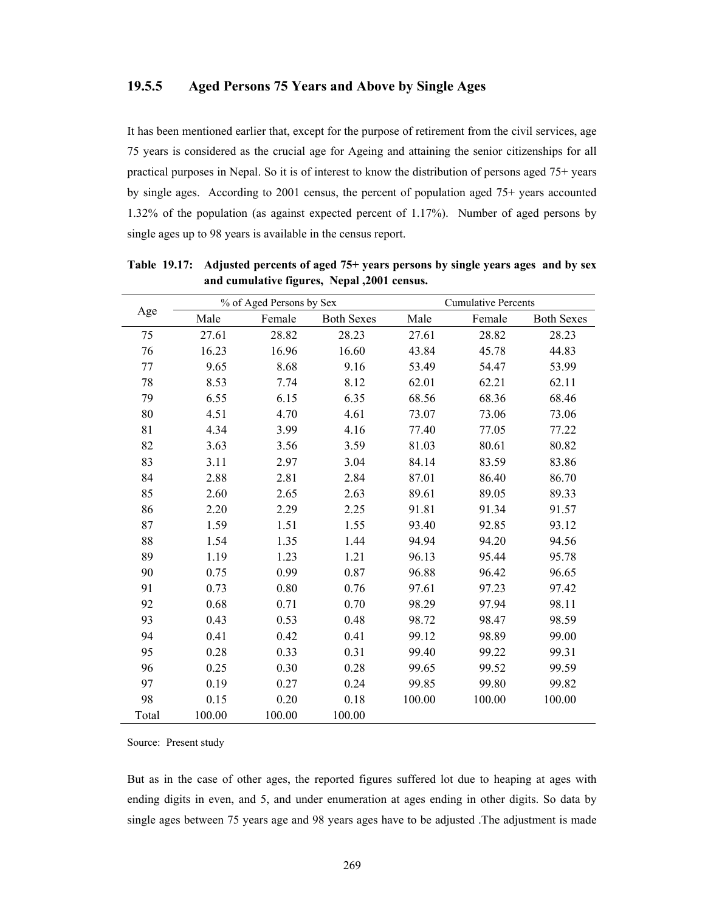### 19.5.5 Aged Persons 75 Years and Above by Single Ages

It has been mentioned earlier that, except for the purpose of retirement from the civil services, age 75 years is considered as the crucial age for Ageing and attaining the senior citizenships for all practical purposes in Nepal. So it is of interest to know the distribution of persons aged 75+ years by single ages. According to 2001 census, the percent of population aged 75+ years accounted 1.32% of the population (as against expected percent of 1.17%). Number of aged persons by single ages up to 98 years is available in the census report.

**Table 19.17: Adjusted percents of aged 75+ years persons by single years ages and by sex and cumulative figures, Nepal ,2001 census.**

| Age | % of Aged Persons by Sex | | | Cumulative Percents | | |
|---|---|---|---|---|---|---|
| | Male | Female | Both Sexes | Male | Female | Both Sexes |
| 75 | 27.61 | 28.82 | 28.23 | 27.61 | 28.82 | 28.23 |
| 76 | 16.23 | 16.96 | 16.60 | 43.84 | 45.78 | 44.83 |
| 77 | 9.65 | 8.68 | 9.16 | 53.49 | 54.47 | 53.99 |
| 78 | 8.53 | 7.74 | 8.12 | 62.01 | 62.21 | 62.11 |
| 79 | 6.55 | 6.15 | 6.35 | 68.56 | 68.36 | 68.46 |
| 80 | 4.51 | 4.70 | 4.61 | 73.07 | 73.06 | 73.06 |
| 81 | 4.34 | 3.99 | 4.16 | 77.40 | 77.05 | 77.22 |
| 82 | 3.63 | 3.56 | 3.59 | 81.03 | 80.61 | 80.82 |
| 83 | 3.11 | 2.97 | 3.04 | 84.14 | 83.59 | 83.86 |
| 84 | 2.88 | 2.81 | 2.84 | 87.01 | 86.40 | 86.70 |
| 85 | 2.60 | 2.65 | 2.63 | 89.61 | 89.05 | 89.33 |
| 86 | 2.20 | 2.29 | 2.25 | 91.81 | 91.34 | 91.57 |
| 87 | 1.59 | 1.51 | 1.55 | 93.40 | 92.85 | 93.12 |
| 88 | 1.54 | 1.35 | 1.44 | 94.94 | 94.20 | 94.56 |
| 89 | 1.19 | 1.23 | 1.21 | 96.13 | 95.44 | 95.78 |
| 90 | 0.75 | 0.99 | 0.87 | 96.88 | 96.42 | 96.65 |
| 91 | 0.73 | 0.80 | 0.76 | 97.61 | 97.23 | 97.42 |
| 92 | 0.68 | 0.71 | 0.70 | 98.29 | 97.94 | 98.11 |
| 93 | 0.43 | 0.53 | 0.48 | 98.72 | 98.47 | 98.59 |
| 94 | 0.41 | 0.42 | 0.41 | 99.12 | 98.89 | 99.00 |
| 95 | 0.28 | 0.33 | 0.31 | 99.40 | 99.22 | 99.31 |
| 96 | 0.25 | 0.30 | 0.28 | 99.65 | 99.52 | 99.59 |
| 97 | 0.19 | 0.27 | 0.24 | 99.85 | 99.80 | 99.82 |
| 98 | 0.15 | 0.20 | 0.18 | 100.00 | 100.00 | 100.00 |
| Total | 100.00 | 100.00 | 100.00 | | | |

Source: Present study

But as in the case of other ages, the reported figures suffered lot due to heaping at ages with ending digits in even, and 5, and under enumeration at ages ending in other digits. So data by single ages between 75 years age and 98 years ages have to be adjusted .The adjustment is made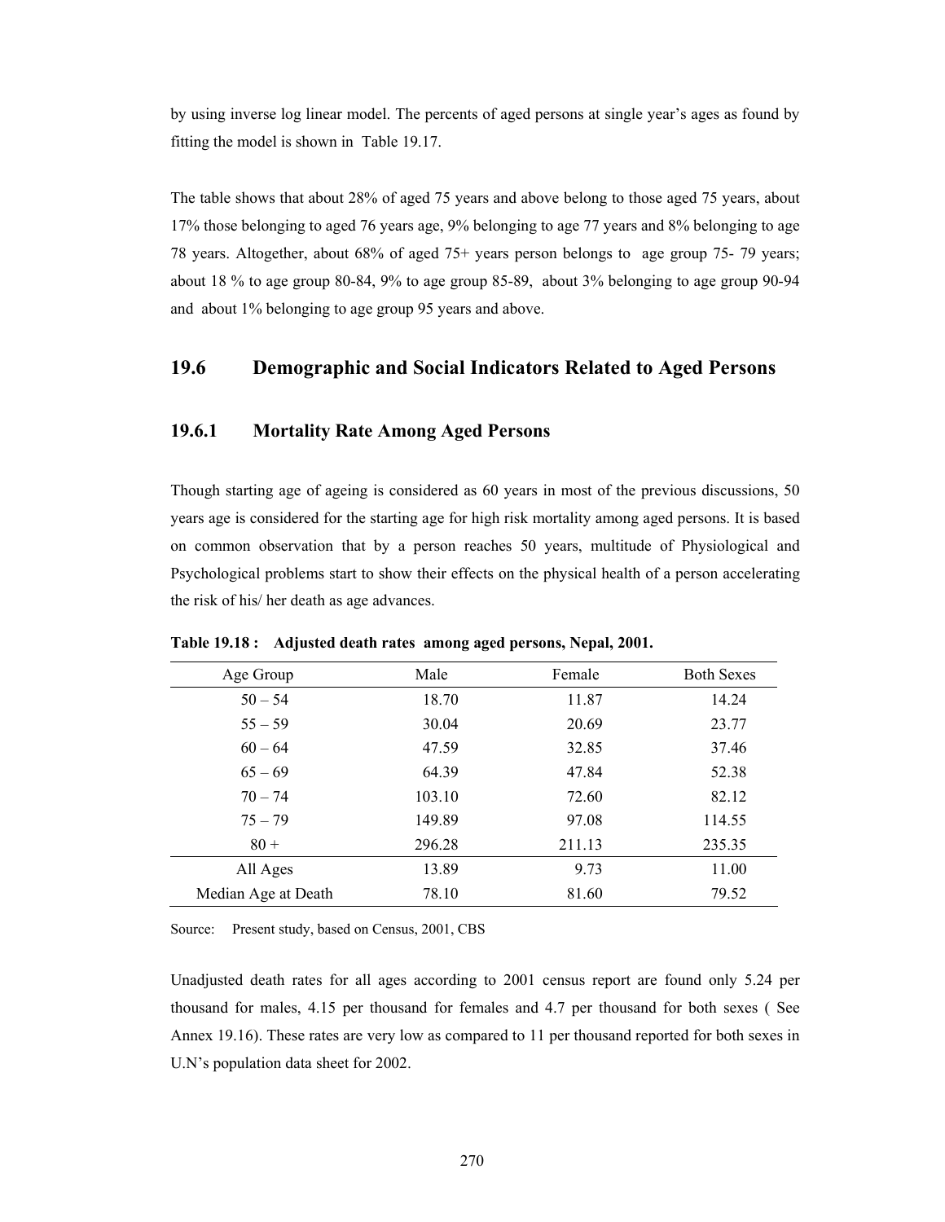by using inverse log linear model. The percents of aged persons at single year's ages as found by fitting the model is shown in Table 19.17.

The table shows that about 28% of aged 75 years and above belong to those aged 75 years, about 17% those belonging to aged 76 years age, 9% belonging to age 77 years and 8% belonging to age 78 years. Altogether, about 68% of aged 75+ years person belongs to age group 75- 79 years; about 18 % to age group 80-84, 9% to age group 85-89, about 3% belonging to age group 90-94 and about 1% belonging to age group 95 years and above.

## 19.6 Demographic and Social Indicators Related to Aged Persons

### 19.6.1 Mortality Rate Among Aged Persons

Though starting age of ageing is considered as 60 years in most of the previous discussions, 50 years age is considered for the starting age for high risk mortality among aged persons. It is based on common observation that by a person reaches 50 years, multitude of Physiological and Psychological problems start to show their effects on the physical health of a person accelerating the risk of his/ her death as age advances.

**Table 19.18 : Adjusted death rates among aged persons, Nepal, 2001.**

| Age Group | Male | Female | Both Sexes |
|---|---|---|---|
| 50 – 54 | 18.70 | 11.87 | 14.24 |
| 55 – 59 | 30.04 | 20.69 | 23.77 |
| 60 – 64 | 47.59 | 32.85 | 37.46 |
| 65 – 69 | 64.39 | 47.84 | 52.38 |
| 70 – 74 | 103.10 | 72.60 | 82.12 |
| 75 – 79 | 149.89 | 97.08 | 114.55 |
| 80 + | 296.28 | 211.13 | 235.35 |
| All Ages | 13.89 | 9.73 | 11.00 |
| Median Age at Death | 78.10 | 81.60 | 79.52 |

Source: Present study, based on Census, 2001, CBS

Unadjusted death rates for all ages according to 2001 census report are found only 5.24 per thousand for males, 4.15 per thousand for females and 4.7 per thousand for both sexes ( See Annex 19.16). These rates are very low as compared to 11 per thousand reported for both sexes in U.N's population data sheet for 2002.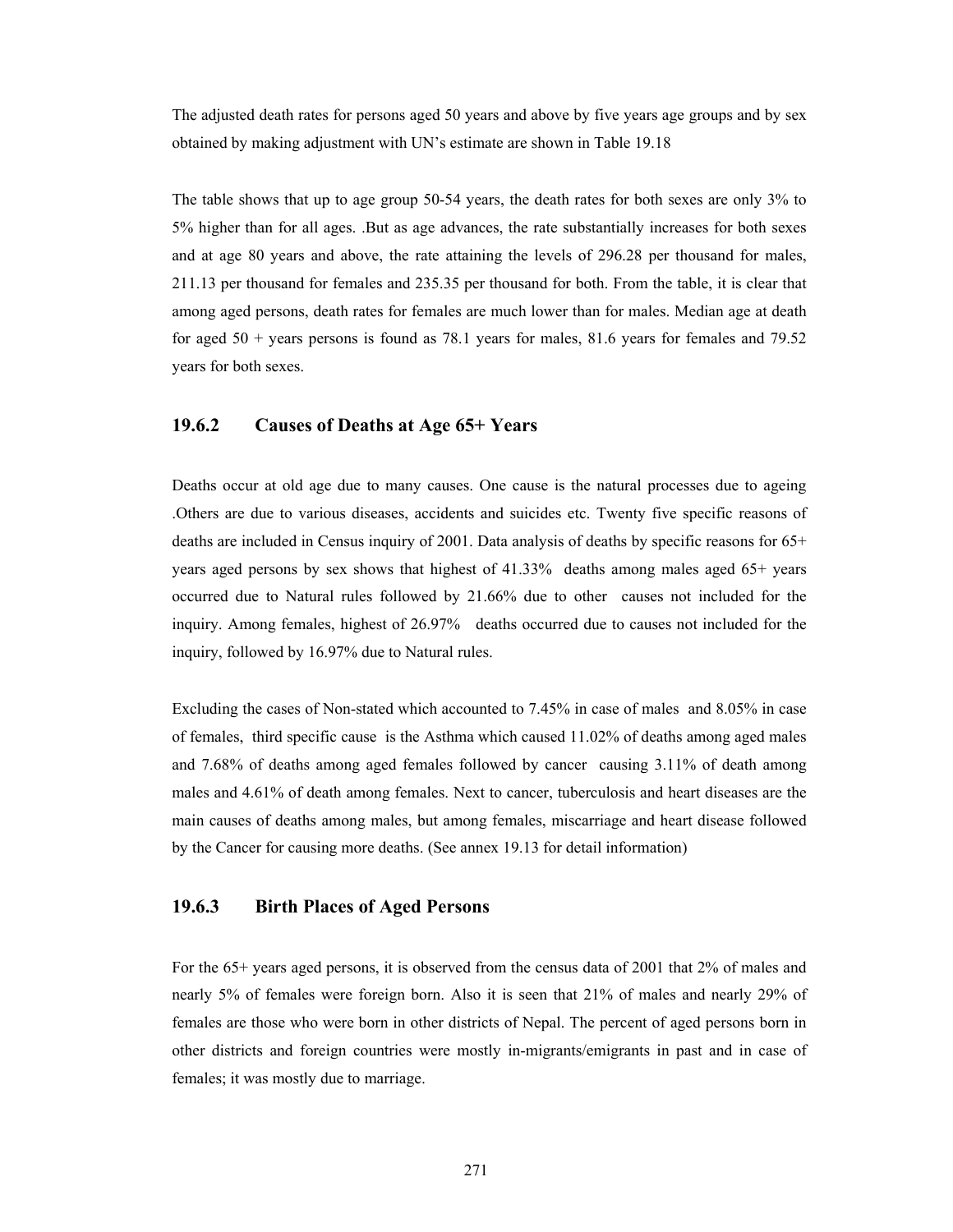The adjusted death rates for persons aged 50 years and above by five years age groups and by sex obtained by making adjustment with UN's estimate are shown in Table 19.18

The table shows that up to age group 50-54 years, the death rates for both sexes are only 3% to 5% higher than for all ages. .But as age advances, the rate substantially increases for both sexes and at age 80 years and above, the rate attaining the levels of 296.28 per thousand for males, 211.13 per thousand for females and 235.35 per thousand for both. From the table, it is clear that among aged persons, death rates for females are much lower than for males. Median age at death for aged 50 + years persons is found as 78.1 years for males, 81.6 years for females and 79.52 years for both sexes.

### 19.6.2 Causes of Deaths at Age 65+ Years

Deaths occur at old age due to many causes. One cause is the natural processes due to ageing .Others are due to various diseases, accidents and suicides etc. Twenty five specific reasons of deaths are included in Census inquiry of 2001. Data analysis of deaths by specific reasons for 65+ years aged persons by sex shows that highest of 41.33% deaths among males aged 65+ years occurred due to Natural rules followed by 21.66% due to other causes not included for the inquiry. Among females, highest of 26.97% deaths occurred due to causes not included for the inquiry, followed by 16.97% due to Natural rules.

Excluding the cases of Non-stated which accounted to 7.45% in case of males and 8.05% in case of females, third specific cause is the Asthma which caused 11.02% of deaths among aged males and 7.68% of deaths among aged females followed by cancer causing 3.11% of death among males and 4.61% of death among females. Next to cancer, tuberculosis and heart diseases are the main causes of deaths among males, but among females, miscarriage and heart disease followed by the Cancer for causing more deaths. (See annex 19.13 for detail information)

### 19.6.3 Birth Places of Aged Persons

For the 65+ years aged persons, it is observed from the census data of 2001 that 2% of males and nearly 5% of females were foreign born. Also it is seen that 21% of males and nearly 29% of females are those who were born in other districts of Nepal. The percent of aged persons born in other districts and foreign countries were mostly in-migrants/emigrants in past and in case of females; it was mostly due to marriage.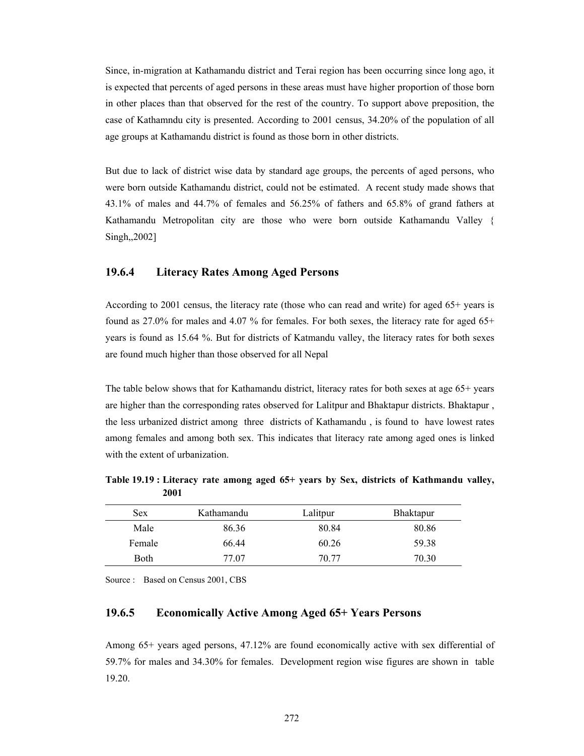Since, in-migration at Kathamandu district and Terai region has been occurring since long ago, it is expected that percents of aged persons in these areas must have higher proportion of those born in other places than that observed for the rest of the country. To support above preposition, the case of Kathamndu city is presented. According to 2001 census, 34.20% of the population of all age groups at Kathamandu district is found as those born in other districts.

But due to lack of district wise data by standard age groups, the percents of aged persons, who were born outside Kathamandu district, could not be estimated. A recent study made shows that 43.1% of males and 44.7% of females and 56.25% of fathers and 65.8% of grand fathers at Kathamandu Metropolitan city are those who were born outside Kathamandu Valley { Singh,,2002]

### 19.6.4 Literacy Rates Among Aged Persons

According to 2001 census, the literacy rate (those who can read and write) for aged 65+ years is found as 27.0% for males and 4.07 % for females. For both sexes, the literacy rate for aged 65+ years is found as 15.64 %. But for districts of Katmandu valley, the literacy rates for both sexes are found much higher than those observed for all Nepal

The table below shows that for Kathamandu district, literacy rates for both sexes at age 65+ years are higher than the corresponding rates observed for Lalitpur and Bhaktapur districts. Bhaktapur , the less urbanized district among three districts of Kathamandu , is found to have lowest rates among females and among both sex. This indicates that literacy rate among aged ones is linked with the extent of urbanization.

**Table 19.19 : Literacy rate among aged 65+ years by Sex, districts of Kathmandu valley, 2001**

| Sex | Kathamandu | Lalitpur | Bhaktapur |
|---|---|---|---|
| Male | 86.36 | 80.84 | 80.86 |
| Female | 66.44 | 60.26 | 59.38 |
| Both | 77.07 | 70.77 | 70.30 |

Source : Based on Census 2001, CBS

### 19.6.5 Economically Active Among Aged 65+ Years Persons

Among 65+ years aged persons, 47.12% are found economically active with sex differential of 59.7% for males and 34.30% for females. Development region wise figures are shown in table 19.20.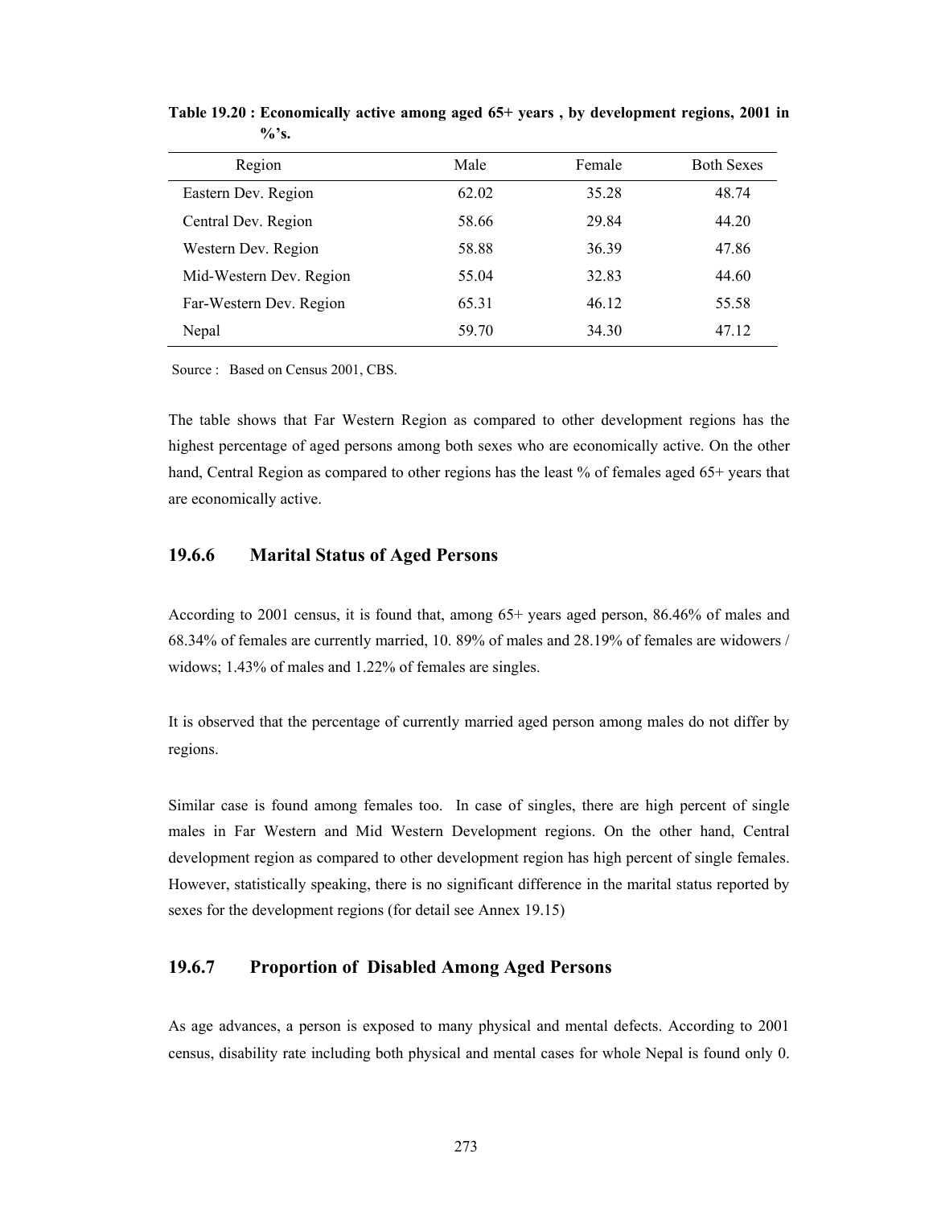**Table 19.20 : Economically active among aged 65+ years , by development regions, 2001 in %'s.**

| Region | Male | Female | Both Sexes |
|---|---|---|---|
| Eastern Dev. Region | 62.02 | 35.28 | 48.74 |
| Central Dev. Region | 58.66 | 29.84 | 44.20 |
| Western Dev. Region | 58.88 | 36.39 | 47.86 |
| Mid-Western Dev. Region | 55.04 | 32.83 | 44.60 |
| Far-Western Dev. Region | 65.31 | 46.12 | 55.58 |
| Nepal | 59.70 | 34.30 | 47.12 |

Source : Based on Census 2001, CBS.

The table shows that Far Western Region as compared to other development regions has the highest percentage of aged persons among both sexes who are economically active. On the other hand, Central Region as compared to other regions has the least % of females aged 65+ years that are economically active.

### 19.6.6 Marital Status of Aged Persons

According to 2001 census, it is found that, among 65+ years aged person, 86.46% of males and 68.34% of females are currently married, 10. 89% of males and 28.19% of females are widowers / widows; 1.43% of males and 1.22% of females are singles.

It is observed that the percentage of currently married aged person among males do not differ by regions.

Similar case is found among females too. In case of singles, there are high percent of single males in Far Western and Mid Western Development regions. On the other hand, Central development region as compared to other development region has high percent of single females. However, statistically speaking, there is no significant difference in the marital status reported by sexes for the development regions (for detail see Annex 19.15)

### 19.6.7 Proportion of Disabled Among Aged Persons

As age advances, a person is exposed to many physical and mental defects. According to 2001 census, disability rate including both physical and mental cases for whole Nepal is found only 0.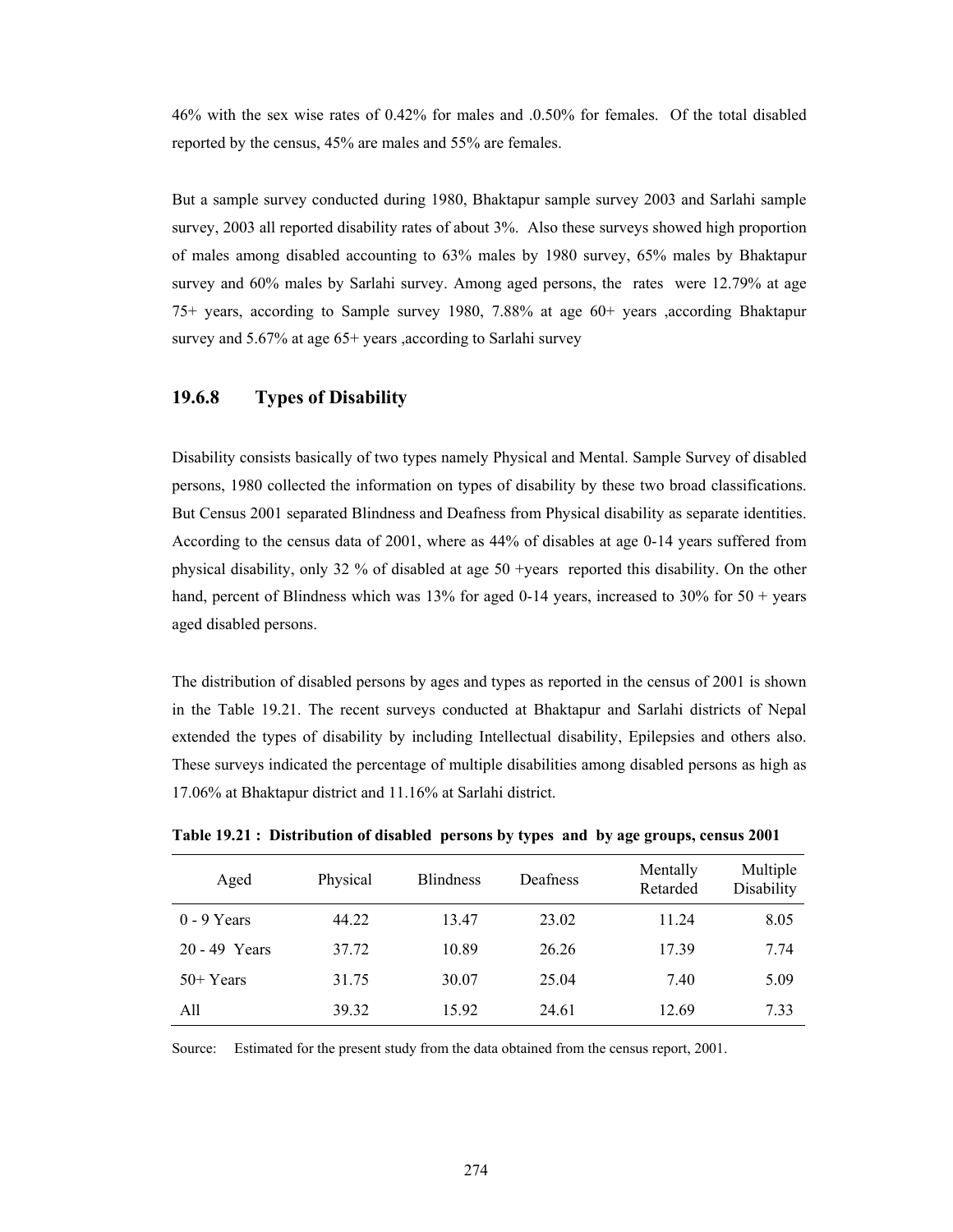46% with the sex wise rates of 0.42% for males and .0.50% for females. Of the total disabled reported by the census, 45% are males and 55% are females.

But a sample survey conducted during 1980, Bhaktapur sample survey 2003 and Sarlahi sample survey, 2003 all reported disability rates of about 3%. Also these surveys showed high proportion of males among disabled accounting to 63% males by 1980 survey, 65% males by Bhaktapur survey and 60% males by Sarlahi survey. Among aged persons, the rates were 12.79% at age 75+ years, according to Sample survey 1980, 7.88% at age 60+ years ,according Bhaktapur survey and 5.67% at age 65+ years ,according to Sarlahi survey

### 19.6.8 Types of Disability

Disability consists basically of two types namely Physical and Mental. Sample Survey of disabled persons, 1980 collected the information on types of disability by these two broad classifications. But Census 2001 separated Blindness and Deafness from Physical disability as separate identities. According to the census data of 2001, where as 44% of disables at age 0-14 years suffered from physical disability, only 32 % of disabled at age 50 +years reported this disability. On the other hand, percent of Blindness which was 13% for aged 0-14 years, increased to 30% for 50 + years aged disabled persons.

The distribution of disabled persons by ages and types as reported in the census of 2001 is shown in the Table 19.21. The recent surveys conducted at Bhaktapur and Sarlahi districts of Nepal extended the types of disability by including Intellectual disability, Epilepsies and others also. These surveys indicated the percentage of multiple disabilities among disabled persons as high as 17.06% at Bhaktapur district and 11.16% at Sarlahi district.

**Table 19.21 : Distribution of disabled persons by types and by age groups, census 2001**

| Aged | Physical | Blindness | Deafness | Mentally Retarded | Multiple Disability |
|---|---|---|---|---|---|
| 0 - 9 Years | 44.22 | 13.47 | 23.02 | 11.24 | 8.05 |
| 20 - 49 Years | 37.72 | 10.89 | 26.26 | 17.39 | 7.74 |
| 50+ Years | 31.75 | 30.07 | 25.04 | 7.40 | 5.09 |
| All | 39.32 | 15.92 | 24.61 | 12.69 | 7.33 |

Source: Estimated for the present study from the data obtained from the census report, 2001.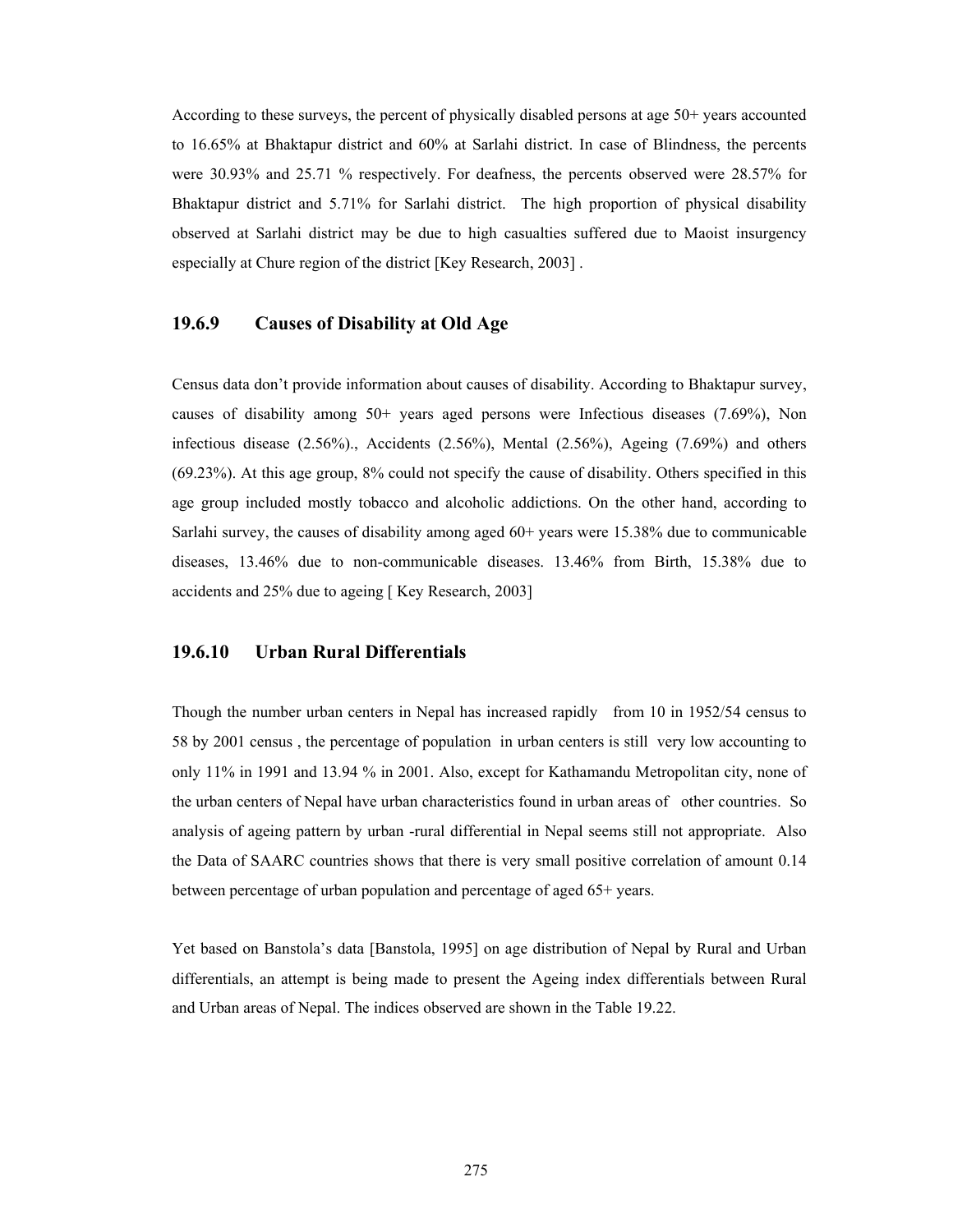According to these surveys, the percent of physically disabled persons at age 50+ years accounted to 16.65% at Bhaktapur district and 60% at Sarlahi district. In case of Blindness, the percents were 30.93% and 25.71 % respectively. For deafness, the percents observed were 28.57% for Bhaktapur district and 5.71% for Sarlahi district. The high proportion of physical disability observed at Sarlahi district may be due to high casualties suffered due to Maoist insurgency especially at Chure region of the district [Key Research, 2003] .

### 19.6.9 Causes of Disability at Old Age

Census data don't provide information about causes of disability. According to Bhaktapur survey, causes of disability among 50+ years aged persons were Infectious diseases (7.69%), Non infectious disease (2.56%)., Accidents (2.56%), Mental (2.56%), Ageing (7.69%) and others (69.23%). At this age group, 8% could not specify the cause of disability. Others specified in this age group included mostly tobacco and alcoholic addictions. On the other hand, according to Sarlahi survey, the causes of disability among aged 60+ years were 15.38% due to communicable diseases, 13.46% due to non-communicable diseases. 13.46% from Birth, 15.38% due to accidents and 25% due to ageing [ Key Research, 2003]

### 19.6.10 Urban Rural Differentials

Though the number urban centers in Nepal has increased rapidly from 10 in 1952/54 census to 58 by 2001 census , the percentage of population in urban centers is still very low accounting to only 11% in 1991 and 13.94 % in 2001. Also, except for Kathamandu Metropolitan city, none of the urban centers of Nepal have urban characteristics found in urban areas of other countries. So analysis of ageing pattern by urban -rural differential in Nepal seems still not appropriate. Also the Data of SAARC countries shows that there is very small positive correlation of amount 0.14 between percentage of urban population and percentage of aged 65+ years.

Yet based on Banstola's data [Banstola, 1995] on age distribution of Nepal by Rural and Urban differentials, an attempt is being made to present the Ageing index differentials between Rural and Urban areas of Nepal. The indices observed are shown in the Table 19.22.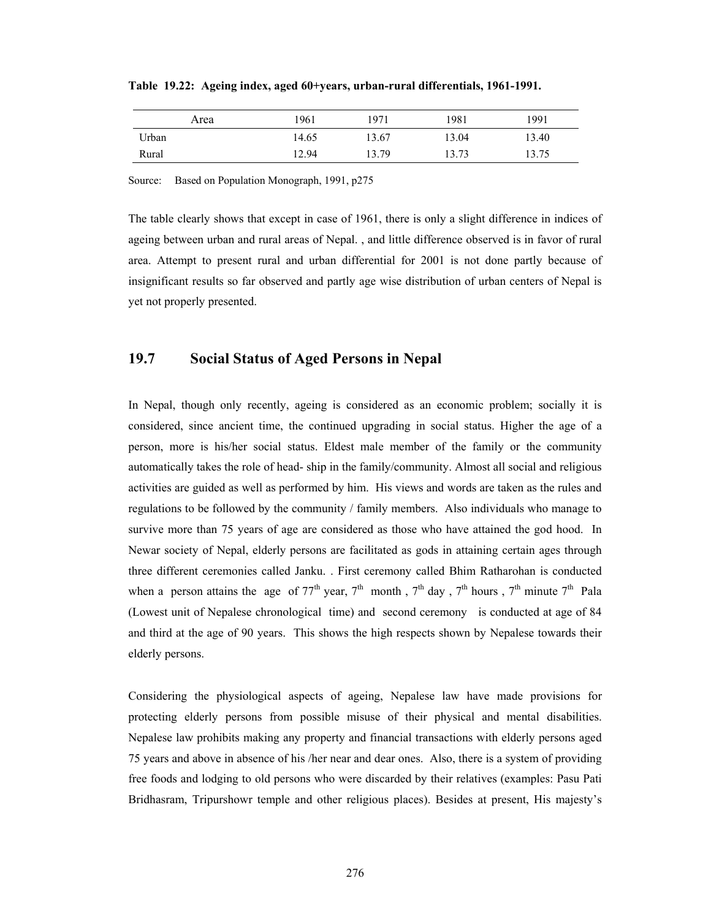**Table 19.22: Ageing index, aged 60+years, urban-rural differentials, 1961-1991.**

| Area | 1961 | 1971 | 1981 | 1991 |
|---|---|---|---|---|
| Urban | 14.65 | 13.67 | 13.04 | 13.40 |
| Rural | 12.94 | 13.79 | 13.73 | 13.75 |

Source: Based on Population Monograph, 1991, p275

The table clearly shows that except in case of 1961, there is only a slight difference in indices of ageing between urban and rural areas of Nepal. , and little difference observed is in favor of rural area. Attempt to present rural and urban differential for 2001 is not done partly because of insignificant results so far observed and partly age wise distribution of urban centers of Nepal is yet not properly presented.

## 19.7 Social Status of Aged Persons in Nepal

In Nepal, though only recently, ageing is considered as an economic problem; socially it is considered, since ancient time, the continued upgrading in social status. Higher the age of a person, more is his/her social status. Eldest male member of the family or the community automatically takes the role of head- ship in the family/community. Almost all social and religious activities are guided as well as performed by him. His views and words are taken as the rules and regulations to be followed by the community / family members. Also individuals who manage to survive more than 75 years of age are considered as those who have attained the god hood. In Newar society of Nepal, elderly persons are facilitated as gods in attaining certain ages through three different ceremonies called Janku. . First ceremony called Bhim Ratharohan is conducted when a person attains the age of 77th year, 7th month , 7th day , 7th hours , 7th minute 7th Pala (Lowest unit of Nepalese chronological time) and second ceremony is conducted at age of 84 and third at the age of 90 years. This shows the high respects shown by Nepalese towards their elderly persons.

Considering the physiological aspects of ageing, Nepalese law have made provisions for protecting elderly persons from possible misuse of their physical and mental disabilities. Nepalese law prohibits making any property and financial transactions with elderly persons aged 75 years and above in absence of his /her near and dear ones. Also, there is a system of providing free foods and lodging to old persons who were discarded by their relatives (examples: Pasu Pati Bridhasram, Tripurshowr temple and other religious places). Besides at present, His majesty's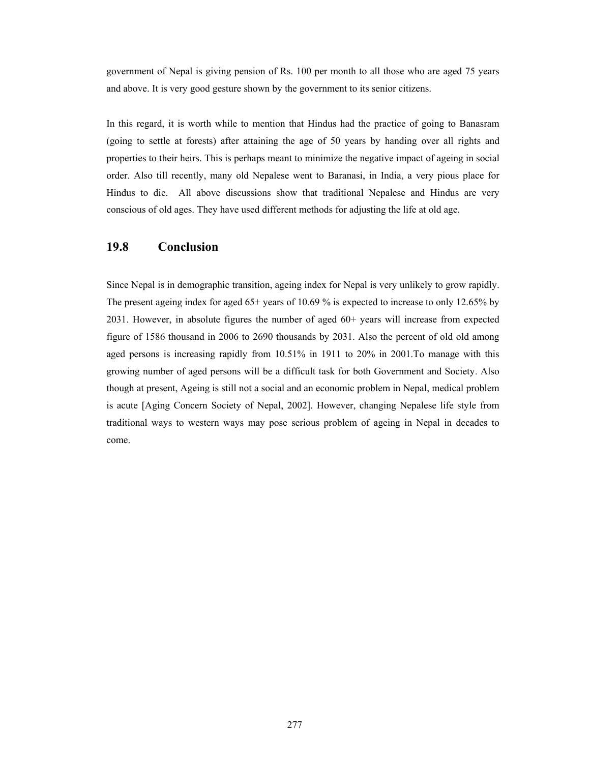government of Nepal is giving pension of Rs. 100 per month to all those who are aged 75 years and above. It is very good gesture shown by the government to its senior citizens.

In this regard, it is worth while to mention that Hindus had the practice of going to Banasram (going to settle at forests) after attaining the age of 50 years by handing over all rights and properties to their heirs. This is perhaps meant to minimize the negative impact of ageing in social order. Also till recently, many old Nepalese went to Baranasi, in India, a very pious place for Hindus to die. All above discussions show that traditional Nepalese and Hindus are very conscious of old ages. They have used different methods for adjusting the life at old age.

## 19.8 Conclusion

Since Nepal is in demographic transition, ageing index for Nepal is very unlikely to grow rapidly. The present ageing index for aged 65+ years of 10.69 % is expected to increase to only 12.65% by 2031. However, in absolute figures the number of aged 60+ years will increase from expected figure of 1586 thousand in 2006 to 2690 thousands by 2031. Also the percent of old old among aged persons is increasing rapidly from 10.51% in 1911 to 20% in 2001.To manage with this growing number of aged persons will be a difficult task for both Government and Society. Also though at present, Ageing is still not a social and an economic problem in Nepal, medical problem is acute [Aging Concern Society of Nepal, 2002]. However, changing Nepalese life style from traditional ways to western ways may pose serious problem of ageing in Nepal in decades to come.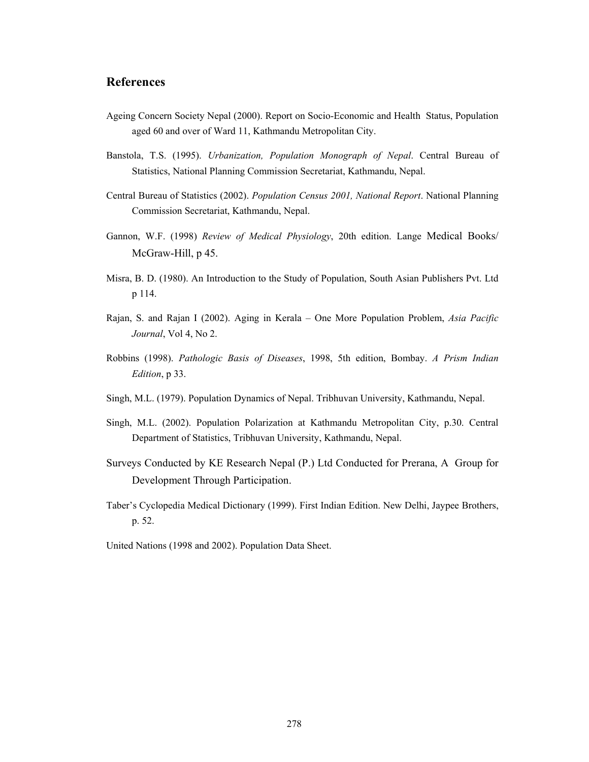## References

Ageing Concern Society Nepal (2000). Report on Socio-Economic and Health Status, Population aged 60 and over of Ward 11, Kathmandu Metropolitan City.

Banstola, T.S. (1995). *Urbanization, Population Monograph of Nepal*. Central Bureau of Statistics, National Planning Commission Secretariat, Kathmandu, Nepal.

Central Bureau of Statistics (2002). *Population Census 2001, National Report*. National Planning Commission Secretariat, Kathmandu, Nepal.

Gannon, W.F. (1998) *Review of Medical Physiology*, 20th edition. Lange Medical Books/ McGraw-Hill, p 45.

Misra, B. D. (1980). An Introduction to the Study of Population, South Asian Publishers Pvt. Ltd p 114.

Rajan, S. and Rajan I (2002). Aging in Kerala – One More Population Problem, *Asia Pacific Journal*, Vol 4, No 2.

Robbins (1998). *Pathologic Basis of Diseases*, 1998, 5th edition, Bombay. *A Prism Indian Edition*, p 33.

Singh, M.L. (1979). Population Dynamics of Nepal. Tribhuvan University, Kathmandu, Nepal.

Singh, M.L. (2002). Population Polarization at Kathmandu Metropolitan City, p.30. Central Department of Statistics, Tribhuvan University, Kathmandu, Nepal.

Surveys Conducted by KE Research Nepal (P.) Ltd Conducted for Prerana, A Group for Development Through Participation.

Taber's Cyclopedia Medical Dictionary (1999). First Indian Edition. New Delhi, Jaypee Brothers, p. 52.

United Nations (1998 and 2002). Population Data Sheet.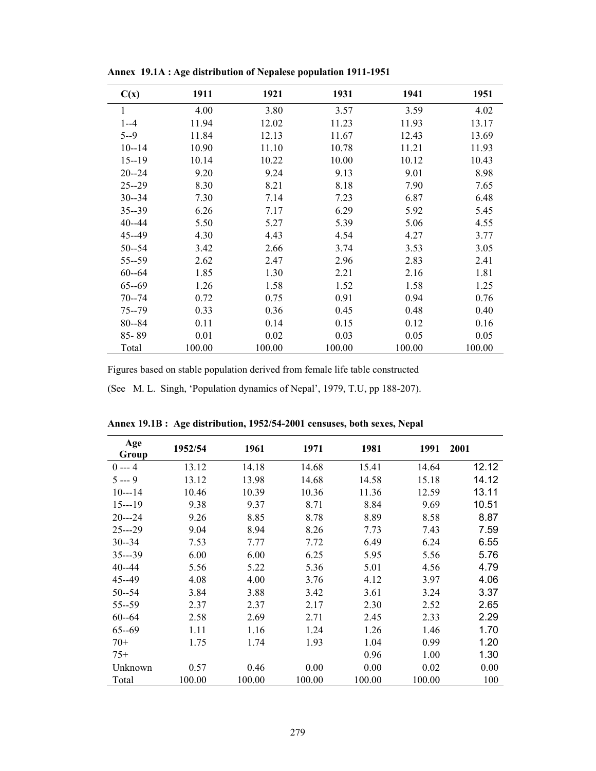**Annex 19.1A : Age distribution of Nepalese population 1911-1951**

| C(x) | 1911 | 1921 | 1931 | 1941 | 1951 |
|---|---|---|---|---|---|
| 1 | 4.00 | 3.80 | 3.57 | 3.59 | 4.02 |
| 1--4 | 11.94 | 12.02 | 11.23 | 11.93 | 13.17 |
| 5--9 | 11.84 | 12.13 | 11.67 | 12.43 | 13.69 |
| 10--14 | 10.90 | 11.10 | 10.78 | 11.21 | 11.93 |
| 15--19 | 10.14 | 10.22 | 10.00 | 10.12 | 10.43 |
| 20--24 | 9.20 | 9.24 | 9.13 | 9.01 | 8.98 |
| 25--29 | 8.30 | 8.21 | 8.18 | 7.90 | 7.65 |
| 30--34 | 7.30 | 7.14 | 7.23 | 6.87 | 6.48 |
| 35--39 | 6.26 | 7.17 | 6.29 | 5.92 | 5.45 |
| 40--44 | 5.50 | 5.27 | 5.39 | 5.06 | 4.55 |
| 45--49 | 4.30 | 4.43 | 4.54 | 4.27 | 3.77 |
| 50--54 | 3.42 | 2.66 | 3.74 | 3.53 | 3.05 |
| 55--59 | 2.62 | 2.47 | 2.96 | 2.83 | 2.41 |
| 60--64 | 1.85 | 1.30 | 2.21 | 2.16 | 1.81 |
| 65--69 | 1.26 | 1.58 | 1.52 | 1.58 | 1.25 |
| 70--74 | 0.72 | 0.75 | 0.91 | 0.94 | 0.76 |
| 75--79 | 0.33 | 0.36 | 0.45 | 0.48 | 0.40 |
| 80--84 | 0.11 | 0.14 | 0.15 | 0.12 | 0.16 |
| 85- 89 | 0.01 | 0.02 | 0.03 | 0.05 | 0.05 |
| Total | 100.00 | 100.00 | 100.00 | 100.00 | 100.00 |

Figures based on stable population derived from female life table constructed

(See M. L. Singh, 'Population dynamics of Nepal', 1979, T.U, pp 188-207).

**Annex 19.1B : Age distribution, 1952/54-2001 censuses, both sexes, Nepal**

| Age Group | 1952/54 | 1961 | 1971 | 1981 | 1991 | 2001 |
|---|---|---|---|---|---|---|
| 0 --- 4 | 13.12 | 14.18 | 14.68 | 15.41 | 14.64 | 12.12 |
| 5 --- 9 | 13.12 | 13.98 | 14.68 | 14.58 | 15.18 | 14.12 |
| 10---14 | 10.46 | 10.39 | 10.36 | 11.36 | 12.59 | 13.11 |
| 15---19 | 9.38 | 9.37 | 8.71 | 8.84 | 9.69 | 10.51 |
| 20---24 | 9.26 | 8.85 | 8.78 | 8.89 | 8.58 | 8.87 |
| 25---29 | 9.04 | 8.94 | 8.26 | 7.73 | 7.43 | 7.59 |
| 30--34 | 7.53 | 7.77 | 7.72 | 6.49 | 6.24 | 6.55 |
| 35---39 | 6.00 | 6.00 | 6.25 | 5.95 | 5.56 | 5.76 |
| 40--44 | 5.56 | 5.22 | 5.36 | 5.01 | 4.56 | 4.79 |
| 45--49 | 4.08 | 4.00 | 3.76 | 4.12 | 3.97 | 4.06 |
| 50--54 | 3.84 | 3.88 | 3.42 | 3.61 | 3.24 | 3.37 |
| 55--59 | 2.37 | 2.37 | 2.17 | 2.30 | 2.52 | 2.65 |
| 60--64 | 2.58 | 2.69 | 2.71 | 2.45 | 2.33 | 2.29 |
| 65--69 | 1.11 | 1.16 | 1.24 | 1.26 | 1.46 | 1.70 |
| 70+ | 1.75 | 1.74 | 1.93 | 1.04 | 0.99 | 1.20 |
| 75+ | | | | 0.96 | 1.00 | 1.30 |
| Unknown | 0.57 | 0.46 | 0.00 | 0.00 | 0.02 | 0.00 |
| Total | 100.00 | 100.00 | 100.00 | 100.00 | 100.00 | 100 |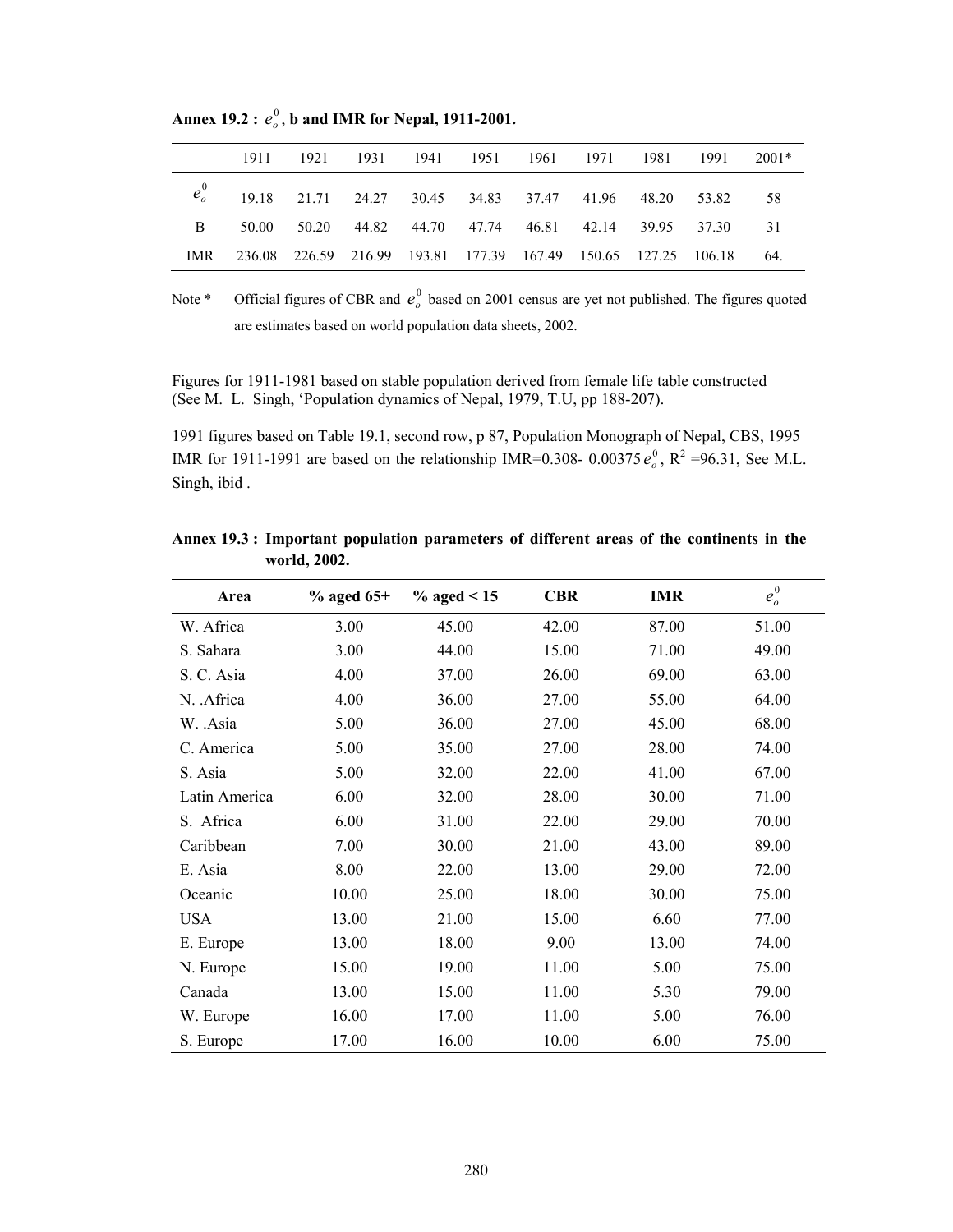**Annex 19.2 : $e_o^0$, b and IMR for Nepal, 1911-2001.**

| | 1911 | 1921 | 1931 | 1941 | 1951 | 1961 | 1971 | 1981 | 1991 | 2001* |
|---|---|---|---|---|---|---|---|---|---|---|
| $e_o^0$ | 19.18 | 21.71 | 24.27 | 30.45 | 34.83 | 37.47 | 41.96 | 48.20 | 53.82 | 58 |
| B | 50.00 | 50.20 | 44.82 | 44.70 | 47.74 | 46.81 | 42.14 | 39.95 | 37.30 | 31 |
| IMR | 236.08 | 226.59 | 216.99 | 193.81 | 177.39 | 167.49 | 150.65 | 127.25 | 106.18 | 64. |

Note * Official figures of CBR and $e_o^0$ based on 2001 census are yet not published. The figures quoted are estimates based on world population data sheets, 2002.

Figures for 1911-1981 based on stable population derived from female life table constructed (See M. L. Singh, 'Population dynamics of Nepal, 1979, T.U, pp 188-207).

1991 figures based on Table 19.1, second row, p 87, Population Monograph of Nepal, CBS, 1995 IMR for 1911-1991 are based on the relationship IMR=0.308- 0.00375$e_o^0$, $R^2$ =96.31, See M.L. Singh, ibid .

**Annex 19.3 : Important population parameters of different areas of the continents in the world, 2002.**

| Area | % aged 65+ | % aged < 15 | CBR | IMR | $e_o^0$ |
|---|---|---|---|---|---|
| W. Africa | 3.00 | 45.00 | 42.00 | 87.00 | 51.00 |
| S. Sahara | 3.00 | 44.00 | 15.00 | 71.00 | 49.00 |
| S. C. Asia | 4.00 | 37.00 | 26.00 | 69.00 | 63.00 |
| N. .Africa | 4.00 | 36.00 | 27.00 | 55.00 | 64.00 |
| W. .Asia | 5.00 | 36.00 | 27.00 | 45.00 | 68.00 |
| C. America | 5.00 | 35.00 | 27.00 | 28.00 | 74.00 |
| S. Asia | 5.00 | 32.00 | 22.00 | 41.00 | 67.00 |
| Latin America | 6.00 | 32.00 | 28.00 | 30.00 | 71.00 |
| S. Africa | 6.00 | 31.00 | 22.00 | 29.00 | 70.00 |
| Caribbean | 7.00 | 30.00 | 21.00 | 43.00 | 89.00 |
| E. Asia | 8.00 | 22.00 | 13.00 | 29.00 | 72.00 |
| Oceanic | 10.00 | 25.00 | 18.00 | 30.00 | 75.00 |
| USA | 13.00 | 21.00 | 15.00 | 6.60 | 77.00 |
| E. Europe | 13.00 | 18.00 | 9.00 | 13.00 | 74.00 |
| N. Europe | 15.00 | 19.00 | 11.00 | 5.00 | 75.00 |
| Canada | 13.00 | 15.00 | 11.00 | 5.30 | 79.00 |
| W. Europe | 16.00 | 17.00 | 11.00 | 5.00 | 76.00 |
| S. Europe | 17.00 | 16.00 | 10.00 | 6.00 | 75.00 |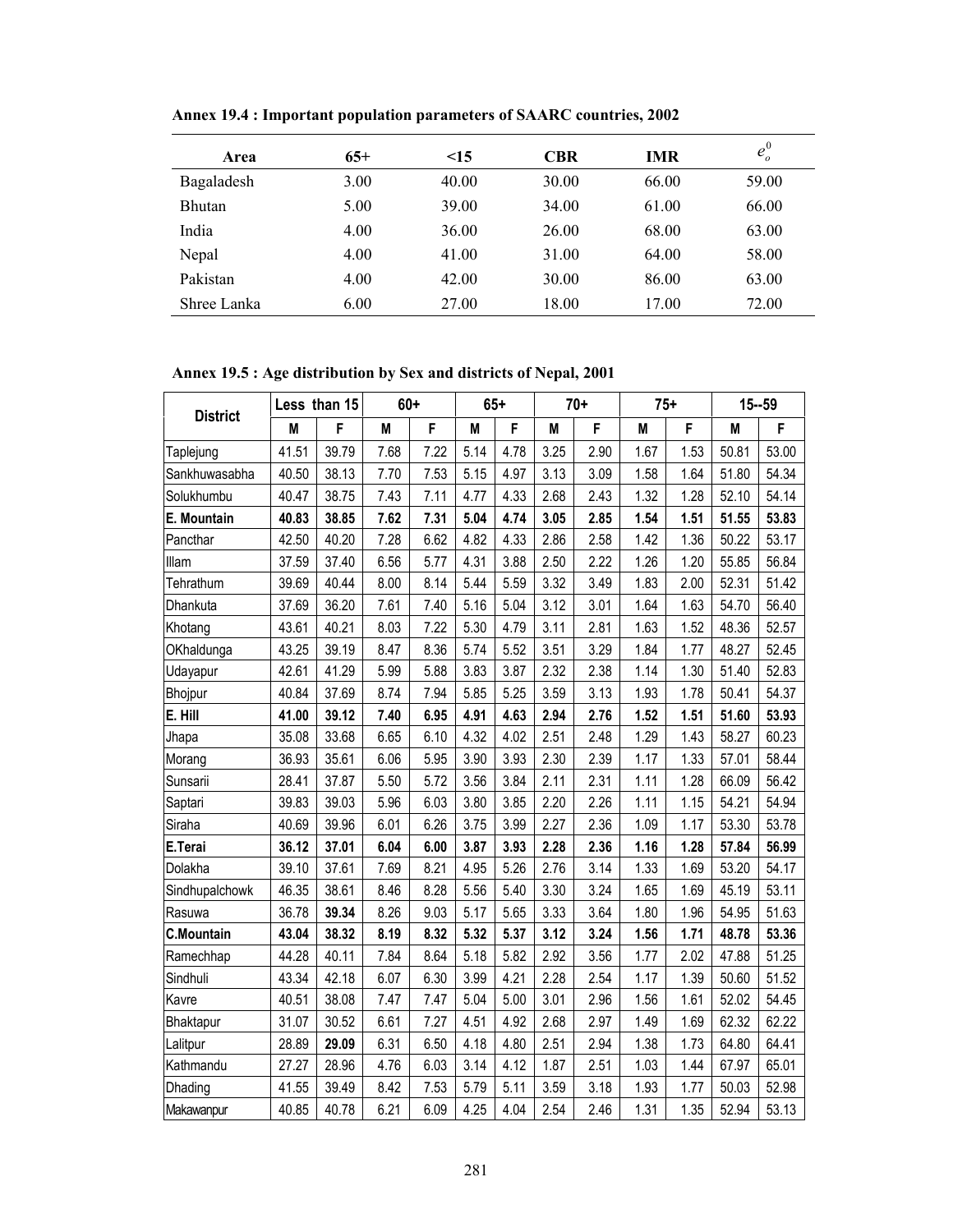**Annex 19.4 : Important population parameters of SAARC countries, 2002**

| Area | 65+ | <15 | CBR | IMR | $e_o^0$ |
|---|---|---|---|---|---|
| Bagaladesh | 3.00 | 40.00 | 30.00 | 66.00 | 59.00 |
| Bhutan | 5.00 | 39.00 | 34.00 | 61.00 | 66.00 |
| India | 4.00 | 36.00 | 26.00 | 68.00 | 63.00 |
| Nepal | 4.00 | 41.00 | 31.00 | 64.00 | 58.00 |
| Pakistan | 4.00 | 42.00 | 30.00 | 86.00 | 63.00 |
| Shree Lanka | 6.00 | 27.00 | 18.00 | 17.00 | 72.00 |

**Annex 19.5 : Age distribution by Sex and districts of Nepal, 2001**

| District | Less than 15 | | 60+ | | 65+ | | 70+ | | 75+ | | 15--59 | |
|---|---|---|---|---|---|---|---|---|---|---|---|---|
| | M | F | M | F | M | F | M | F | M | F | M | F |
| Taplejung | 41.51 | 39.79 | 7.68 | 7.22 | 5.14 | 4.78 | 3.25 | 2.90 | 1.67 | 1.53 | 50.81 | 53.00 |
| Sankhuwasabha | 40.50 | 38.13 | 7.70 | 7.53 | 5.15 | 4.97 | 3.13 | 3.09 | 1.58 | 1.64 | 51.80 | 54.34 |
| Solukhumbu | 40.47 | 38.75 | 7.43 | 7.11 | 4.77 | 4.33 | 2.68 | 2.43 | 1.32 | 1.28 | 52.10 | 54.14 |
| **E. Mountain** | **40.83** | **38.85** | **7.62** | **7.31** | **5.04** | **4.74** | **3.05** | **2.85** | **1.54** | **1.51** | **51.55** | **53.83** |
| Pancthar | 42.50 | 40.20 | 7.28 | 6.62 | 4.82 | 4.33 | 2.86 | 2.58 | 1.42 | 1.36 | 50.22 | 53.17 |
| Illam | 37.59 | 37.40 | 6.56 | 5.77 | 4.31 | 3.88 | 2.50 | 2.22 | 1.26 | 1.20 | 55.85 | 56.84 |
| Tehrathum | 39.69 | 40.44 | 8.00 | 8.14 | 5.44 | 5.59 | 3.32 | 3.49 | 1.83 | 2.00 | 52.31 | 51.42 |
| Dhankuta | 37.69 | 36.20 | 7.61 | 7.40 | 5.16 | 5.04 | 3.12 | 3.01 | 1.64 | 1.63 | 54.70 | 56.40 |
| Khotang | 43.61 | 40.21 | 8.03 | 7.22 | 5.30 | 4.79 | 3.11 | 2.81 | 1.63 | 1.52 | 48.36 | 52.57 |
| OKhaldunga | 43.25 | 39.19 | 8.47 | 8.36 | 5.74 | 5.52 | 3.51 | 3.29 | 1.84 | 1.77 | 48.27 | 52.45 |
| Udayapur | 42.61 | 41.29 | 5.99 | 5.88 | 3.83 | 3.87 | 2.32 | 2.38 | 1.14 | 1.30 | 51.40 | 52.83 |
| Bhojpur | 40.84 | 37.69 | 8.74 | 7.94 | 5.85 | 5.25 | 3.59 | 3.13 | 1.93 | 1.78 | 50.41 | 54.37 |
| **E. Hill** | **41.00** | **39.12** | **7.40** | **6.95** | **4.91** | **4.63** | **2.94** | **2.76** | **1.52** | **1.51** | **51.60** | **53.93** |
| Jhapa | 35.08 | 33.68 | 6.65 | 6.10 | 4.32 | 4.02 | 2.51 | 2.48 | 1.29 | 1.43 | 58.27 | 60.23 |
| Morang | 36.93 | 35.61 | 6.06 | 5.95 | 3.90 | 3.93 | 2.30 | 2.39 | 1.17 | 1.33 | 57.01 | 58.44 |
| Sunsarii | 28.41 | 37.87 | 5.50 | 5.72 | 3.56 | 3.84 | 2.11 | 2.31 | 1.11 | 1.28 | 66.09 | 56.42 |
| Saptari | 39.83 | 39.03 | 5.96 | 6.03 | 3.80 | 3.85 | 2.20 | 2.26 | 1.11 | 1.15 | 54.21 | 54.94 |
| Siraha | 40.69 | 39.96 | 6.01 | 6.26 | 3.75 | 3.99 | 2.27 | 2.36 | 1.09 | 1.17 | 53.30 | 53.78 |
| **E.Terai** | **36.12** | **37.01** | **6.04** | **6.00** | **3.87** | **3.93** | **2.28** | **2.36** | **1.16** | **1.28** | **57.84** | **56.99** |
| Dolakha | 39.10 | 37.61 | 7.69 | 8.21 | 4.95 | 5.26 | 2.76 | 3.14 | 1.33 | 1.69 | 53.20 | 54.17 |
| Sindhupalchowk | 46.35 | 38.61 | 8.46 | 8.28 | 5.56 | 5.40 | 3.30 | 3.24 | 1.65 | 1.69 | 45.19 | 53.11 |
| Rasuwa | 36.78 | **39.34** | 8.26 | 9.03 | 5.17 | 5.65 | 3.33 | 3.64 | 1.80 | 1.96 | 54.95 | 51.63 |
| **C.Mountain** | **43.04** | **38.32** | **8.19** | **8.32** | **5.32** | **5.37** | **3.12** | **3.24** | **1.56** | **1.71** | **48.78** | **53.36** |
| Ramechhap | 44.28 | 40.11 | 7.84 | 8.64 | 5.18 | 5.82 | 2.92 | 3.56 | 1.77 | 2.02 | 47.88 | 51.25 |
| Sindhuli | 43.34 | 42.18 | 6.07 | 6.30 | 3.99 | 4.21 | 2.28 | 2.54 | 1.17 | 1.39 | 50.60 | 51.52 |
| Kavre | 40.51 | 38.08 | 7.47 | 7.47 | 5.04 | 5.00 | 3.01 | 2.96 | 1.56 | 1.61 | 52.02 | 54.45 |
| Bhaktapur | 31.07 | 30.52 | 6.61 | 7.27 | 4.51 | 4.92 | 2.68 | 2.97 | 1.49 | 1.69 | 62.32 | 62.22 |
| Lalitpur | 28.89 | **29.09** | 6.31 | 6.50 | 4.18 | 4.80 | 2.51 | 2.94 | 1.38 | 1.73 | 64.80 | 64.41 |
| Kathmandu | 27.27 | 28.96 | 4.76 | 6.03 | 3.14 | 4.12 | 1.87 | 2.51 | 1.03 | 1.44 | 67.97 | 65.01 |
| Dhading | 41.55 | 39.49 | 8.42 | 7.53 | 5.79 | 5.11 | 3.59 | 3.18 | 1.93 | 1.77 | 50.03 | 52.98 |
| Makawanpur | 40.85 | 40.78 | 6.21 | 6.09 | 4.25 | 4.04 | 2.54 | 2.46 | 1.31 | 1.35 | 52.94 | 53.13 |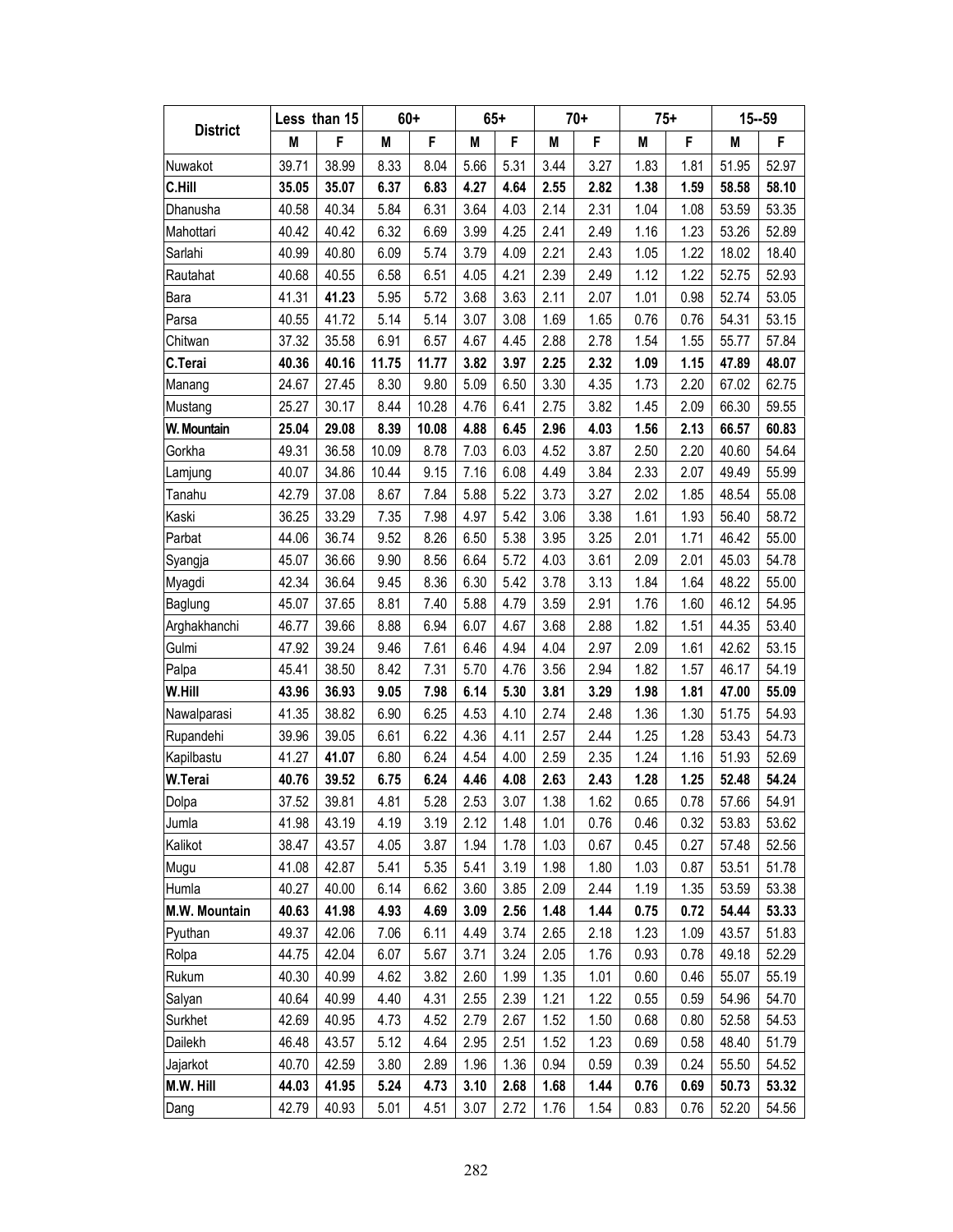| District | Less than 15 | | 60+ | | 65+ | | 70+ | | 75+ | | 15--59 | |
|---|---|---|---|---|---|---|---|---|---|---|---|---|
| | M | F | M | F | M | F | M | F | M | F | M | F |
| Nuwakot | 39.71 | 38.99 | 8.33 | 8.04 | 5.66 | 5.31 | 3.44 | 3.27 | 1.83 | 1.81 | 51.95 | 52.97 |
| **C.Hill** | **35.05** | **35.07** | **6.37** | **6.83** | **4.27** | **4.64** | **2.55** | **2.82** | **1.38** | **1.59** | **58.58** | **58.10** |
| Dhanusha | 40.58 | 40.34 | 5.84 | 6.31 | 3.64 | 4.03 | 2.14 | 2.31 | 1.04 | 1.08 | 53.59 | 53.35 |
| Mahottari | 40.42 | 40.42 | 6.32 | 6.69 | 3.99 | 4.25 | 2.41 | 2.49 | 1.16 | 1.23 | 53.26 | 52.89 |
| Sarlahi | 40.99 | 40.80 | 6.09 | 5.74 | 3.79 | 4.09 | 2.21 | 2.43 | 1.05 | 1.22 | 18.02 | 18.40 |
| Rautahat | 40.68 | 40.55 | 6.58 | 6.51 | 4.05 | 4.21 | 2.39 | 2.49 | 1.12 | 1.22 | 52.75 | 52.93 |
| Bara | 41.31 | **41.23** | 5.95 | 5.72 | 3.68 | 3.63 | 2.11 | 2.07 | 1.01 | 0.98 | 52.74 | 53.05 |
| Parsa | 40.55 | 41.72 | 5.14 | 5.14 | 3.07 | 3.08 | 1.69 | 1.65 | 0.76 | 0.76 | 54.31 | 53.15 |
| Chitwan | 37.32 | 35.58 | 6.91 | 6.57 | 4.67 | 4.45 | 2.88 | 2.78 | 1.54 | 1.55 | 55.77 | 57.84 |
| **C.Terai** | **40.36** | **40.16** | **11.75** | **11.77** | **3.82** | **3.97** | **2.25** | **2.32** | **1.09** | **1.15** | **47.89** | **48.07** |
| Manang | 24.67 | 27.45 | 8.30 | 9.80 | 5.09 | 6.50 | 3.30 | 4.35 | 1.73 | 2.20 | 67.02 | 62.75 |
| Mustang | 25.27 | 30.17 | 8.44 | 10.28 | 4.76 | 6.41 | 2.75 | 3.82 | 1.45 | 2.09 | 66.30 | 59.55 |
| **W. Mountain** | **25.04** | **29.08** | **8.39** | **10.08** | **4.88** | **6.45** | **2.96** | **4.03** | **1.56** | **2.13** | **66.57** | **60.83** |
| Gorkha | 49.31 | 36.58 | 10.09 | 8.78 | 7.03 | 6.03 | 4.52 | 3.87 | 2.50 | 2.20 | 40.60 | 54.64 |
| Lamjung | 40.07 | 34.86 | 10.44 | 9.15 | 7.16 | 6.08 | 4.49 | 3.84 | 2.33 | 2.07 | 49.49 | 55.99 |
| Tanahu | 42.79 | 37.08 | 8.67 | 7.84 | 5.88 | 5.22 | 3.73 | 3.27 | 2.02 | 1.85 | 48.54 | 55.08 |
| Kaski | 36.25 | 33.29 | 7.35 | 7.98 | 4.97 | 5.42 | 3.06 | 3.38 | 1.61 | 1.93 | 56.40 | 58.72 |
| Parbat | 44.06 | 36.74 | 9.52 | 8.26 | 6.50 | 5.38 | 3.95 | 3.25 | 2.01 | 1.71 | 46.42 | 55.00 |
| Syangja | 45.07 | 36.66 | 9.90 | 8.56 | 6.64 | 5.72 | 4.03 | 3.61 | 2.09 | 2.01 | 45.03 | 54.78 |
| Myagdi | 42.34 | 36.64 | 9.45 | 8.36 | 6.30 | 5.42 | 3.78 | 3.13 | 1.84 | 1.64 | 48.22 | 55.00 |
| Baglung | 45.07 | 37.65 | 8.81 | 7.40 | 5.88 | 4.79 | 3.59 | 2.91 | 1.76 | 1.60 | 46.12 | 54.95 |
| Arghakhanchi | 46.77 | 39.66 | 8.88 | 6.94 | 6.07 | 4.67 | 3.68 | 2.88 | 1.82 | 1.51 | 44.35 | 53.40 |
| Gulmi | 47.92 | 39.24 | 9.46 | 7.61 | 6.46 | 4.94 | 4.04 | 2.97 | 2.09 | 1.61 | 42.62 | 53.15 |
| Palpa | 45.41 | 38.50 | 8.42 | 7.31 | 5.70 | 4.76 | 3.56 | 2.94 | 1.82 | 1.57 | 46.17 | 54.19 |
| **W.Hill** | **43.96** | **36.93** | **9.05** | **7.98** | **6.14** | **5.30** | **3.81** | **3.29** | **1.98** | **1.81** | **47.00** | **55.09** |
| Nawalparasi | 41.35 | 38.82 | 6.90 | 6.25 | 4.53 | 4.10 | 2.74 | 2.48 | 1.36 | 1.30 | 51.75 | 54.93 |
| Rupandehi | 39.96 | 39.05 | 6.61 | 6.22 | 4.36 | 4.11 | 2.57 | 2.44 | 1.25 | 1.28 | 53.43 | 54.73 |
| Kapilbastu | 41.27 | **41.07** | 6.80 | 6.24 | 4.54 | 4.00 | 2.59 | 2.35 | 1.24 | 1.16 | 51.93 | 52.69 |
| **W.Terai** | **40.76** | **39.52** | **6.75** | **6.24** | **4.46** | **4.08** | **2.63** | **2.43** | **1.28** | **1.25** | **52.48** | **54.24** |
| Dolpa | 37.52 | 39.81 | 4.81 | 5.28 | 2.53 | 3.07 | 1.38 | 1.62 | 0.65 | 0.78 | 57.66 | 54.91 |
| Jumla | 41.98 | 43.19 | 4.19 | 3.19 | 2.12 | 1.48 | 1.01 | 0.76 | 0.46 | 0.32 | 53.83 | 53.62 |
| Kalikot | 38.47 | 43.57 | 4.05 | 3.87 | 1.94 | 1.78 | 1.03 | 0.67 | 0.45 | 0.27 | 57.48 | 52.56 |
| Mugu | 41.08 | 42.87 | 5.41 | 5.35 | 5.41 | 3.19 | 1.98 | 1.80 | 1.03 | 0.87 | 53.51 | 51.78 |
| Humla | 40.27 | 40.00 | 6.14 | 6.62 | 3.60 | 3.85 | 2.09 | 2.44 | 1.19 | 1.35 | 53.59 | 53.38 |
| **M.W. Mountain** | **40.63** | **41.98** | **4.93** | **4.69** | **3.09** | **2.56** | **1.48** | **1.44** | **0.75** | **0.72** | **54.44** | **53.33** |
| Pyuthan | 49.37 | 42.06 | 7.06 | 6.11 | 4.49 | 3.74 | 2.65 | 2.18 | 1.23 | 1.09 | 43.57 | 51.83 |
| Rolpa | 44.75 | 42.04 | 6.07 | 5.67 | 3.71 | 3.24 | 2.05 | 1.76 | 0.93 | 0.78 | 49.18 | 52.29 |
| Rukum | 40.30 | 40.99 | 4.62 | 3.82 | 2.60 | 1.99 | 1.35 | 1.01 | 0.60 | 0.46 | 55.07 | 55.19 |
| Salyan | 40.64 | 40.99 | 4.40 | 4.31 | 2.55 | 2.39 | 1.21 | 1.22 | 0.55 | 0.59 | 54.96 | 54.70 |
| Surkhet | 42.69 | 40.95 | 4.73 | 4.52 | 2.79 | 2.67 | 1.52 | 1.50 | 0.68 | 0.80 | 52.58 | 54.53 |
| Dailekh | 46.48 | 43.57 | 5.12 | 4.64 | 2.95 | 2.51 | 1.52 | 1.23 | 0.69 | 0.58 | 48.40 | 51.79 |
| Jajarkot | 40.70 | 42.59 | 3.80 | 2.89 | 1.96 | 1.36 | 0.94 | 0.59 | 0.39 | 0.24 | 55.50 | 54.52 |
| **M.W. Hill** | **44.03** | **41.95** | **5.24** | **4.73** | **3.10** | **2.68** | **1.68** | **1.44** | **0.76** | **0.69** | **50.73** | **53.32** |
| Dang | 42.79 | 40.93 | 5.01 | 4.51 | 3.07 | 2.72 | 1.76 | 1.54 | 0.83 | 0.76 | 52.20 | 54.56 |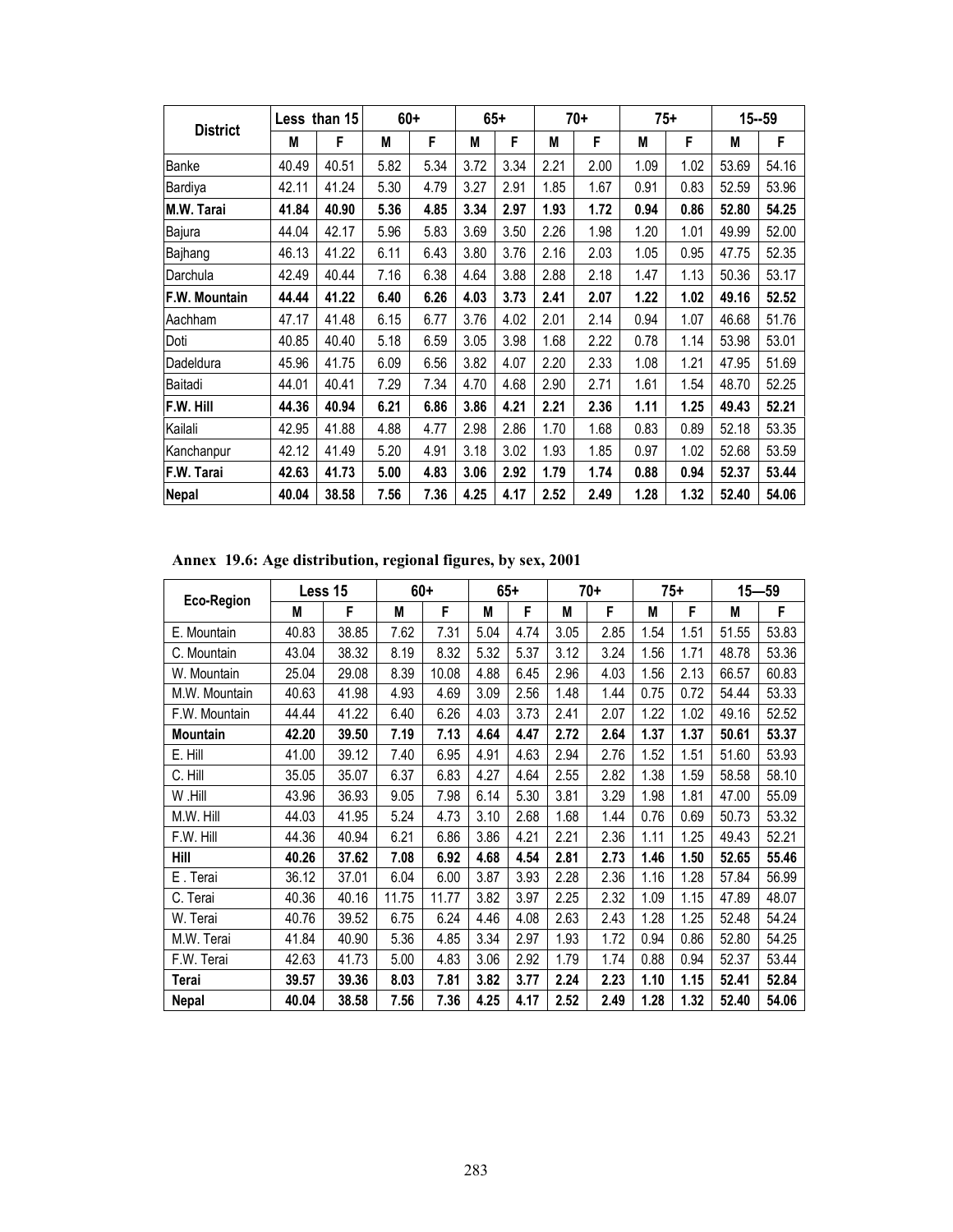| District | Less than 15 | | 60+ | | 65+ | | 70+ | | 75+ | | 15--59 | |
|---|---|---|---|---|---|---|---|---|---|---|---|---|
| | M | F | M | F | M | F | M | F | M | F | M | F |
| Banke | 40.49 | 40.51 | 5.82 | 5.34 | 3.72 | 3.34 | 2.21 | 2.00 | 1.09 | 1.02 | 53.69 | 54.16 |
| Bardiya | 42.11 | 41.24 | 5.30 | 4.79 | 3.27 | 2.91 | 1.85 | 1.67 | 0.91 | 0.83 | 52.59 | 53.96 |
| **M.W. Tarai** | **41.84** | **40.90** | **5.36** | **4.85** | **3.34** | **2.97** | **1.93** | **1.72** | **0.94** | **0.86** | **52.80** | **54.25** |
| Bajura | 44.04 | 42.17 | 5.96 | 5.83 | 3.69 | 3.50 | 2.26 | 1.98 | 1.20 | 1.01 | 49.99 | 52.00 |
| Bajhang | 46.13 | 41.22 | 6.11 | 6.43 | 3.80 | 3.76 | 2.16 | 2.03 | 1.05 | 0.95 | 47.75 | 52.35 |
| Darchula | 42.49 | 40.44 | 7.16 | 6.38 | 4.64 | 3.88 | 2.88 | 2.18 | 1.47 | 1.13 | 50.36 | 53.17 |
| **F.W. Mountain** | **44.44** | **41.22** | **6.40** | **6.26** | **4.03** | **3.73** | **2.41** | **2.07** | **1.22** | **1.02** | **49.16** | **52.52** |
| Aachham | 47.17 | 41.48 | 6.15 | 6.77 | 3.76 | 4.02 | 2.01 | 2.14 | 0.94 | 1.07 | 46.68 | 51.76 |
| Doti | 40.85 | 40.40 | 5.18 | 6.59 | 3.05 | 3.98 | 1.68 | 2.22 | 0.78 | 1.14 | 53.98 | 53.01 |
| Dadeldura | 45.96 | 41.75 | 6.09 | 6.56 | 3.82 | 4.07 | 2.20 | 2.33 | 1.08 | 1.21 | 47.95 | 51.69 |
| Baitadi | 44.01 | 40.41 | 7.29 | 7.34 | 4.70 | 4.68 | 2.90 | 2.71 | 1.61 | 1.54 | 48.70 | 52.25 |
| **F.W. Hill** | **44.36** | **40.94** | **6.21** | **6.86** | **3.86** | **4.21** | **2.21** | **2.36** | **1.11** | **1.25** | **49.43** | **52.21** |
| Kailali | 42.95 | 41.88 | 4.88 | 4.77 | 2.98 | 2.86 | 1.70 | 1.68 | 0.83 | 0.89 | 52.18 | 53.35 |
| Kanchanpur | 42.12 | 41.49 | 5.20 | 4.91 | 3.18 | 3.02 | 1.93 | 1.85 | 0.97 | 1.02 | 52.68 | 53.59 |
| **F.W. Tarai** | **42.63** | **41.73** | **5.00** | **4.83** | **3.06** | **2.92** | **1.79** | **1.74** | **0.88** | **0.94** | **52.37** | **53.44** |
| **Nepal** | **40.04** | **38.58** | **7.56** | **7.36** | **4.25** | **4.17** | **2.52** | **2.49** | **1.28** | **1.32** | **52.40** | **54.06** |

**Annex 19.6: Age distribution, regional figures, by sex, 2001**

| Eco-Region | Less 15 | | 60+ | | 65+ | | 70+ | | 75+ | | 15—59 | |
|---|---|---|---|---|---|---|---|---|---|---|---|---|
| | M | F | M | F | M | F | M | F | M | F | M | F |
| E. Mountain | 40.83 | 38.85 | 7.62 | 7.31 | 5.04 | 4.74 | 3.05 | 2.85 | 1.54 | 1.51 | 51.55 | 53.83 |
| C. Mountain | 43.04 | 38.32 | 8.19 | 8.32 | 5.32 | 5.37 | 3.12 | 3.24 | 1.56 | 1.71 | 48.78 | 53.36 |
| W. Mountain | 25.04 | 29.08 | 8.39 | 10.08 | 4.88 | 6.45 | 2.96 | 4.03 | 1.56 | 2.13 | 66.57 | 60.83 |
| M.W. Mountain | 40.63 | 41.98 | 4.93 | 4.69 | 3.09 | 2.56 | 1.48 | 1.44 | 0.75 | 0.72 | 54.44 | 53.33 |
| F.W. Mountain | 44.44 | 41.22 | 6.40 | 6.26 | 4.03 | 3.73 | 2.41 | 2.07 | 1.22 | 1.02 | 49.16 | 52.52 |
| **Mountain** | **42.20** | **39.50** | **7.19** | **7.13** | **4.64** | **4.47** | **2.72** | **2.64** | **1.37** | **1.37** | **50.61** | **53.37** |
| E. Hill | 41.00 | 39.12 | 7.40 | 6.95 | 4.91 | 4.63 | 2.94 | 2.76 | 1.52 | 1.51 | 51.60 | 53.93 |
| C. Hill | 35.05 | 35.07 | 6.37 | 6.83 | 4.27 | 4.64 | 2.55 | 2.82 | 1.38 | 1.59 | 58.58 | 58.10 |
| W .Hill | 43.96 | 36.93 | 9.05 | 7.98 | 6.14 | 5.30 | 3.81 | 3.29 | 1.98 | 1.81 | 47.00 | 55.09 |
| M.W. Hill | 44.03 | 41.95 | 5.24 | 4.73 | 3.10 | 2.68 | 1.68 | 1.44 | 0.76 | 0.69 | 50.73 | 53.32 |
| F.W. Hill | 44.36 | 40.94 | 6.21 | 6.86 | 3.86 | 4.21 | 2.21 | 2.36 | 1.11 | 1.25 | 49.43 | 52.21 |
| **Hill** | **40.26** | **37.62** | **7.08** | **6.92** | **4.68** | **4.54** | **2.81** | **2.73** | **1.46** | **1.50** | **52.65** | **55.46** |
| E . Terai | 36.12 | 37.01 | 6.04 | 6.00 | 3.87 | 3.93 | 2.28 | 2.36 | 1.16 | 1.28 | 57.84 | 56.99 |
| C. Terai | 40.36 | 40.16 | 11.75 | 11.77 | 3.82 | 3.97 | 2.25 | 2.32 | 1.09 | 1.15 | 47.89 | 48.07 |
| W. Terai | 40.76 | 39.52 | 6.75 | 6.24 | 4.46 | 4.08 | 2.63 | 2.43 | 1.28 | 1.25 | 52.48 | 54.24 |
| M.W. Terai | 41.84 | 40.90 | 5.36 | 4.85 | 3.34 | 2.97 | 1.93 | 1.72 | 0.94 | 0.86 | 52.80 | 54.25 |
| F.W. Terai | 42.63 | 41.73 | 5.00 | 4.83 | 3.06 | 2.92 | 1.79 | 1.74 | 0.88 | 0.94 | 52.37 | 53.44 |
| **Terai** | **39.57** | **39.36** | **8.03** | **7.81** | **3.82** | **3.77** | **2.24** | **2.23** | **1.10** | **1.15** | **52.41** | **52.84** |
| **Nepal** | **40.04** | **38.58** | **7.56** | **7.36** | **4.25** | **4.17** | **2.52** | **2.49** | **1.28** | **1.32** | **52.40** | **54.06** |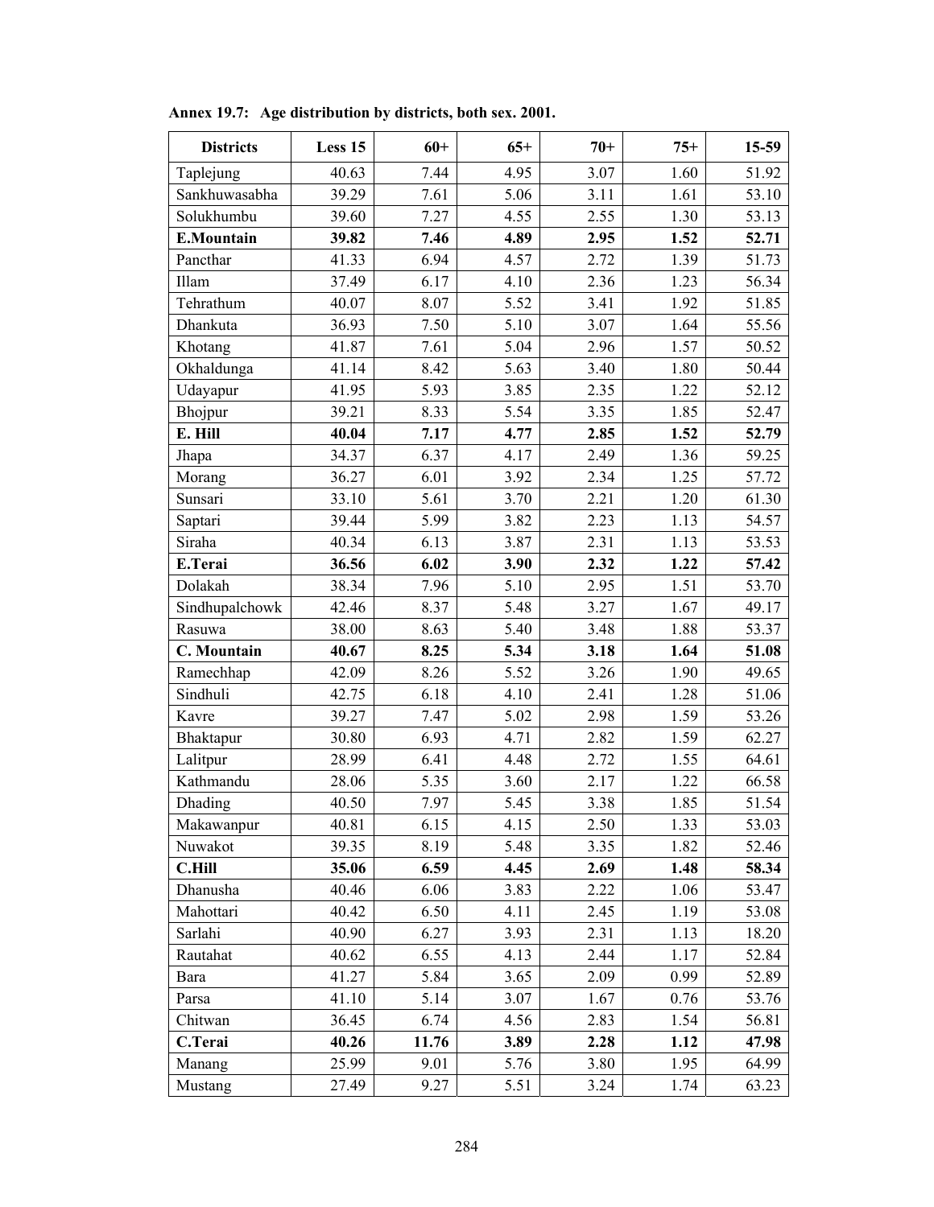**Annex 19.7: Age distribution by districts, both sex. 2001.**

| Districts | Less 15 | 60+ | 65+ | 70+ | 75+ | 15-59 |
|---|---|---|---|---|---|---|
| Taplejung | 40.63 | 7.44 | 4.95 | 3.07 | 1.60 | 51.92 |
| Sankhuwasabha | 39.29 | 7.61 | 5.06 | 3.11 | 1.61 | 53.10 |
| Solukhumbu | 39.60 | 7.27 | 4.55 | 2.55 | 1.30 | 53.13 |
| **E.Mountain** | **39.82** | **7.46** | **4.89** | **2.95** | **1.52** | **52.71** |
| Pancthar | 41.33 | 6.94 | 4.57 | 2.72 | 1.39 | 51.73 |
| Illam | 37.49 | 6.17 | 4.10 | 2.36 | 1.23 | 56.34 |
| Tehrathum | 40.07 | 8.07 | 5.52 | 3.41 | 1.92 | 51.85 |
| Dhankuta | 36.93 | 7.50 | 5.10 | 3.07 | 1.64 | 55.56 |
| Khotang | 41.87 | 7.61 | 5.04 | 2.96 | 1.57 | 50.52 |
| Okhaldunga | 41.14 | 8.42 | 5.63 | 3.40 | 1.80 | 50.44 |
| Udayapur | 41.95 | 5.93 | 3.85 | 2.35 | 1.22 | 52.12 |
| Bhojpur | 39.21 | 8.33 | 5.54 | 3.35 | 1.85 | 52.47 |
| **E. Hill** | **40.04** | **7.17** | **4.77** | **2.85** | **1.52** | **52.79** |
| Jhapa | 34.37 | 6.37 | 4.17 | 2.49 | 1.36 | 59.25 |
| Morang | 36.27 | 6.01 | 3.92 | 2.34 | 1.25 | 57.72 |
| Sunsari | 33.10 | 5.61 | 3.70 | 2.21 | 1.20 | 61.30 |
| Saptari | 39.44 | 5.99 | 3.82 | 2.23 | 1.13 | 54.57 |
| Siraha | 40.34 | 6.13 | 3.87 | 2.31 | 1.13 | 53.53 |
| **E.Terai** | **36.56** | **6.02** | **3.90** | **2.32** | **1.22** | **57.42** |
| Dolakah | 38.34 | 7.96 | 5.10 | 2.95 | 1.51 | 53.70 |
| Sindhupalchowk | 42.46 | 8.37 | 5.48 | 3.27 | 1.67 | 49.17 |
| Rasuwa | 38.00 | 8.63 | 5.40 | 3.48 | 1.88 | 53.37 |
| **C. Mountain** | **40.67** | **8.25** | **5.34** | **3.18** | **1.64** | **51.08** |
| Ramechhap | 42.09 | 8.26 | 5.52 | 3.26 | 1.90 | 49.65 |
| Sindhuli | 42.75 | 6.18 | 4.10 | 2.41 | 1.28 | 51.06 |
| Kavre | 39.27 | 7.47 | 5.02 | 2.98 | 1.59 | 53.26 |
| Bhaktapur | 30.80 | 6.93 | 4.71 | 2.82 | 1.59 | 62.27 |
| Lalitpur | 28.99 | 6.41 | 4.48 | 2.72 | 1.55 | 64.61 |
| Kathmandu | 28.06 | 5.35 | 3.60 | 2.17 | 1.22 | 66.58 |
| Dhading | 40.50 | 7.97 | 5.45 | 3.38 | 1.85 | 51.54 |
| Makawanpur | 40.81 | 6.15 | 4.15 | 2.50 | 1.33 | 53.03 |
| Nuwakot | 39.35 | 8.19 | 5.48 | 3.35 | 1.82 | 52.46 |
| **C.Hill** | **35.06** | **6.59** | **4.45** | **2.69** | **1.48** | **58.34** |
| Dhanusha | 40.46 | 6.06 | 3.83 | 2.22 | 1.06 | 53.47 |
| Mahottari | 40.42 | 6.50 | 4.11 | 2.45 | 1.19 | 53.08 |
| Sarlahi | 40.90 | 6.27 | 3.93 | 2.31 | 1.13 | 18.20 |
| Rautahat | 40.62 | 6.55 | 4.13 | 2.44 | 1.17 | 52.84 |
| Bara | 41.27 | 5.84 | 3.65 | 2.09 | 0.99 | 52.89 |
| Parsa | 41.10 | 5.14 | 3.07 | 1.67 | 0.76 | 53.76 |
| Chitwan | 36.45 | 6.74 | 4.56 | 2.83 | 1.54 | 56.81 |
| **C.Terai** | **40.26** | **11.76** | **3.89** | **2.28** | **1.12** | **47.98** |
| Manang | 25.99 | 9.01 | 5.76 | 3.80 | 1.95 | 64.99 |
| Mustang | 27.49 | 9.27 | 5.51 | 3.24 | 1.74 | 63.23 |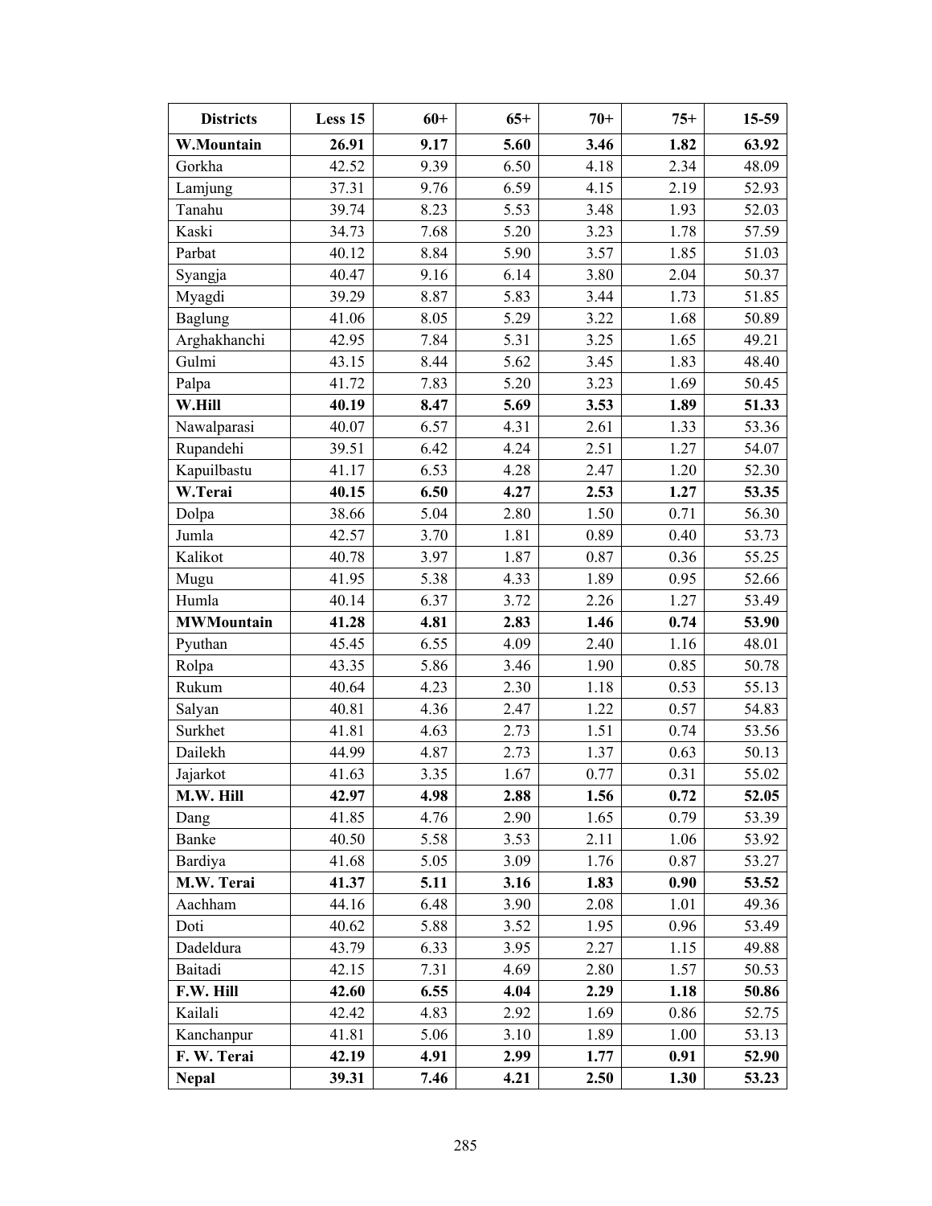| Districts | Less 15 | 60+ | 65+ | 70+ | 75+ | 15-59 |
|---|---|---|---|---|---|---|
| **W.Mountain** | **26.91** | **9.17** | **5.60** | **3.46** | **1.82** | **63.92** |
| Gorkha | 42.52 | 9.39 | 6.50 | 4.18 | 2.34 | 48.09 |
| Lamjung | 37.31 | 9.76 | 6.59 | 4.15 | 2.19 | 52.93 |
| Tanahu | 39.74 | 8.23 | 5.53 | 3.48 | 1.93 | 52.03 |
| Kaski | 34.73 | 7.68 | 5.20 | 3.23 | 1.78 | 57.59 |
| Parbat | 40.12 | 8.84 | 5.90 | 3.57 | 1.85 | 51.03 |
| Syangja | 40.47 | 9.16 | 6.14 | 3.80 | 2.04 | 50.37 |
| Myagdi | 39.29 | 8.87 | 5.83 | 3.44 | 1.73 | 51.85 |
| Baglung | 41.06 | 8.05 | 5.29 | 3.22 | 1.68 | 50.89 |
| Arghakhanchi | 42.95 | 7.84 | 5.31 | 3.25 | 1.65 | 49.21 |
| Gulmi | 43.15 | 8.44 | 5.62 | 3.45 | 1.83 | 48.40 |
| Palpa | 41.72 | 7.83 | 5.20 | 3.23 | 1.69 | 50.45 |
| **W.Hill** | **40.19** | **8.47** | **5.69** | **3.53** | **1.89** | **51.33** |
| Nawalparasi | 40.07 | 6.57 | 4.31 | 2.61 | 1.33 | 53.36 |
| Rupandehi | 39.51 | 6.42 | 4.24 | 2.51 | 1.27 | 54.07 |
| Kapuilbastu | 41.17 | 6.53 | 4.28 | 2.47 | 1.20 | 52.30 |
| **W.Terai** | **40.15** | **6.50** | **4.27** | **2.53** | **1.27** | **53.35** |
| Dolpa | 38.66 | 5.04 | 2.80 | 1.50 | 0.71 | 56.30 |
| Jumla | 42.57 | 3.70 | 1.81 | 0.89 | 0.40 | 53.73 |
| Kalikot | 40.78 | 3.97 | 1.87 | 0.87 | 0.36 | 55.25 |
| Mugu | 41.95 | 5.38 | 4.33 | 1.89 | 0.95 | 52.66 |
| Humla | 40.14 | 6.37 | 3.72 | 2.26 | 1.27 | 53.49 |
| **MWMountain** | **41.28** | **4.81** | **2.83** | **1.46** | **0.74** | **53.90** |
| Pyuthan | 45.45 | 6.55 | 4.09 | 2.40 | 1.16 | 48.01 |
| Rolpa | 43.35 | 5.86 | 3.46 | 1.90 | 0.85 | 50.78 |
| Rukum | 40.64 | 4.23 | 2.30 | 1.18 | 0.53 | 55.13 |
| Salyan | 40.81 | 4.36 | 2.47 | 1.22 | 0.57 | 54.83 |
| Surkhet | 41.81 | 4.63 | 2.73 | 1.51 | 0.74 | 53.56 |
| Dailekh | 44.99 | 4.87 | 2.73 | 1.37 | 0.63 | 50.13 |
| Jajarkot | 41.63 | 3.35 | 1.67 | 0.77 | 0.31 | 55.02 |
| **M.W. Hill** | **42.97** | **4.98** | **2.88** | **1.56** | **0.72** | **52.05** |
| Dang | 41.85 | 4.76 | 2.90 | 1.65 | 0.79 | 53.39 |
| Banke | 40.50 | 5.58 | 3.53 | 2.11 | 1.06 | 53.92 |
| Bardiya | 41.68 | 5.05 | 3.09 | 1.76 | 0.87 | 53.27 |
| **M.W. Terai** | **41.37** | **5.11** | **3.16** | **1.83** | **0.90** | **53.52** |
| Aachham | 44.16 | 6.48 | 3.90 | 2.08 | 1.01 | 49.36 |
| Doti | 40.62 | 5.88 | 3.52 | 1.95 | 0.96 | 53.49 |
| Dadeldura | 43.79 | 6.33 | 3.95 | 2.27 | 1.15 | 49.88 |
| Baitadi | 42.15 | 7.31 | 4.69 | 2.80 | 1.57 | 50.53 |
| **F.W. Hill** | **42.60** | **6.55** | **4.04** | **2.29** | **1.18** | **50.86** |
| Kailali | 42.42 | 4.83 | 2.92 | 1.69 | 0.86 | 52.75 |
| Kanchanpur | 41.81 | 5.06 | 3.10 | 1.89 | 1.00 | 53.13 |
| **F. W. Terai** | **42.19** | **4.91** | **2.99** | **1.77** | **0.91** | **52.90** |
| **Nepal** | **39.31** | **7.46** | **4.21** | **2.50** | **1.30** | **53.23** |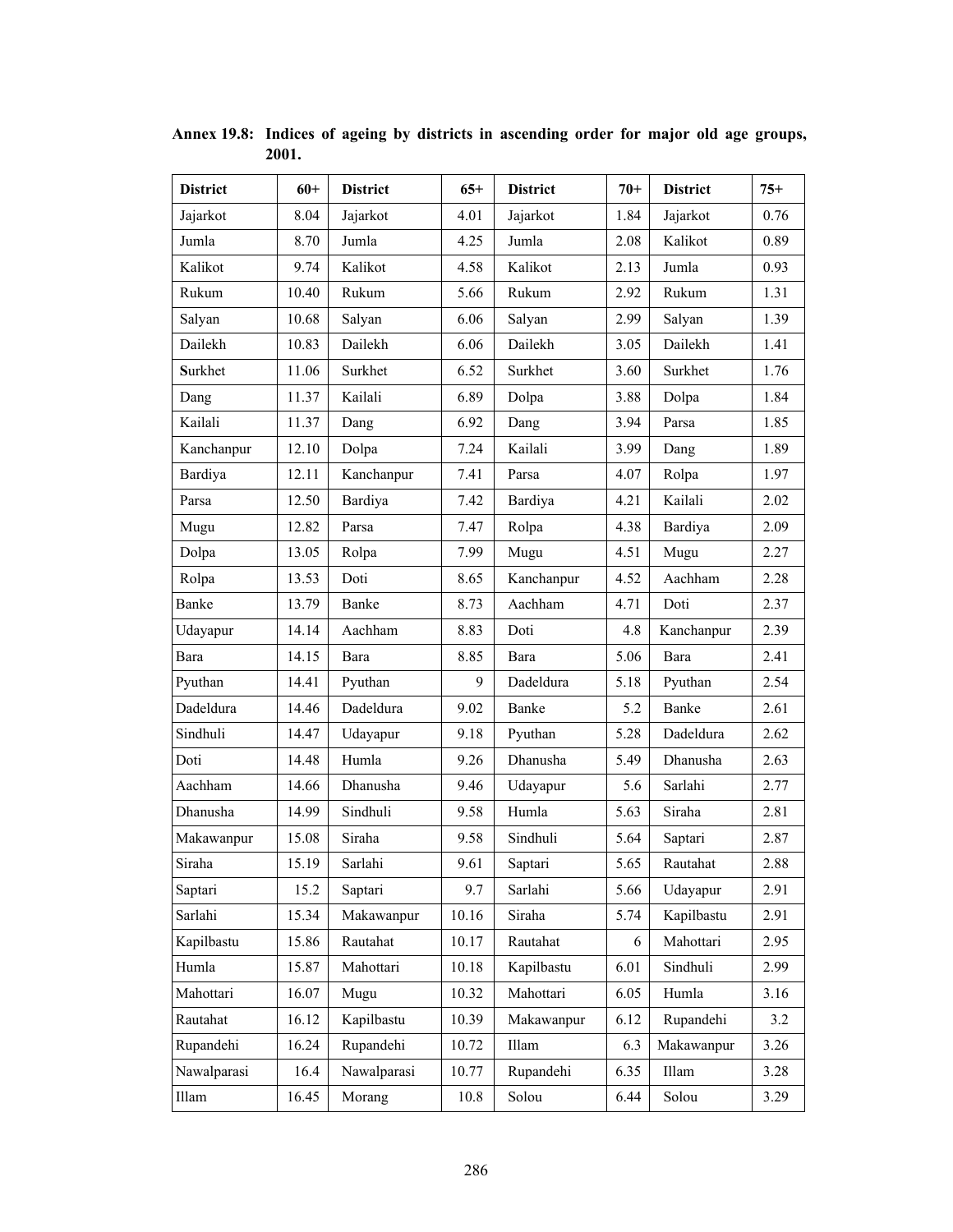**Annex 19.8: Indices of ageing by districts in ascending order for major old age groups, 2001.**

| District | 60+ | District | 65+ | District | 70+ | District | 75+ |
|---|---|---|---|---|---|---|---|
| Jajarkot | 8.04 | Jajarkot | 4.01 | Jajarkot | 1.84 | Jajarkot | 0.76 |
| Jumla | 8.70 | Jumla | 4.25 | Jumla | 2.08 | Kalikot | 0.89 |
| Kalikot | 9.74 | Kalikot | 4.58 | Kalikot | 2.13 | Jumla | 0.93 |
| Rukum | 10.40 | Rukum | 5.66 | Rukum | 2.92 | Rukum | 1.31 |
| Salyan | 10.68 | Salyan | 6.06 | Salyan | 2.99 | Salyan | 1.39 |
| Dailekh | 10.83 | Dailekh | 6.06 | Dailekh | 3.05 | Dailekh | 1.41 |
| Surkhet | 11.06 | Surkhet | 6.52 | Surkhet | 3.60 | Surkhet | 1.76 |
| Dang | 11.37 | Kailali | 6.89 | Dolpa | 3.88 | Dolpa | 1.84 |
| Kailali | 11.37 | Dang | 6.92 | Dang | 3.94 | Parsa | 1.85 |
| Kanchanpur | 12.10 | Dolpa | 7.24 | Kailali | 3.99 | Dang | 1.89 |
| Bardiya | 12.11 | Kanchanpur | 7.41 | Parsa | 4.07 | Rolpa | 1.97 |
| Parsa | 12.50 | Bardiya | 7.42 | Bardiya | 4.21 | Kailali | 2.02 |
| Mugu | 12.82 | Parsa | 7.47 | Rolpa | 4.38 | Bardiya | 2.09 |
| Dolpa | 13.05 | Rolpa | 7.99 | Mugu | 4.51 | Mugu | 2.27 |
| Rolpa | 13.53 | Doti | 8.65 | Kanchanpur | 4.52 | Aachham | 2.28 |
| Banke | 13.79 | Banke | 8.73 | Aachham | 4.71 | Doti | 2.37 |
| Udayapur | 14.14 | Aachham | 8.83 | Doti | 4.8 | Kanchanpur | 2.39 |
| Bara | 14.15 | Bara | 8.85 | Bara | 5.06 | Bara | 2.41 |
| Pyuthan | 14.41 | Pyuthan | 9 | Dadeldura | 5.18 | Pyuthan | 2.54 |
| Dadeldura | 14.46 | Dadeldura | 9.02 | Banke | 5.2 | Banke | 2.61 |
| Sindhuli | 14.47 | Udayapur | 9.18 | Pyuthan | 5.28 | Dadeldura | 2.62 |
| Doti | 14.48 | Humla | 9.26 | Dhanusha | 5.49 | Dhanusha | 2.63 |
| Aachham | 14.66 | Dhanusha | 9.46 | Udayapur | 5.6 | Sarlahi | 2.77 |
| Dhanusha | 14.99 | Sindhuli | 9.58 | Humla | 5.63 | Siraha | 2.81 |
| Makawanpur | 15.08 | Siraha | 9.58 | Sindhuli | 5.64 | Saptari | 2.87 |
| Siraha | 15.19 | Sarlahi | 9.61 | Saptari | 5.65 | Rautahat | 2.88 |
| Saptari | 15.2 | Saptari | 9.7 | Sarlahi | 5.66 | Udayapur | 2.91 |
| Sarlahi | 15.34 | Makawanpur | 10.16 | Siraha | 5.74 | Kapilbastu | 2.91 |
| Kapilbastu | 15.86 | Rautahat | 10.17 | Rautahat | 6 | Mahottari | 2.95 |
| Humla | 15.87 | Mahottari | 10.18 | Kapilbastu | 6.01 | Sindhuli | 2.99 |
| Mahottari | 16.07 | Mugu | 10.32 | Mahottari | 6.05 | Humla | 3.16 |
| Rautahat | 16.12 | Kapilbastu | 10.39 | Makawanpur | 6.12 | Rupandehi | 3.2 |
| Rupandehi | 16.24 | Rupandehi | 10.72 | Illam | 6.3 | Makawanpur | 3.26 |
| Nawalparasi | 16.4 | Nawalparasi | 10.77 | Rupandehi | 6.35 | Illam | 3.28 |
| Illam | 16.45 | Morang | 10.8 | Solou | 6.44 | Solou | 3.29 |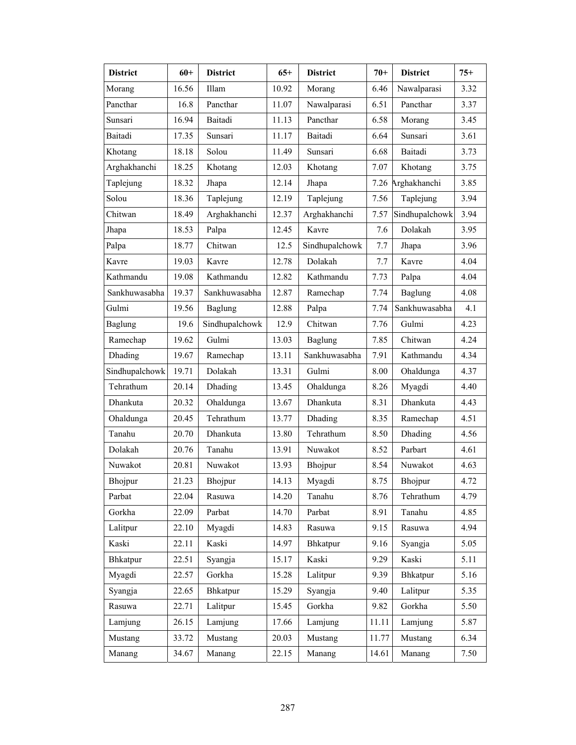| District | 60+ | District | 65+ | District | 70+ | District | 75+ |
|---|---|---|---|---|---|---|---|
| Morang | 16.56 | Illam | 10.92 | Morang | 6.46 | Nawalparasi | 3.32 |
| Pancthar | 16.8 | Pancthar | 11.07 | Nawalparasi | 6.51 | Pancthar | 3.37 |
| Sunsari | 16.94 | Baitadi | 11.13 | Pancthar | 6.58 | Morang | 3.45 |
| Baitadi | 17.35 | Sunsari | 11.17 | Baitadi | 6.64 | Sunsari | 3.61 |
| Khotang | 18.18 | Solou | 11.49 | Sunsari | 6.68 | Baitadi | 3.73 |
| Arghakhanchi | 18.25 | Khotang | 12.03 | Khotang | 7.07 | Khotang | 3.75 |
| Taplejung | 18.32 | Jhapa | 12.14 | Jhapa | 7.26 | Arghakhanchi | 3.85 |
| Solou | 18.36 | Taplejung | 12.19 | Taplejung | 7.56 | Taplejung | 3.94 |
| Chitwan | 18.49 | Arghakhanchi | 12.37 | Arghakhanchi | 7.57 | Sindhupalchowk | 3.94 |
| Jhapa | 18.53 | Palpa | 12.45 | Kavre | 7.6 | Dolakah | 3.95 |
| Palpa | 18.77 | Chitwan | 12.5 | Sindhupalchowk | 7.7 | Jhapa | 3.96 |
| Kavre | 19.03 | Kavre | 12.78 | Dolakah | 7.7 | Kavre | 4.04 |
| Kathmandu | 19.08 | Kathmandu | 12.82 | Kathmandu | 7.73 | Palpa | 4.04 |
| Sankhuwasabha | 19.37 | Sankhuwasabha | 12.87 | Ramechap | 7.74 | Baglung | 4.08 |
| Gulmi | 19.56 | Baglung | 12.88 | Palpa | 7.74 | Sankhuwasabha | 4.1 |
| Baglung | 19.6 | Sindhupalchowk | 12.9 | Chitwan | 7.76 | Gulmi | 4.23 |
| Ramechap | 19.62 | Gulmi | 13.03 | Baglung | 7.85 | Chitwan | 4.24 |
| Dhading | 19.67 | Ramechap | 13.11 | Sankhuwasabha | 7.91 | Kathmandu | 4.34 |
| Sindhupalchowk | 19.71 | Dolakah | 13.31 | Gulmi | 8.00 | Ohaldunga | 4.37 |
| Tehrathum | 20.14 | Dhading | 13.45 | Ohaldunga | 8.26 | Myagdi | 4.40 |
| Dhankuta | 20.32 | Ohaldunga | 13.67 | Dhankuta | 8.31 | Dhankuta | 4.43 |
| Ohaldunga | 20.45 | Tehrathum | 13.77 | Dhading | 8.35 | Ramechap | 4.51 |
| Tanahu | 20.70 | Dhankuta | 13.80 | Tehrathum | 8.50 | Dhading | 4.56 |
| Dolakah | 20.76 | Tanahu | 13.91 | Nuwakot | 8.52 | Parbart | 4.61 |
| Nuwakot | 20.81 | Nuwakot | 13.93 | Bhojpur | 8.54 | Nuwakot | 4.63 |
| Bhojpur | 21.23 | Bhojpur | 14.13 | Myagdi | 8.75 | Bhojpur | 4.72 |
| Parbat | 22.04 | Rasuwa | 14.20 | Tanahu | 8.76 | Tehrathum | 4.79 |
| Gorkha | 22.09 | Parbat | 14.70 | Parbat | 8.91 | Tanahu | 4.85 |
| Lalitpur | 22.10 | Myagdi | 14.83 | Rasuwa | 9.15 | Rasuwa | 4.94 |
| Kaski | 22.11 | Kaski | 14.97 | Bhkatpur | 9.16 | Syangja | 5.05 |
| Bhkatpur | 22.51 | Syangja | 15.17 | Kaski | 9.29 | Kaski | 5.11 |
| Myagdi | 22.57 | Gorkha | 15.28 | Lalitpur | 9.39 | Bhkatpur | 5.16 |
| Syangja | 22.65 | Bhkatpur | 15.29 | Syangja | 9.40 | Lalitpur | 5.35 |
| Rasuwa | 22.71 | Lalitpur | 15.45 | Gorkha | 9.82 | Gorkha | 5.50 |
| Lamjung | 26.15 | Lamjung | 17.66 | Lamjung | 11.11 | Lamjung | 5.87 |
| Mustang | 33.72 | Mustang | 20.03 | Mustang | 11.77 | Mustang | 6.34 |
| Manang | 34.67 | Manang | 22.15 | Manang | 14.61 | Manang | 7.50 |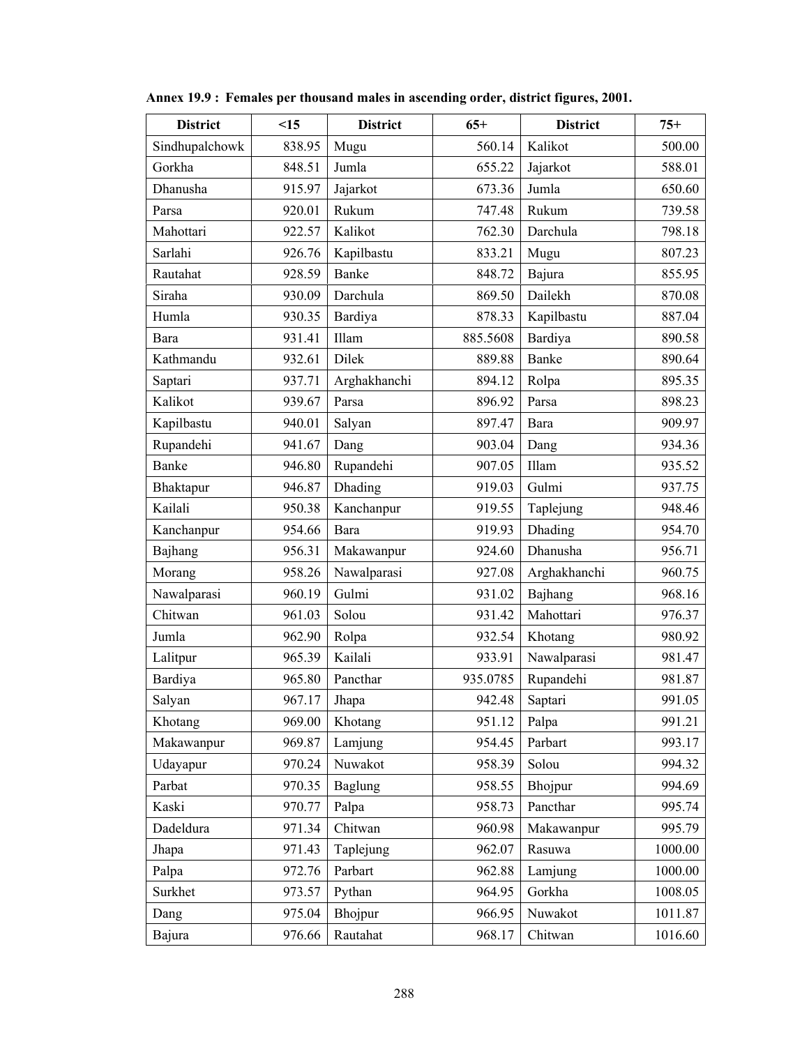**Annex 19.9 : Females per thousand males in ascending order, district figures, 2001.**

| District | <15 | District | 65+ | District | 75+ |
|---|---|---|---|---|---|
| Sindhupalchowk | 838.95 | Mugu | 560.14 | Kalikot | 500.00 |
| Gorkha | 848.51 | Jumla | 655.22 | Jajarkot | 588.01 |
| Dhanusha | 915.97 | Jajarkot | 673.36 | Jumla | 650.60 |
| Parsa | 920.01 | Rukum | 747.48 | Rukum | 739.58 |
| Mahottari | 922.57 | Kalikot | 762.30 | Darchula | 798.18 |
| Sarlahi | 926.76 | Kapilbastu | 833.21 | Mugu | 807.23 |
| Rautahat | 928.59 | Banke | 848.72 | Bajura | 855.95 |
| Siraha | 930.09 | Darchula | 869.50 | Dailekh | 870.08 |
| Humla | 930.35 | Bardiya | 878.33 | Kapilbastu | 887.04 |
| Bara | 931.41 | Illam | 885.5608 | Bardiya | 890.58 |
| Kathmandu | 932.61 | Dilek | 889.88 | Banke | 890.64 |
| Saptari | 937.71 | Arghakhanchi | 894.12 | Rolpa | 895.35 |
| Kalikot | 939.67 | Parsa | 896.92 | Parsa | 898.23 |
| Kapilbastu | 940.01 | Salyan | 897.47 | Bara | 909.97 |
| Rupandehi | 941.67 | Dang | 903.04 | Dang | 934.36 |
| Banke | 946.80 | Rupandehi | 907.05 | Illam | 935.52 |
| Bhaktapur | 946.87 | Dhading | 919.03 | Gulmi | 937.75 |
| Kailali | 950.38 | Kanchanpur | 919.55 | Taplejung | 948.46 |
| Kanchanpur | 954.66 | Bara | 919.93 | Dhading | 954.70 |
| Bajhang | 956.31 | Makawanpur | 924.60 | Dhanusha | 956.71 |
| Morang | 958.26 | Nawalparasi | 927.08 | Arghakhanchi | 960.75 |
| Nawalparasi | 960.19 | Gulmi | 931.02 | Bajhang | 968.16 |
| Chitwan | 961.03 | Solou | 931.42 | Mahottari | 976.37 |
| Jumla | 962.90 | Rolpa | 932.54 | Khotang | 980.92 |
| Lalitpur | 965.39 | Kailali | 933.91 | Nawalparasi | 981.47 |
| Bardiya | 965.80 | Pancthar | 935.0785 | Rupandehi | 981.87 |
| Salyan | 967.17 | Jhapa | 942.48 | Saptari | 991.05 |
| Khotang | 969.00 | Khotang | 951.12 | Palpa | 991.21 |
| Makawanpur | 969.87 | Lamjung | 954.45 | Parbart | 993.17 |
| Udayapur | 970.24 | Nuwakot | 958.39 | Solou | 994.32 |
| Parbat | 970.35 | Baglung | 958.55 | Bhojpur | 994.69 |
| Kaski | 970.77 | Palpa | 958.73 | Pancthar | 995.74 |
| Dadeldura | 971.34 | Chitwan | 960.98 | Makawanpur | 995.79 |
| Jhapa | 971.43 | Taplejung | 962.07 | Rasuwa | 1000.00 |
| Palpa | 972.76 | Parbart | 962.88 | Lamjung | 1000.00 |
| Surkhet | 973.57 | Pythan | 964.95 | Gorkha | 1008.05 |
| Dang | 975.04 | Bhojpur | 966.95 | Nuwakot | 1011.87 |
| Bajura | 976.66 | Rautahat | 968.17 | Chitwan | 1016.60 |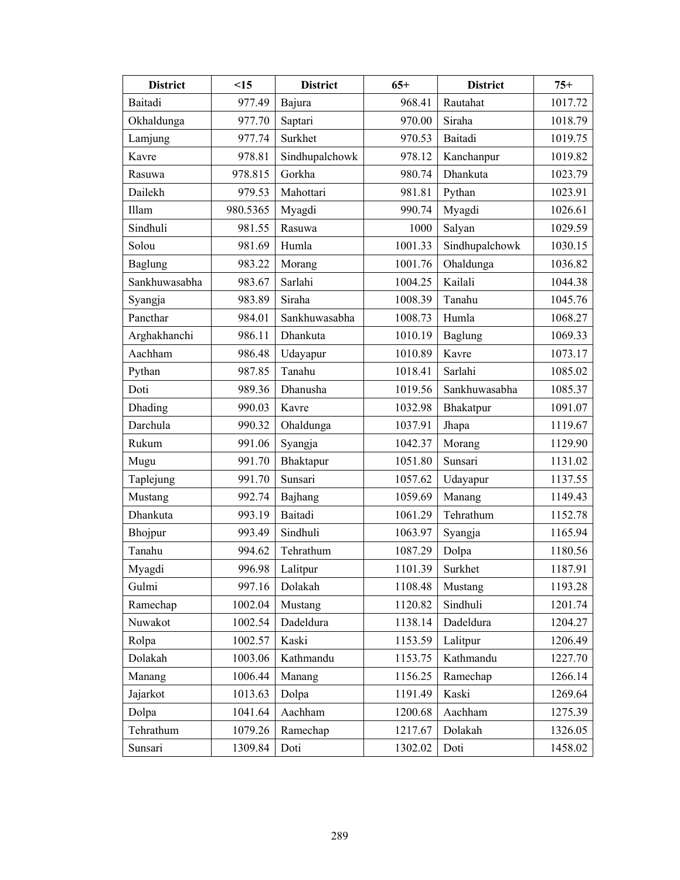| District | <15 | District | 65+ | District | 75+ |
| --- | --- | --- | --- | --- | --- |
| Baitadi | 977.49 | Bajura | 968.41 | Rautahat | 1017.72 |
| Okhaldunga | 977.70 | Saptari | 970.00 | Siraha | 1018.79 |
| Lamjung | 977.74 | Surkhet | 970.53 | Baitadi | 1019.75 |
| Kavre | 978.81 | Sindhupalchowk | 978.12 | Kanchanpur | 1019.82 |
| Rasuwa | 978.815 | Gorkha | 980.74 | Dhankuta | 1023.79 |
| Dailekh | 979.53 | Mahottari | 981.81 | Pythan | 1023.91 |
| Illam | 980.5365 | Myagdi | 990.74 | Myagdi | 1026.61 |
| Sindhuli | 981.55 | Rasuwa | 1000 | Salyan | 1029.59 |
| Solou | 981.69 | Humla | 1001.33 | Sindhupalchowk | 1030.15 |
| Baglung | 983.22 | Morang | 1001.76 | Ohaldunga | 1036.82 |
| Sankhuwasabha | 983.67 | Sarlahi | 1004.25 | Kailali | 1044.38 |
| Syangja | 983.89 | Siraha | 1008.39 | Tanahu | 1045.76 |
| Pancthar | 984.01 | Sankhuwasabha | 1008.73 | Humla | 1068.27 |
| Arghakhanchi | 986.11 | Dhankuta | 1010.19 | Baglung | 1069.33 |
| Aachham | 986.48 | Udayapur | 1010.89 | Kavre | 1073.17 |
| Pythan | 987.85 | Tanahu | 1018.41 | Sarlahi | 1085.02 |
| Doti | 989.36 | Dhanusha | 1019.56 | Sankhuwasabha | 1085.37 |
| Dhading | 990.03 | Kavre | 1032.98 | Bhakatpur | 1091.07 |
| Darchula | 990.32 | Ohaldunga | 1037.91 | Jhapa | 1119.67 |
| Rukum | 991.06 | Syangja | 1042.37 | Morang | 1129.90 |
| Mugu | 991.70 | Bhaktapur | 1051.80 | Sunsari | 1131.02 |
| Taplejung | 991.70 | Sunsari | 1057.62 | Udayapur | 1137.55 |
| Mustang | 992.74 | Bajhang | 1059.69 | Manang | 1149.43 |
| Dhankuta | 993.19 | Baitadi | 1061.29 | Tehrathum | 1152.78 |
| Bhojpur | 993.49 | Sindhuli | 1063.97 | Syangja | 1165.94 |
| Tanahu | 994.62 | Tehrathum | 1087.29 | Dolpa | 1180.56 |
| Myagdi | 996.98 | Lalitpur | 1101.39 | Surkhet | 1187.91 |
| Gulmi | 997.16 | Dolakah | 1108.48 | Mustang | 1193.28 |
| Ramechap | 1002.04 | Mustang | 1120.82 | Sindhuli | 1201.74 |
| Nuwakot | 1002.54 | Dadeldura | 1138.14 | Dadeldura | 1204.27 |
| Rolpa | 1002.57 | Kaski | 1153.59 | Lalitpur | 1206.49 |
| Dolakah | 1003.06 | Kathmandu | 1153.75 | Kathmandu | 1227.70 |
| Manang | 1006.44 | Manang | 1156.25 | Ramechap | 1266.14 |
| Jajarkot | 1013.63 | Dolpa | 1191.49 | Kaski | 1269.64 |
| Dolpa | 1041.64 | Aachham | 1200.68 | Aachham | 1275.39 |
| Tehrathum | 1079.26 | Ramechap | 1217.67 | Dolakah | 1326.05 |
| Sunsari | 1309.84 | Doti | 1302.02 | Doti | 1458.02 |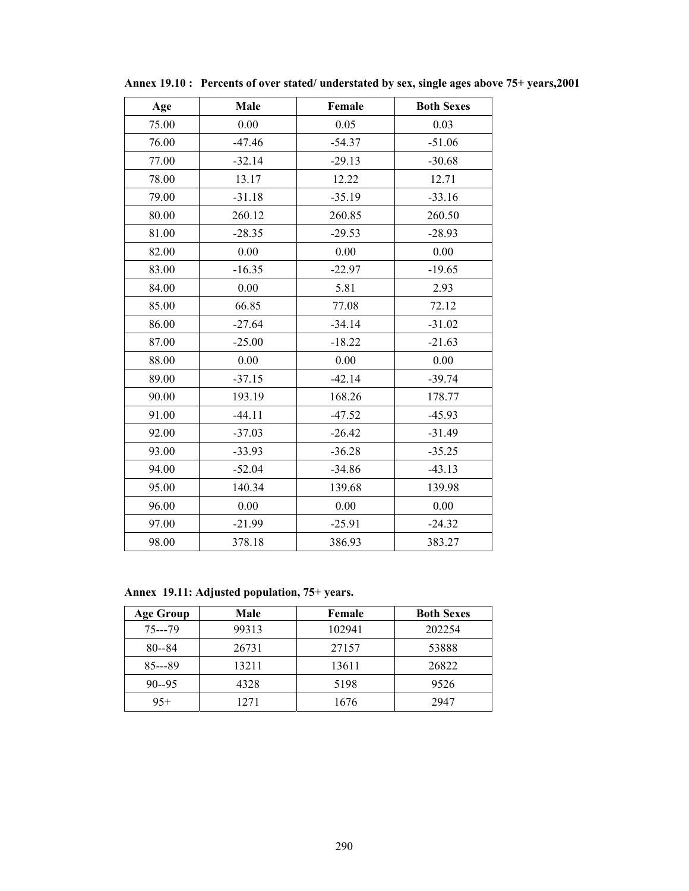**Annex 19.10 : Percents of over stated/ understated by sex, single ages above 75+ years,2001**

| Age | Male | Female | Both Sexes |
|---|---|---|---|
| 75.00 | 0.00 | 0.05 | 0.03 |
| 76.00 | -47.46 | -54.37 | -51.06 |
| 77.00 | -32.14 | -29.13 | -30.68 |
| 78.00 | 13.17 | 12.22 | 12.71 |
| 79.00 | -31.18 | -35.19 | -33.16 |
| 80.00 | 260.12 | 260.85 | 260.50 |
| 81.00 | -28.35 | -29.53 | -28.93 |
| 82.00 | 0.00 | 0.00 | 0.00 |
| 83.00 | -16.35 | -22.97 | -19.65 |
| 84.00 | 0.00 | 5.81 | 2.93 |
| 85.00 | 66.85 | 77.08 | 72.12 |
| 86.00 | -27.64 | -34.14 | -31.02 |
| 87.00 | -25.00 | -18.22 | -21.63 |
| 88.00 | 0.00 | 0.00 | 0.00 |
| 89.00 | -37.15 | -42.14 | -39.74 |
| 90.00 | 193.19 | 168.26 | 178.77 |
| 91.00 | -44.11 | -47.52 | -45.93 |
| 92.00 | -37.03 | -26.42 | -31.49 |
| 93.00 | -33.93 | -36.28 | -35.25 |
| 94.00 | -52.04 | -34.86 | -43.13 |
| 95.00 | 140.34 | 139.68 | 139.98 |
| 96.00 | 0.00 | 0.00 | 0.00 |
| 97.00 | -21.99 | -25.91 | -24.32 |
| 98.00 | 378.18 | 386.93 | 383.27 |

**Annex 19.11: Adjusted population, 75+ years.**

| Age Group | Male | Female | Both Sexes |
|---|---|---|---|
| 75---79 | 99313 | 102941 | 202254 |
| 80--84 | 26731 | 27157 | 53888 |
| 85---89 | 13211 | 13611 | 26822 |
| 90--95 | 4328 | 5198 | 9526 |
| 95+ | 1271 | 1676 | 2947 |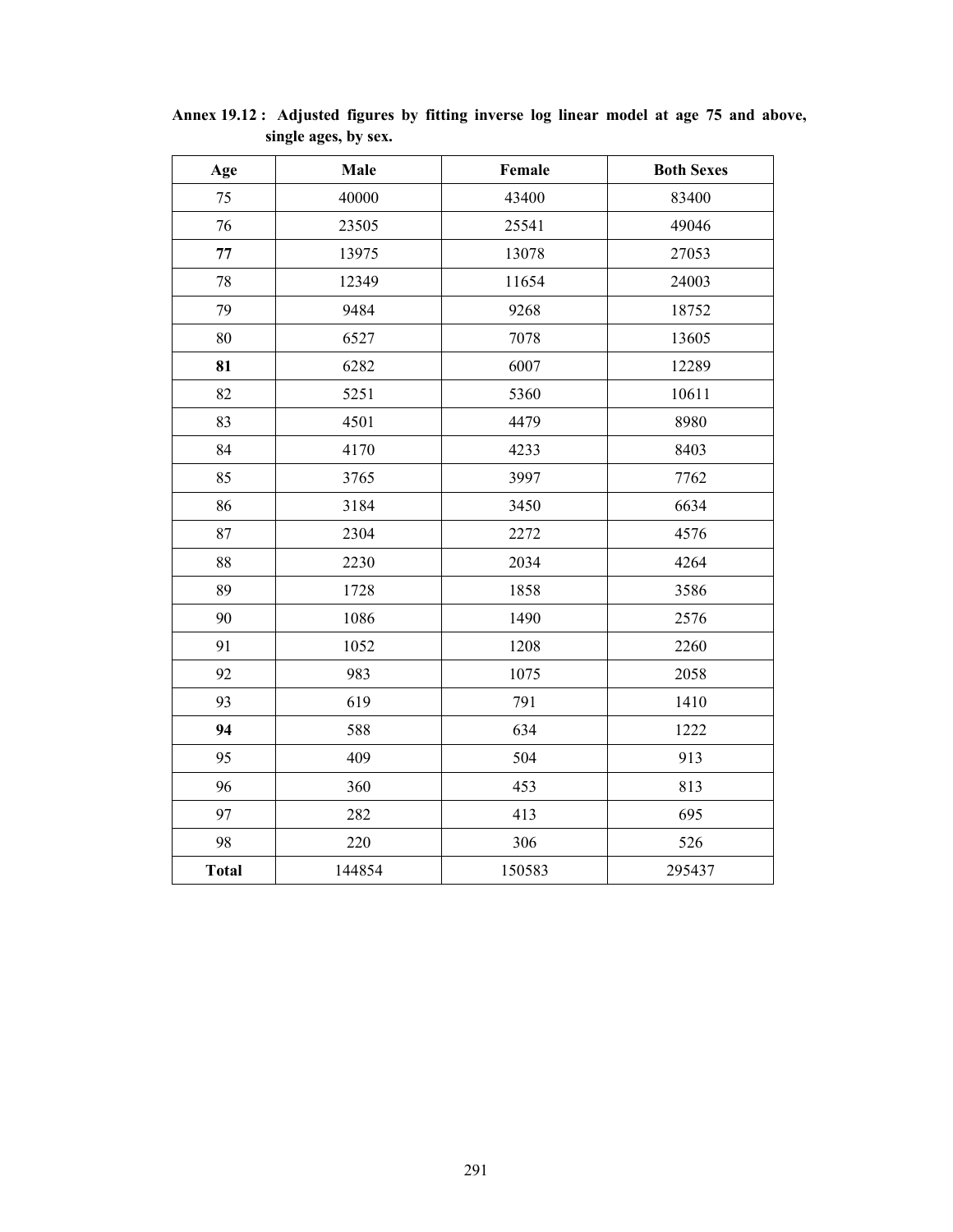**Annex 19.12 : Adjusted figures by fitting inverse log linear model at age 75 and above, single ages, by sex.**

| Age | Male | Female | Both Sexes |
|---|---|---|---|
| 75 | 40000 | 43400 | 83400 |
| 76 | 23505 | 25541 | 49046 |
| **77** | 13975 | 13078 | 27053 |
| 78 | 12349 | 11654 | 24003 |
| 79 | 9484 | 9268 | 18752 |
| 80 | 6527 | 7078 | 13605 |
| **81** | 6282 | 6007 | 12289 |
| 82 | 5251 | 5360 | 10611 |
| 83 | 4501 | 4479 | 8980 |
| 84 | 4170 | 4233 | 8403 |
| 85 | 3765 | 3997 | 7762 |
| 86 | 3184 | 3450 | 6634 |
| 87 | 2304 | 2272 | 4576 |
| 88 | 2230 | 2034 | 4264 |
| 89 | 1728 | 1858 | 3586 |
| 90 | 1086 | 1490 | 2576 |
| 91 | 1052 | 1208 | 2260 |
| 92 | 983 | 1075 | 2058 |
| 93 | 619 | 791 | 1410 |
| **94** | 588 | 634 | 1222 |
| 95 | 409 | 504 | 913 |
| 96 | 360 | 453 | 813 |
| 97 | 282 | 413 | 695 |
| 98 | 220 | 306 | 526 |
| **Total** | 144854 | 150583 | 295437 |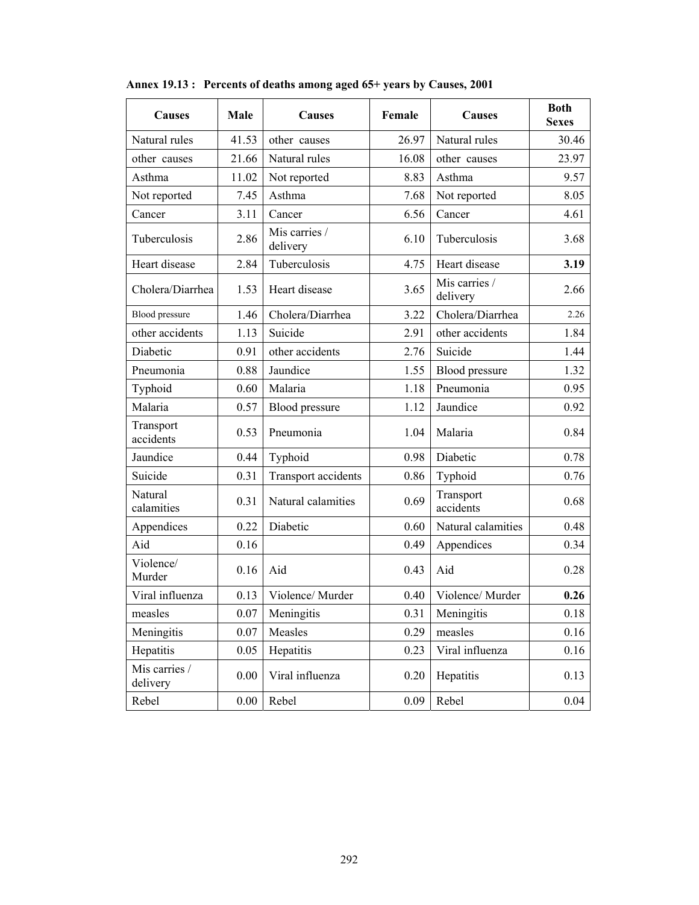**Annex 19.13 : Percents of deaths among aged 65+ years by Causes, 2001**

| Causes | Male | Causes | Female | Causes | Both Sexes |
|---|---|---|---|---|---|
| Natural rules | 41.53 | other causes | 26.97 | Natural rules | 30.46 |
| other causes | 21.66 | Natural rules | 16.08 | other causes | 23.97 |
| Asthma | 11.02 | Not reported | 8.83 | Asthma | 9.57 |
| Not reported | 7.45 | Asthma | 7.68 | Not reported | 8.05 |
| Cancer | 3.11 | Cancer | 6.56 | Cancer | 4.61 |
| Tuberculosis | 2.86 | Mis carries / delivery | 6.10 | Tuberculosis | 3.68 |
| Heart disease | 2.84 | Tuberculosis | 4.75 | Heart disease | **3.19** |
| Cholera/Diarrhea | 1.53 | Heart disease | 3.65 | Mis carries / delivery | 2.66 |
| Blood pressure | 1.46 | Cholera/Diarrhea | 3.22 | Cholera/Diarrhea | 2.26 |
| other accidents | 1.13 | Suicide | 2.91 | other accidents | 1.84 |
| Diabetic | 0.91 | other accidents | 2.76 | Suicide | 1.44 |
| Pneumonia | 0.88 | Jaundice | 1.55 | Blood pressure | 1.32 |
| Typhoid | 0.60 | Malaria | 1.18 | Pneumonia | 0.95 |
| Malaria | 0.57 | Blood pressure | 1.12 | Jaundice | 0.92 |
| Transport accidents | 0.53 | Pneumonia | 1.04 | Malaria | 0.84 |
| Jaundice | 0.44 | Typhoid | 0.98 | Diabetic | 0.78 |
| Suicide | 0.31 | Transport accidents | 0.86 | Typhoid | 0.76 |
| Natural calamities | 0.31 | Natural calamities | 0.69 | Transport accidents | 0.68 |
| Appendices | 0.22 | Diabetic | 0.60 | Natural calamities | 0.48 |
| Aid | 0.16 | | 0.49 | Appendices | 0.34 |
| Violence/ Murder | 0.16 | Aid | 0.43 | Aid | 0.28 |
| Viral influenza | 0.13 | Violence/ Murder | 0.40 | Violence/ Murder | **0.26** |
| measles | 0.07 | Meningitis | 0.31 | Meningitis | 0.18 |
| Meningitis | 0.07 | Measles | 0.29 | measles | 0.16 |
| Hepatitis | 0.05 | Hepatitis | 0.23 | Viral influenza | 0.16 |
| Mis carries / delivery | 0.00 | Viral influenza | 0.20 | Hepatitis | 0.13 |
| Rebel | 0.00 | Rebel | 0.09 | Rebel | 0.04 |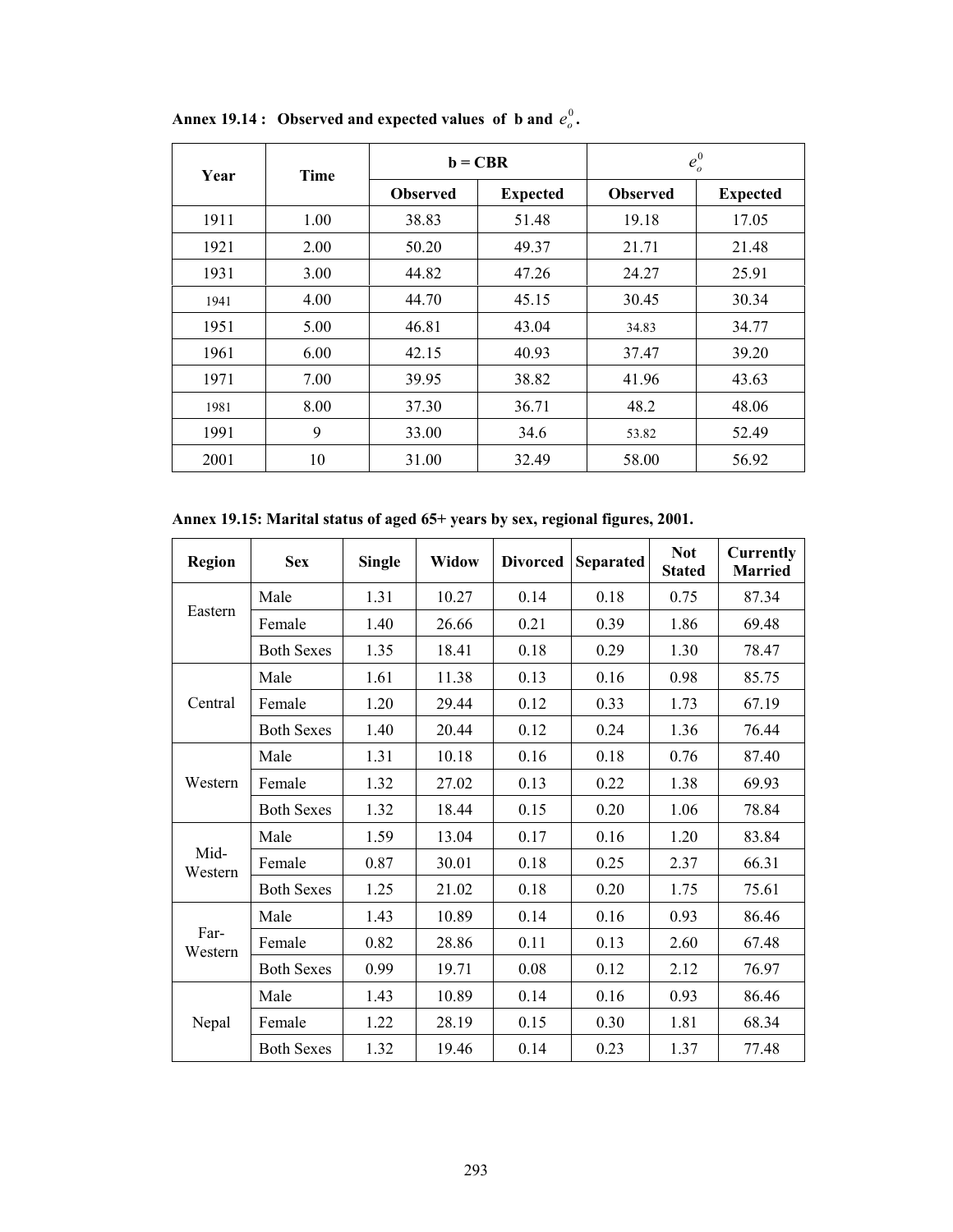**Annex 19.14 : Observed and expected values of b and $e_o^0$.**

| Year | Time | b = CBR | | $e_o^0$ | |
|---|---|---|---|---|---|
| | | Observed | Expected | Observed | Expected |
| 1911 | 1.00 | 38.83 | 51.48 | 19.18 | 17.05 |
| 1921 | 2.00 | 50.20 | 49.37 | 21.71 | 21.48 |
| 1931 | 3.00 | 44.82 | 47.26 | 24.27 | 25.91 |
| 1941 | 4.00 | 44.70 | 45.15 | 30.45 | 30.34 |
| 1951 | 5.00 | 46.81 | 43.04 | 34.83 | 34.77 |
| 1961 | 6.00 | 42.15 | 40.93 | 37.47 | 39.20 |
| 1971 | 7.00 | 39.95 | 38.82 | 41.96 | 43.63 |
| 1981 | 8.00 | 37.30 | 36.71 | 48.2 | 48.06 |
| 1991 | 9 | 33.00 | 34.6 | 53.82 | 52.49 |
| 2001 | 10 | 31.00 | 32.49 | 58.00 | 56.92 |

**Annex 19.15: Marital status of aged 65+ years by sex, regional figures, 2001.**

| Region | Sex | Single | Widow | Divorced | Separated | Not Stated | Currently Married |
|---|---|---|---|---|---|---|---|
| Eastern | Male | 1.31 | 10.27 | 0.14 | 0.18 | 0.75 | 87.34 |
| | Female | 1.40 | 26.66 | 0.21 | 0.39 | 1.86 | 69.48 |
| | Both Sexes | 1.35 | 18.41 | 0.18 | 0.29 | 1.30 | 78.47 |
| Central | Male | 1.61 | 11.38 | 0.13 | 0.16 | 0.98 | 85.75 |
| | Female | 1.20 | 29.44 | 0.12 | 0.33 | 1.73 | 67.19 |
| | Both Sexes | 1.40 | 20.44 | 0.12 | 0.24 | 1.36 | 76.44 |
| Western | Male | 1.31 | 10.18 | 0.16 | 0.18 | 0.76 | 87.40 |
| | Female | 1.32 | 27.02 | 0.13 | 0.22 | 1.38 | 69.93 |
| | Both Sexes | 1.32 | 18.44 | 0.15 | 0.20 | 1.06 | 78.84 |
| Mid-Western | Male | 1.59 | 13.04 | 0.17 | 0.16 | 1.20 | 83.84 |
| | Female | 0.87 | 30.01 | 0.18 | 0.25 | 2.37 | 66.31 |
| | Both Sexes | 1.25 | 21.02 | 0.18 | 0.20 | 1.75 | 75.61 |
| Far-Western | Male | 1.43 | 10.89 | 0.14 | 0.16 | 0.93 | 86.46 |
| | Female | 0.82 | 28.86 | 0.11 | 0.13 | 2.60 | 67.48 |
| | Both Sexes | 0.99 | 19.71 | 0.08 | 0.12 | 2.12 | 76.97 |
| Nepal | Male | 1.43 | 10.89 | 0.14 | 0.16 | 0.93 | 86.46 |
| | Female | 1.22 | 28.19 | 0.15 | 0.30 | 1.81 | 68.34 |
| | Both Sexes | 1.32 | 19.46 | 0.14 | 0.23 | 1.37 | 77.48 |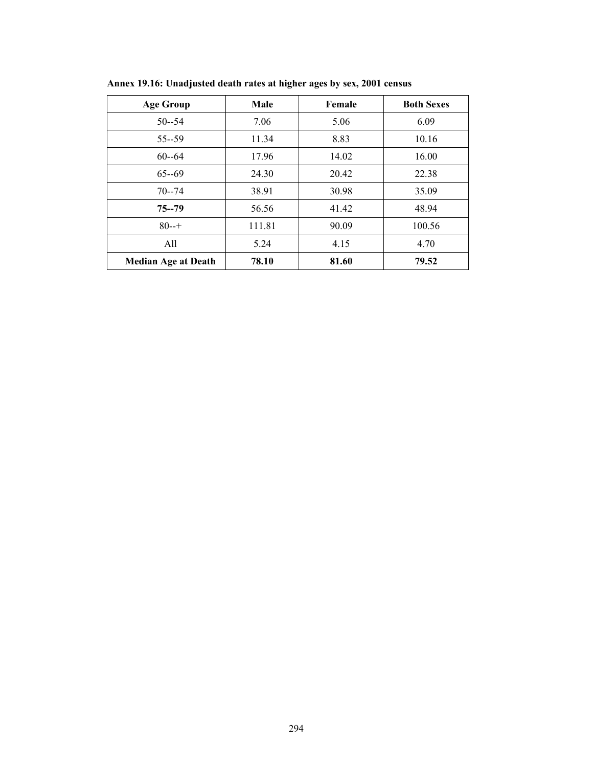**Annex 19.16: Unadjusted death rates at higher ages by sex, 2001 census**

| Age Group | Male | Female | Both Sexes |
| --- | --- | --- | --- |
| 50--54 | 7.06 | 5.06 | 6.09 |
| 55--59 | 11.34 | 8.83 | 10.16 |
| 60--64 | 17.96 | 14.02 | 16.00 |
| 65--69 | 24.30 | 20.42 | 22.38 |
| 70--74 | 38.91 | 30.98 | 35.09 |
| **75--79** | 56.56 | 41.42 | 48.94 |
| 80--+ | 111.81 | 90.09 | 100.56 |
| All | 5.24 | 4.15 | 4.70 |
| **Median Age at Death** | **78.10** | **81.60** | **79.52** |